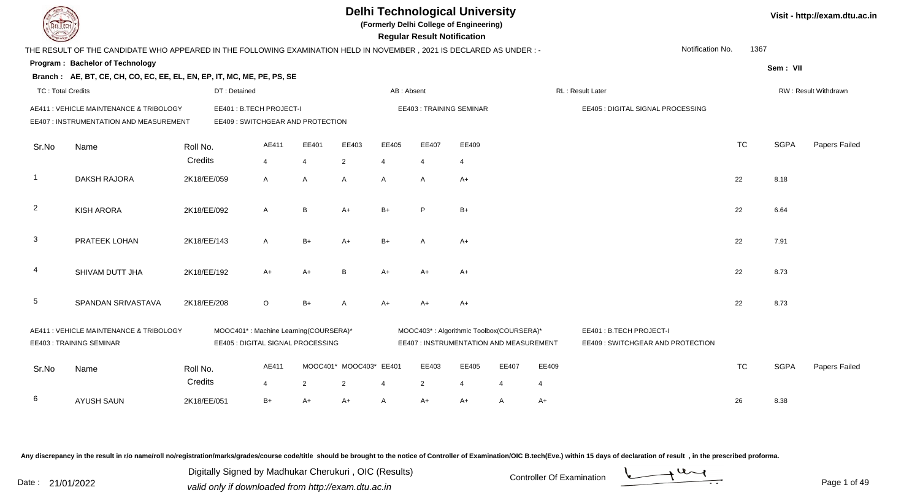# Delhi Technological University

**(Formerly Delhi College of Engineering)**

**Regular Result Notification**

Visit - http://exam.dtu.ac.in

THE RESULT OF THE CANDIDATE WHO APPEARED IN THE FOLLOWING EXAMINATION HELD IN NOVEMBER , 2021 IS DECLARED AS UNDER : -

Notification No. 1367

**Program : Bachelor of Technology**

Sem : VII

**Branch : AE, BT, CE, CH, CO, EC, EE, EL, EN, EP, IT, MC, ME, PE, PS, SE**

TC : Total Credits | DT : Detained | AB : Absent | RL : Result Later | RW : Result Withdrawn

AE411 : VEHICLE MAINTENANCE & TRIBOLOGY | EE401 : B.TECH PROJECT-I | EE403 : TRAINING SEMINAR | EE405 : DIGITAL SIGNAL PROCESSING
EE407 : INSTRUMENTATION AND MEASUREMENT | EE409 : SWITCHGEAR AND PROTECTION

| Sr.No | Name | Roll No. | AE411 | EE401 | EE403 | EE405 | EE407 | EE409 | TC | SGPA | Papers Failed |
|---|---|---|---|---|---|---|---|---|---|---|---|
| | | Credits | 4 | 4 | 2 | 4 | 4 | 4 | | | |
| 1 | DAKSH RAJORA | 2K18/EE/059 | A | A | A | A | A | A+ | 22 | 8.18 | |
| 2 | KISH ARORA | 2K18/EE/092 | A | B | A+ | B+ | P | B+ | 22 | 6.64 | |
| 3 | PRATEEK LOHAN | 2K18/EE/143 | A | B+ | A+ | B+ | A | A+ | 22 | 7.91 | |
| 4 | SHIVAM DUTT JHA | 2K18/EE/192 | A+ | A+ | B | A+ | A+ | A+ | 22 | 8.73 | |
| 5 | SPANDAN SRIVASTAVA | 2K18/EE/208 | O | B+ | A | A+ | A+ | A+ | 22 | 8.73 | |

AE411 : VEHICLE MAINTENANCE & TRIBOLOGY | MOOC401* : Machine Learning(COURSERA)* | MOOC403* : Algorithmic Toolbox(COURSERA)* | EE401 : B.TECH PROJECT-I
EE403 : TRAINING SEMINAR | EE405 : DIGITAL SIGNAL PROCESSING | EE407 : INSTRUMENTATION AND MEASUREMENT | EE409 : SWITCHGEAR AND PROTECTION

| Sr.No | Name | Roll No. | AE411 | MOOC401* | MOOC403* | EE401 | EE403 | EE405 | EE407 | EE409 | TC | SGPA | Papers Failed |
|---|---|---|---|---|---|---|---|---|---|---|---|---|---|
| | | Credits | 4 | 2 | 2 | 4 | 2 | 4 | 4 | 4 | | | |
| 6 | AYUSH SAUN | 2K18/EE/051 | B+ | A+ | A+ | A | A+ | A+ | A | A+ | 26 | 8.38 | |

Any discrepancy in the result in r/o name/roll no/registration/marks/grades/course code/title should be brought to the notice of Controller of Examination/OIC B.tech(Eve.) within 15 days of declaration of result , in the prescribed proforma.

Date : 21/01/2022

Digitally Signed by Madhukar Cherukuri , OIC (Results)
valid only if downloaded from http://exam.dtu.ac.in

Controller Of Examination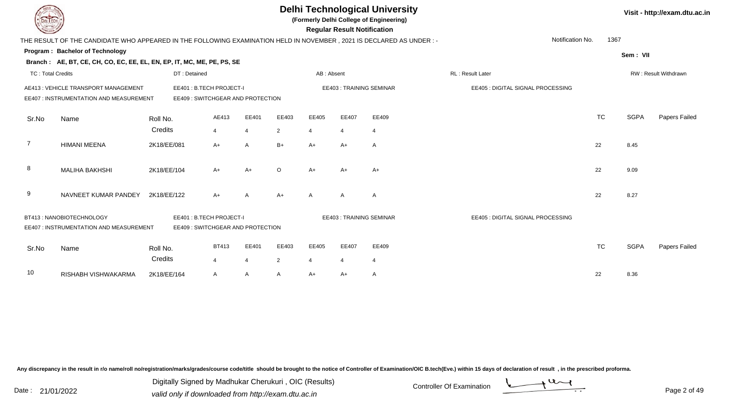# Delhi Technological University

**(Formerly Delhi College of Engineering)**

**Regular Result Notification**

Visit - http://exam.dtu.ac.in

THE RESULT OF THE CANDIDATE WHO APPEARED IN THE FOLLOWING EXAMINATION HELD IN NOVEMBER , 2021 IS DECLARED AS UNDER : -

Notification No. 1367

**Program : Bachelor of Technology**

Sem : VII

**Branch : AE, BT, CE, CH, CO, EC, EE, EL, EN, EP, IT, MC, ME, PE, PS, SE**

TC : Total Credits | DT : Detained | AB : Absent | RL : Result Later | RW : Result Withdrawn

AE413 : VEHICLE TRANSPORT MANAGEMENT | EE401 : B.TECH PROJECT-I | EE403 : TRAINING SEMINAR | EE405 : DIGITAL SIGNAL PROCESSING
EE407 : INSTRUMENTATION AND MEASUREMENT | EE409 : SWITCHGEAR AND PROTECTION

| Sr.No | Name | Roll No. | AE413 | EE401 | EE403 | EE405 | EE407 | EE409 | TC | SGPA | Papers Failed |
|---|---|---|---|---|---|---|---|---|---|---|---|
| | | Credits | 4 | 4 | 2 | 4 | 4 | 4 | | | |
| 7 | HIMANI MEENA | 2K18/EE/081 | A+ | A | B+ | A+ | A+ | A | 22 | 8.45 | |
| 8 | MALIHA BAKHSHI | 2K18/EE/104 | A+ | A+ | O | A+ | A+ | A+ | 22 | 9.09 | |
| 9 | NAVNEET KUMAR PANDEY | 2K18/EE/122 | A+ | A | A+ | A | A | A | 22 | 8.27 | |

BT413 : NANOBIOTECHNOLOGY | EE401 : B.TECH PROJECT-I | EE403 : TRAINING SEMINAR | EE405 : DIGITAL SIGNAL PROCESSING
EE407 : INSTRUMENTATION AND MEASUREMENT | EE409 : SWITCHGEAR AND PROTECTION

| Sr.No | Name | Roll No. | BT413 | EE401 | EE403 | EE405 | EE407 | EE409 | TC | SGPA | Papers Failed |
|---|---|---|---|---|---|---|---|---|---|---|---|
| | | Credits | 4 | 4 | 2 | 4 | 4 | 4 | | | |
| 10 | RISHABH VISHWAKARMA | 2K18/EE/164 | A | A | A | A+ | A+ | A | 22 | 8.36 | |

Any discrepancy in the result in r/o name/roll no/registration/marks/grades/course code/title should be brought to the notice of Controller of Examination/OIC B.tech(Eve.) within 15 days of declaration of result , in the prescribed proforma.

Date : 21/01/2022

Digitally Signed by Madhukar Cherukuri , OIC (Results)
valid only if downloaded from http://exam.dtu.ac.in

Controller Of Examination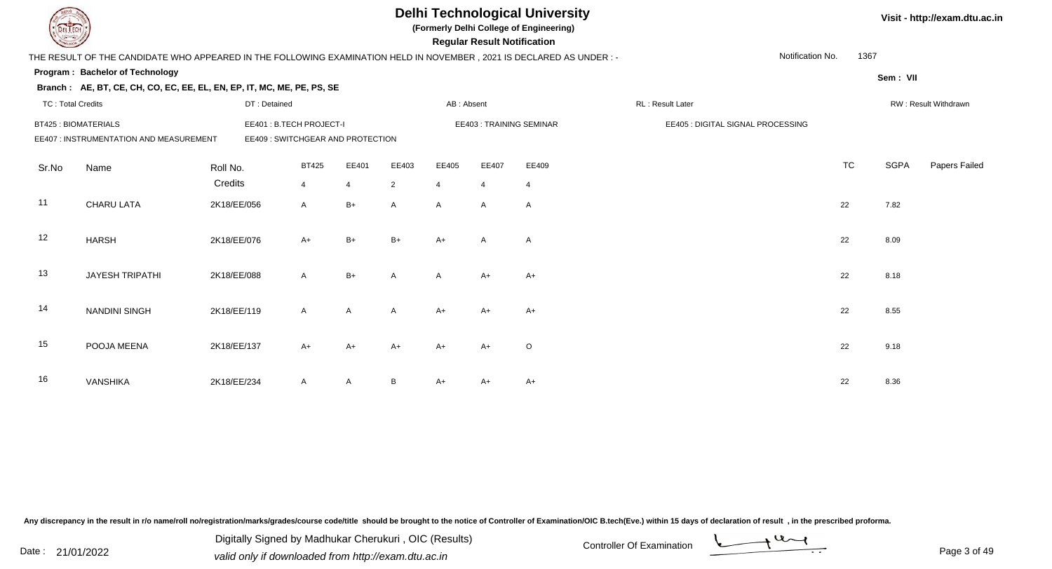# Delhi Technological University

**(Formerly Delhi College of Engineering)**

**Regular Result Notification**

Visit - http://exam.dtu.ac.in

THE RESULT OF THE CANDIDATE WHO APPEARED IN THE FOLLOWING EXAMINATION HELD IN NOVEMBER , 2021 IS DECLARED AS UNDER : - Notification No. 1367

**Program : Bachelor of Technology** Sem : VII

**Branch : AE, BT, CE, CH, CO, EC, EE, EL, EN, EP, IT, MC, ME, PE, PS, SE**

TC : Total Credits | DT : Detained | AB : Absent | RL : Result Later | RW : Result Withdrawn

BT425 : BIOMATERIALS | EE401 : B.TECH PROJECT-I | EE403 : TRAINING SEMINAR | EE405 : DIGITAL SIGNAL PROCESSING
EE407 : INSTRUMENTATION AND MEASUREMENT | EE409 : SWITCHGEAR AND PROTECTION

| Sr.No | Name | Roll No. | BT425 | EE401 | EE403 | EE405 | EE407 | EE409 | TC | SGPA | Papers Failed |
|---|---|---|---|---|---|---|---|---|---|---|---|
| | | Credits | 4 | 4 | 2 | 4 | 4 | 4 | | | |
| 11 | CHARU LATA | 2K18/EE/056 | A | B+ | A | A | A | A | 22 | 7.82 | |
| 12 | HARSH | 2K18/EE/076 | A+ | B+ | B+ | A+ | A | A | 22 | 8.09 | |
| 13 | JAYESH TRIPATHI | 2K18/EE/088 | A | B+ | A | A | A+ | A+ | 22 | 8.18 | |
| 14 | NANDINI SINGH | 2K18/EE/119 | A | A | A | A+ | A+ | A+ | 22 | 8.55 | |
| 15 | POOJA MEENA | 2K18/EE/137 | A+ | A+ | A+ | A+ | A+ | O | 22 | 9.18 | |
| 16 | VANSHIKA | 2K18/EE/234 | A | A | B | A+ | A+ | A+ | 22 | 8.36 | |

Any discrepancy in the result in r/o name/roll no/registration/marks/grades/course code/title should be brought to the notice of Controller of Examination/OIC B.tech(Eve.) within 15 days of declaration of result , in the prescribed proforma.

Date : 21/01/2022

Digitally Signed by Madhukar Cherukuri , OIC (Results)
valid only if downloaded from http://exam.dtu.ac.in

Controller Of Examination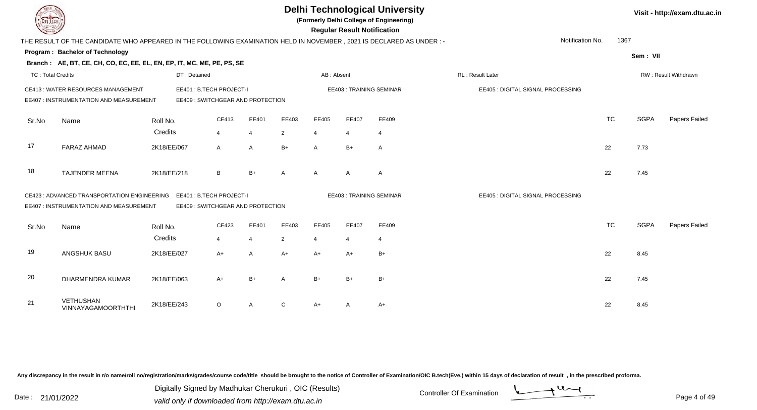# Delhi Technological University

**(Formerly Delhi College of Engineering)**

**Regular Result Notification**

Visit - http://exam.dtu.ac.in

THE RESULT OF THE CANDIDATE WHO APPEARED IN THE FOLLOWING EXAMINATION HELD IN NOVEMBER , 2021 IS DECLARED AS UNDER : -

Notification No. 1367

**Program : Bachelor of Technology**

Sem : VII

**Branch : AE, BT, CE, CH, CO, EC, EE, EL, EN, EP, IT, MC, ME, PE, PS, SE**

TC : Total Credits | DT : Detained | AB : Absent | RL : Result Later | RW : Result Withdrawn

CE413 : WATER RESOURCES MANAGEMENT
EE401 : B.TECH PROJECT-I
EE403 : TRAINING SEMINAR
EE405 : DIGITAL SIGNAL PROCESSING
EE407 : INSTRUMENTATION AND MEASUREMENT
EE409 : SWITCHGEAR AND PROTECTION

| Sr.No | Name | Roll No. | CE413 | EE401 | EE403 | EE405 | EE407 | EE409 | TC | SGPA | Papers Failed |
|---|---|---|---|---|---|---|---|---|---|---|---|
| | | Credits | 4 | 4 | 2 | 4 | 4 | 4 | | | |
| 17 | FARAZ AHMAD | 2K18/EE/067 | A | A | B+ | A | B+ | A | 22 | 7.73 | |
| 18 | TAJENDER MEENA | 2K18/EE/218 | B | B+ | A | A | A | A | 22 | 7.45 | |

CE423 : ADVANCED TRANSPORTATION ENGINEERING
EE401 : B.TECH PROJECT-I
EE403 : TRAINING SEMINAR
EE405 : DIGITAL SIGNAL PROCESSING
EE407 : INSTRUMENTATION AND MEASUREMENT
EE409 : SWITCHGEAR AND PROTECTION

| Sr.No | Name | Roll No. | CE423 | EE401 | EE403 | EE405 | EE407 | EE409 | TC | SGPA | Papers Failed |
|---|---|---|---|---|---|---|---|---|---|---|---|
| | | Credits | 4 | 4 | 2 | 4 | 4 | 4 | | | |
| 19 | ANGSHUK BASU | 2K18/EE/027 | A+ | A | A+ | A+ | A+ | B+ | 22 | 8.45 | |
| 20 | DHARMENDRA KUMAR | 2K18/EE/063 | A+ | B+ | A | B+ | B+ | B+ | 22 | 7.45 | |
| 21 | VETHUSHAN VINNAYAGAMOORTHTHI | 2K18/EE/243 | O | A | C | A+ | A | A+ | 22 | 8.45 | |

Any discrepancy in the result in r/o name/roll no/registration/marks/grades/course code/title should be brought to the notice of Controller of Examination/OIC B.tech(Eve.) within 15 days of declaration of result , in the prescribed proforma.

Date : 21/01/2022

Digitally Signed by Madhukar Cherukuri , OIC (Results)
valid only if downloaded from http://exam.dtu.ac.in

Controller Of Examination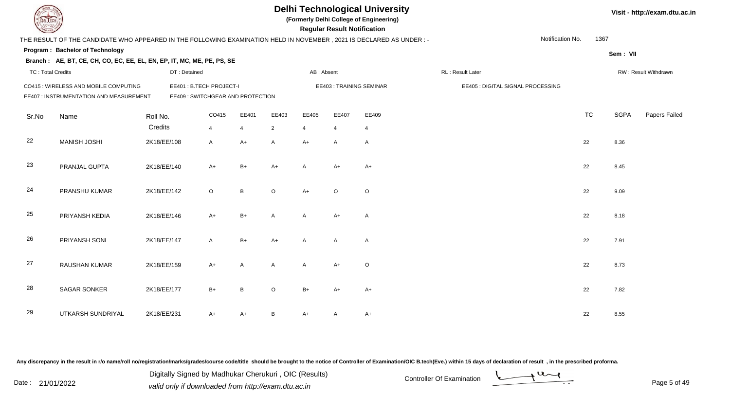# Delhi Technological University

(Formerly Delhi College of Engineering)

**Regular Result Notification**

Visit - http://exam.dtu.ac.in

THE RESULT OF THE CANDIDATE WHO APPEARED IN THE FOLLOWING EXAMINATION HELD IN NOVEMBER , 2021 IS DECLARED AS UNDER : -

Notification No. 1367

**Program : Bachelor of Technology**

Sem : VII

**Branch : AE, BT, CE, CH, CO, EC, EE, EL, EN, EP, IT, MC, ME, PE, PS, SE**

TC : Total Credits | DT : Detained | AB : Absent | RL : Result Later | RW : Result Withdrawn

CO415 : WIRELESS AND MOBILE COMPUTING | EE401 : B.TECH PROJECT-I | EE403 : TRAINING SEMINAR | EE405 : DIGITAL SIGNAL PROCESSING

EE407 : INSTRUMENTATION AND MEASUREMENT | EE409 : SWITCHGEAR AND PROTECTION

| Sr.No | Name | Roll No. | CO415 | EE401 | EE403 | EE405 | EE407 | EE409 | TC | SGPA | Papers Failed |
|---|---|---|---|---|---|---|---|---|---|---|---|
| | | Credits | 4 | 4 | 2 | 4 | 4 | 4 | | | |
| 22 | MANISH JOSHI | 2K18/EE/108 | A | A+ | A | A+ | A | A | 22 | 8.36 | |
| 23 | PRANJAL GUPTA | 2K18/EE/140 | A+ | B+ | A+ | A | A+ | A+ | 22 | 8.45 | |
| 24 | PRANSHU KUMAR | 2K18/EE/142 | O | B | O | A+ | O | O | 22 | 9.09 | |
| 25 | PRIYANSH KEDIA | 2K18/EE/146 | A+ | B+ | A | A | A+ | A | 22 | 8.18 | |
| 26 | PRIYANSH SONI | 2K18/EE/147 | A | B+ | A+ | A | A | A | 22 | 7.91 | |
| 27 | RAUSHAN KUMAR | 2K18/EE/159 | A+ | A | A | A | A+ | O | 22 | 8.73 | |
| 28 | SAGAR SONKER | 2K18/EE/177 | B+ | B | O | B+ | A+ | A+ | 22 | 7.82 | |
| 29 | UTKARSH SUNDRIYAL | 2K18/EE/231 | A+ | A+ | B | A+ | A | A+ | 22 | 8.55 | |

Any discrepancy in the result in r/o name/roll no/registration/marks/grades/course code/title should be brought to the notice of Controller of Examination/OIC B.tech(Eve.) within 15 days of declaration of result , in the prescribed proforma.

Date : 21/01/2022

Digitally Signed by Madhukar Cherukuri , OIC (Results)
valid only if downloaded from http://exam.dtu.ac.in

Controller Of Examination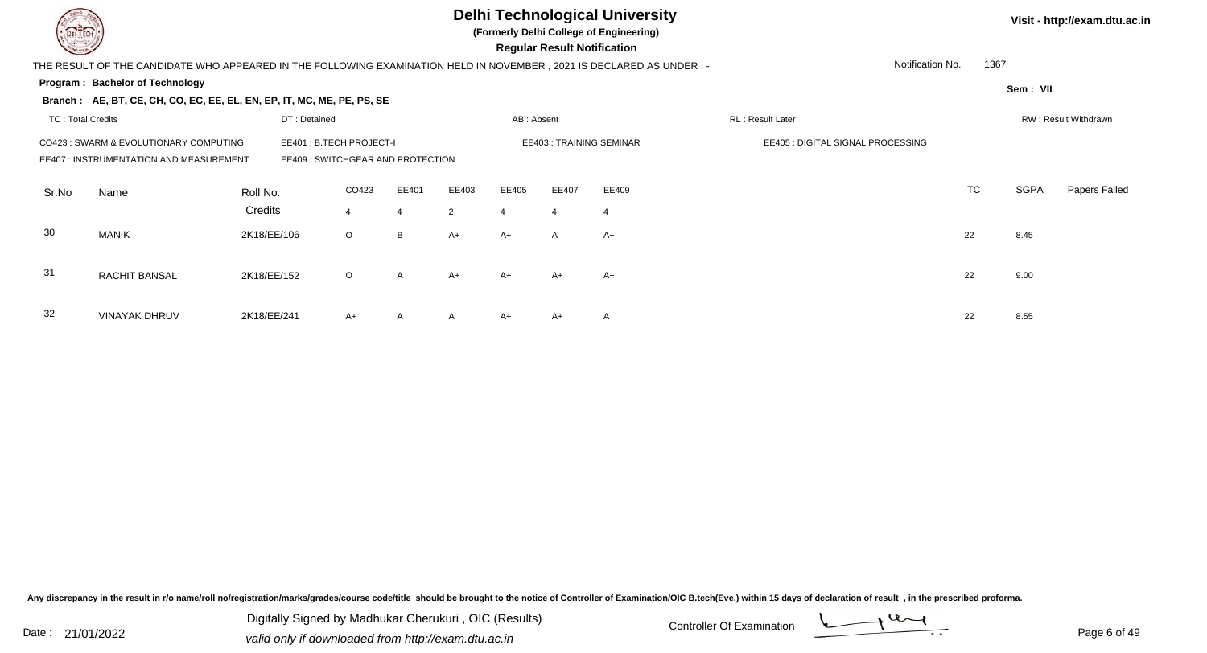# Delhi Technological University

**(Formerly Delhi College of Engineering)**

**Regular Result Notification**

Visit - http://exam.dtu.ac.in

THE RESULT OF THE CANDIDATE WHO APPEARED IN THE FOLLOWING EXAMINATION HELD IN NOVEMBER , 2021 IS DECLARED AS UNDER : -

Notification No. 1367

**Program : Bachelor of Technology**

**Sem : VII**

**Branch : AE, BT, CE, CH, CO, EC, EE, EL, EN, EP, IT, MC, ME, PE, PS, SE**

TC : Total Credits | DT : Detained | AB : Absent | RL : Result Later | RW : Result Withdrawn

CO423 : SWARM & EVOLUTIONARY COMPUTING | EE401 : B.TECH PROJECT-I | EE403 : TRAINING SEMINAR | EE405 : DIGITAL SIGNAL PROCESSING

EE407 : INSTRUMENTATION AND MEASUREMENT | EE409 : SWITCHGEAR AND PROTECTION

| Sr.No | Name | Roll No. | CO423 | EE401 | EE403 | EE405 | EE407 | EE409 | TC | SGPA | Papers Failed |
|---|---|---|---|---|---|---|---|---|---|---|---|
| | | Credits | 4 | 4 | 2 | 4 | 4 | 4 | | | |
| 30 | MANIK | 2K18/EE/106 | O | B | A+ | A+ | A | A+ | 22 | 8.45 | |
| 31 | RACHIT BANSAL | 2K18/EE/152 | O | A | A+ | A+ | A+ | A+ | 22 | 9.00 | |
| 32 | VINAYAK DHRUV | 2K18/EE/241 | A+ | A | A | A+ | A+ | A | 22 | 8.55 | |

Any discrepancy in the result in r/o name/roll no/registration/marks/grades/course code/title should be brought to the notice of Controller of Examination/OIC B.tech(Eve.) within 15 days of declaration of result , in the prescribed proforma.

Date : 21/01/2022

Digitally Signed by Madhukar Cherukuri , OIC (Results)
valid only if downloaded from http://exam.dtu.ac.in

Controller Of Examination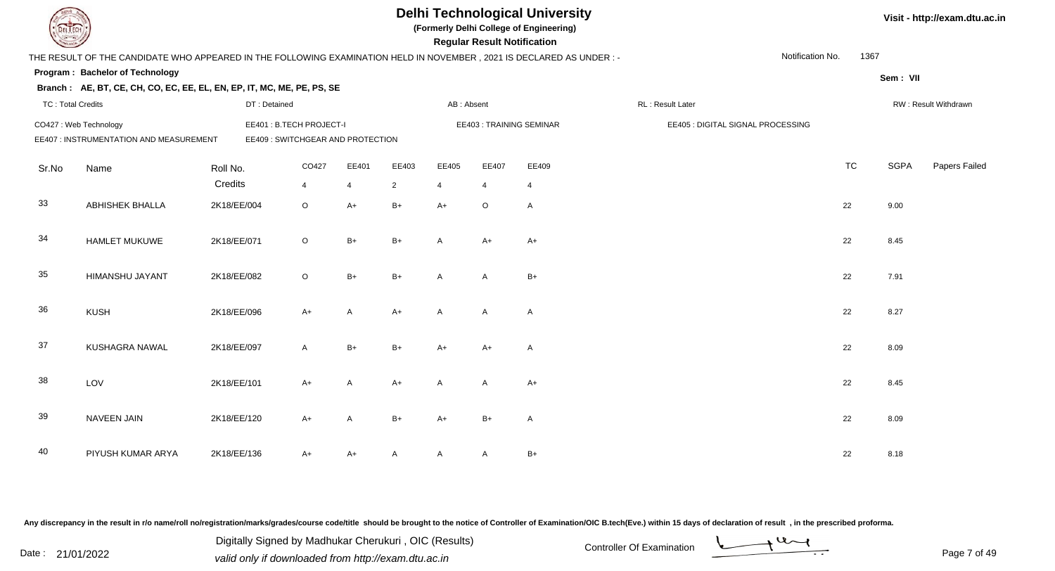# Delhi Technological University

**(Formerly Delhi College of Engineering)**

**Regular Result Notification**

Visit - http://exam.dtu.ac.in

THE RESULT OF THE CANDIDATE WHO APPEARED IN THE FOLLOWING EXAMINATION HELD IN NOVEMBER , 2021 IS DECLARED AS UNDER : -

Notification No. 1367

**Program : Bachelor of Technology**

Sem : VII

**Branch : AE, BT, CE, CH, CO, EC, EE, EL, EN, EP, IT, MC, ME, PE, PS, SE**

TC : Total Credits | DT : Detained | AB : Absent | RL : Result Later | RW : Result Withdrawn

CO427 : Web Technology | EE401 : B.TECH PROJECT-I | EE403 : TRAINING SEMINAR | EE405 : DIGITAL SIGNAL PROCESSING

EE407 : INSTRUMENTATION AND MEASUREMENT | EE409 : SWITCHGEAR AND PROTECTION

| Sr.No | Name | Roll No. | CO427 | EE401 | EE403 | EE405 | EE407 | EE409 | TC | SGPA | Papers Failed |
|---|---|---|---|---|---|---|---|---|---|---|---|
| | | Credits | 4 | 4 | 2 | 4 | 4 | 4 | | | |
| 33 | ABHISHEK BHALLA | 2K18/EE/004 | O | A+ | B+ | A+ | O | A | 22 | 9.00 | |
| 34 | HAMLET MUKUWE | 2K18/EE/071 | O | B+ | B+ | A | A+ | A+ | 22 | 8.45 | |
| 35 | HIMANSHU JAYANT | 2K18/EE/082 | O | B+ | B+ | A | A | B+ | 22 | 7.91 | |
| 36 | KUSH | 2K18/EE/096 | A+ | A | A+ | A | A | A | 22 | 8.27 | |
| 37 | KUSHAGRA NAWAL | 2K18/EE/097 | A | B+ | B+ | A+ | A+ | A | 22 | 8.09 | |
| 38 | LOV | 2K18/EE/101 | A+ | A | A+ | A | A | A+ | 22 | 8.45 | |
| 39 | NAVEEN JAIN | 2K18/EE/120 | A+ | A | B+ | A+ | B+ | A | 22 | 8.09 | |
| 40 | PIYUSH KUMAR ARYA | 2K18/EE/136 | A+ | A+ | A | A | A | B+ | 22 | 8.18 | |

Any discrepancy in the result in r/o name/roll no/registration/marks/grades/course code/title should be brought to the notice of Controller of Examination/OIC B.tech(Eve.) within 15 days of declaration of result , in the prescribed proforma.

Date : 21/01/2022

Digitally Signed by Madhukar Cherukuri , OIC (Results)
valid only if downloaded from http://exam.dtu.ac.in

Controller Of Examination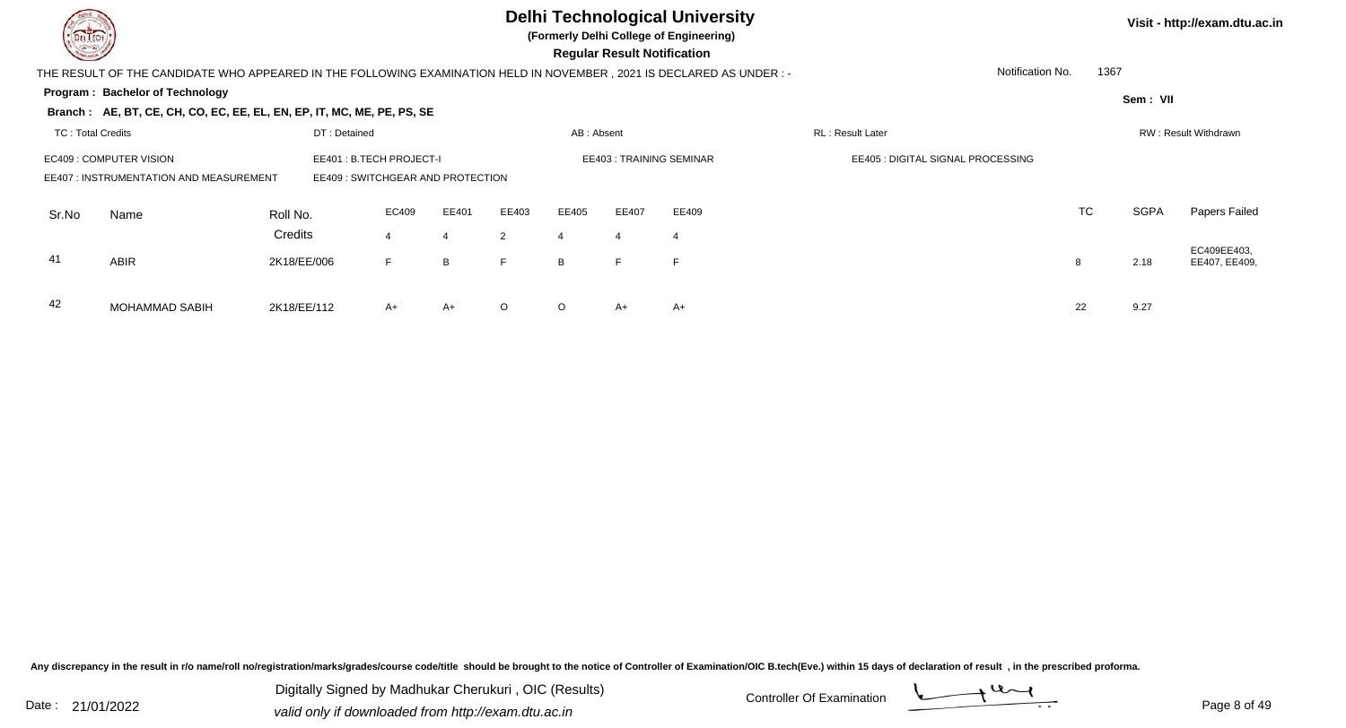# Delhi Technological University

**(Formerly Delhi College of Engineering)**

**Regular Result Notification**

Visit - http://exam.dtu.ac.in

THE RESULT OF THE CANDIDATE WHO APPEARED IN THE FOLLOWING EXAMINATION HELD IN NOVEMBER , 2021 IS DECLARED AS UNDER : -

Notification No. 1367

**Program : Bachelor of Technology**

Sem : VII

**Branch : AE, BT, CE, CH, CO, EC, EE, EL, EN, EP, IT, MC, ME, PE, PS, SE**

TC : Total Credits | DT : Detained | AB : Absent | RL : Result Later | RW : Result Withdrawn

EC409 : COMPUTER VISION | EE401 : B.TECH PROJECT-I | EE403 : TRAINING SEMINAR | EE405 : DIGITAL SIGNAL PROCESSING

EE407 : INSTRUMENTATION AND MEASUREMENT | EE409 : SWITCHGEAR AND PROTECTION

| Sr.No | Name | Roll No. | EC409 | EE401 | EE403 | EE405 | EE407 | EE409 | TC | SGPA | Papers Failed |
|---|---|---|---|---|---|---|---|---|---|---|---|
| | | Credits | 4 | 4 | 2 | 4 | 4 | 4 | | | |
| 41 | ABIR | 2K18/EE/006 | F | B | F | B | F | F | 8 | 2.18 | EC409EE403, EE407, EE409, |
| 42 | MOHAMMAD SABIH | 2K18/EE/112 | A+ | A+ | O | O | A+ | A+ | 22 | 9.27 | |

Any discrepancy in the result in r/o name/roll no/registration/marks/grades/course code/title should be brought to the notice of Controller of Examination/OIC B.tech(Eve.) within 15 days of declaration of result , in the prescribed proforma.

Date : 21/01/2022

Digitally Signed by Madhukar Cherukuri , OIC (Results)
valid only if downloaded from http://exam.dtu.ac.in

Controller Of Examination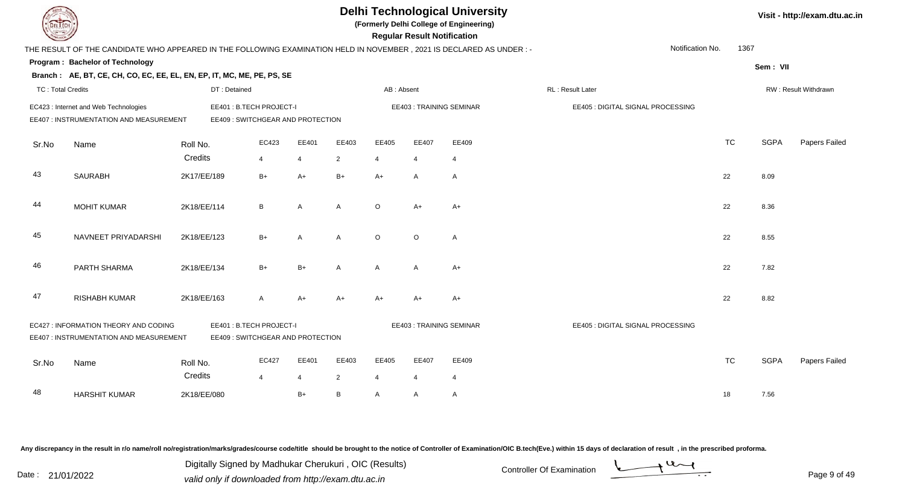# Delhi Technological University

(Formerly Delhi College of Engineering)

**Regular Result Notification**

Visit - http://exam.dtu.ac.in

THE RESULT OF THE CANDIDATE WHO APPEARED IN THE FOLLOWING EXAMINATION HELD IN NOVEMBER , 2021 IS DECLARED AS UNDER : -

Notification No. 1367

**Program : Bachelor of Technology**

Sem : VII

**Branch : AE, BT, CE, CH, CO, EC, EE, EL, EN, EP, IT, MC, ME, PE, PS, SE**

TC : Total Credits | DT : Detained | AB : Absent | RL : Result Later | RW : Result Withdrawn

EC423 : Internet and Web Technologies | EE401 : B.TECH PROJECT-I | EE403 : TRAINING SEMINAR | EE405 : DIGITAL SIGNAL PROCESSING
EE407 : INSTRUMENTATION AND MEASUREMENT | EE409 : SWITCHGEAR AND PROTECTION

| Sr.No | Name | Roll No. | EC423 | EE401 | EE403 | EE405 | EE407 | EE409 | TC | SGPA | Papers Failed |
|---|---|---|---|---|---|---|---|---|---|---|---|
| | | Credits | 4 | 4 | 2 | 4 | 4 | 4 | | | |
| 43 | SAURABH | 2K17/EE/189 | B+ | A+ | B+ | A+ | A | A | 22 | 8.09 | |
| 44 | MOHIT KUMAR | 2K18/EE/114 | B | A | A | O | A+ | A+ | 22 | 8.36 | |
| 45 | NAVNEET PRIYADARSHI | 2K18/EE/123 | B+ | A | A | O | O | A | 22 | 8.55 | |
| 46 | PARTH SHARMA | 2K18/EE/134 | B+ | B+ | A | A | A | A+ | 22 | 7.82 | |
| 47 | RISHABH KUMAR | 2K18/EE/163 | A | A+ | A+ | A+ | A+ | A+ | 22 | 8.82 | |

EC427 : INFORMATION THEORY AND CODING | EE401 : B.TECH PROJECT-I | EE403 : TRAINING SEMINAR | EE405 : DIGITAL SIGNAL PROCESSING
EE407 : INSTRUMENTATION AND MEASUREMENT | EE409 : SWITCHGEAR AND PROTECTION

| Sr.No | Name | Roll No. | EC427 | EE401 | EE403 | EE405 | EE407 | EE409 | TC | SGPA | Papers Failed |
|---|---|---|---|---|---|---|---|---|---|---|---|
| | | Credits | 4 | 4 | 2 | 4 | 4 | 4 | | | |
| 48 | HARSHIT KUMAR | 2K18/EE/080 | | B+ | B | A | A | A | 18 | 7.56 | |

Any discrepancy in the result in r/o name/roll no/registration/marks/grades/course code/title should be brought to the notice of Controller of Examination/OIC B.tech(Eve.) within 15 days of declaration of result , in the prescribed proforma.

Date : 21/01/2022

Digitally Signed by Madhukar Cherukuri , OIC (Results)
valid only if downloaded from http://exam.dtu.ac.in

Controller Of Examination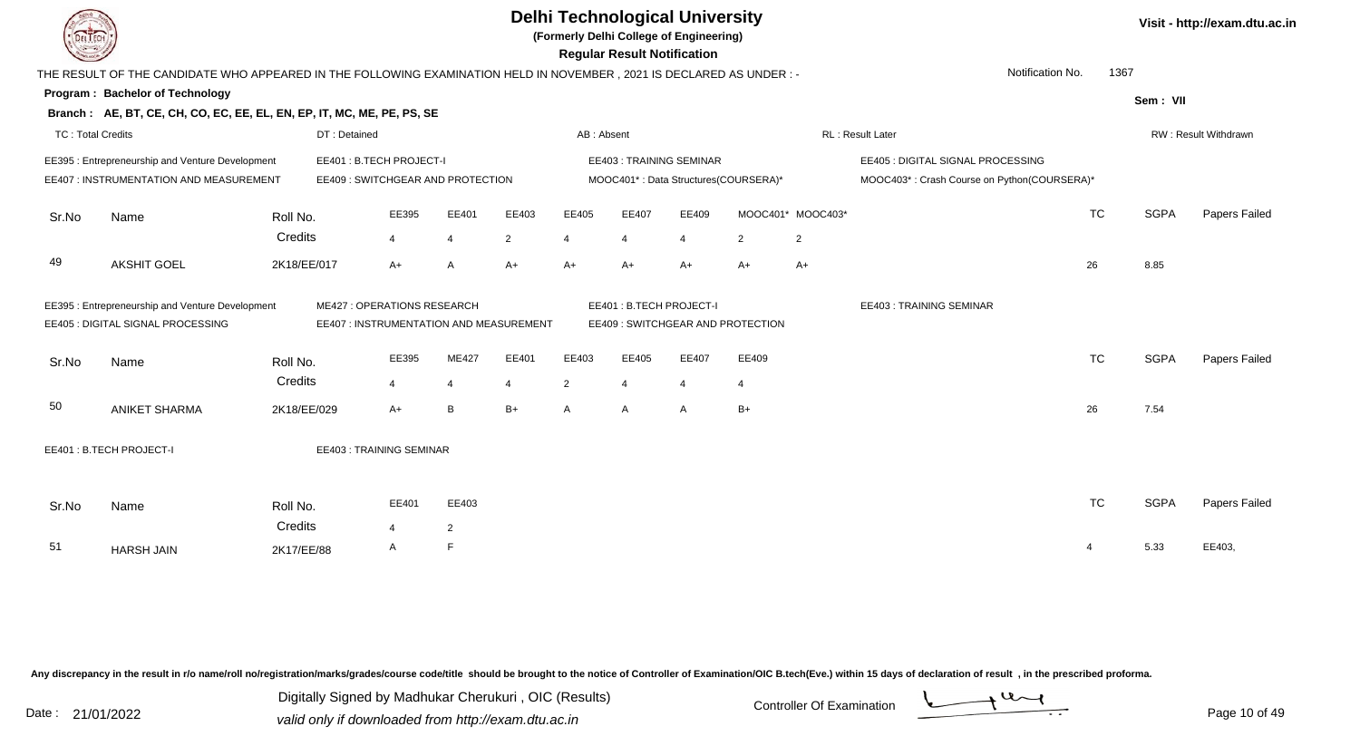# Delhi Technological University

**(Formerly Delhi College of Engineering)**

**Regular Result Notification**

Visit - http://exam.dtu.ac.in

THE RESULT OF THE CANDIDATE WHO APPEARED IN THE FOLLOWING EXAMINATION HELD IN NOVEMBER , 2021 IS DECLARED AS UNDER : -

Notification No. 1367

**Program : Bachelor of Technology**

Sem : VII

**Branch : AE, BT, CE, CH, CO, EC, EE, EL, EN, EP, IT, MC, ME, PE, PS, SE**

TC : Total Credits | DT : Detained | AB : Absent | RL : Result Later | RW : Result Withdrawn

EE395 : Entrepreneurship and Venture Development
EE401 : B.TECH PROJECT-I
EE403 : TRAINING SEMINAR
EE405 : DIGITAL SIGNAL PROCESSING
EE407 : INSTRUMENTATION AND MEASUREMENT
EE409 : SWITCHGEAR AND PROTECTION
MOOC401* : Data Structures(COURSERA)*
MOOC403* : Crash Course on Python(COURSERA)*

| Sr.No | Name | Roll No. | EE395 | EE401 | EE403 | EE405 | EE407 | EE409 | MOOC401* | MOOC403* | TC | SGPA | Papers Failed |
|---|---|---|---|---|---|---|---|---|---|---|---|---|---|
| | | Credits | 4 | 4 | 2 | 4 | 4 | 4 | 2 | 2 | | | |
| 49 | AKSHIT GOEL | 2K18/EE/017 | A+ | A | A+ | A+ | A+ | A+ | A+ | A+ | 26 | 8.85 | |

EE395 : Entrepreneurship and Venture Development
ME427 : OPERATIONS RESEARCH
EE401 : B.TECH PROJECT-I
EE403 : TRAINING SEMINAR
EE405 : DIGITAL SIGNAL PROCESSING
EE407 : INSTRUMENTATION AND MEASUREMENT
EE409 : SWITCHGEAR AND PROTECTION

| Sr.No | Name | Roll No. | EE395 | ME427 | EE401 | EE403 | EE405 | EE407 | EE409 | TC | SGPA | Papers Failed |
|---|---|---|---|---|---|---|---|---|---|---|---|---|
| | | Credits | 4 | 4 | 4 | 2 | 4 | 4 | 4 | | | |
| 50 | ANIKET SHARMA | 2K18/EE/029 | A+ | B | B+ | A | A | A | B+ | 26 | 7.54 | |

EE401 : B.TECH PROJECT-I
EE403 : TRAINING SEMINAR

| Sr.No | Name | Roll No. | EE401 | EE403 | TC | SGPA | Papers Failed |
|---|---|---|---|---|---|---|---|
| | | Credits | 4 | 2 | | | |
| 51 | HARSH JAIN | 2K17/EE/88 | A | F | 4 | 5.33 | EE403, |

Any discrepancy in the result in r/o name/roll no/registration/marks/grades/course code/title should be brought to the notice of Controller of Examination/OIC B.tech(Eve.) within 15 days of declaration of result , in the prescribed proforma.

Date : 21/01/2022

Digitally Signed by Madhukar Cherukuri , OIC (Results)
valid only if downloaded from http://exam.dtu.ac.in

Controller Of Examination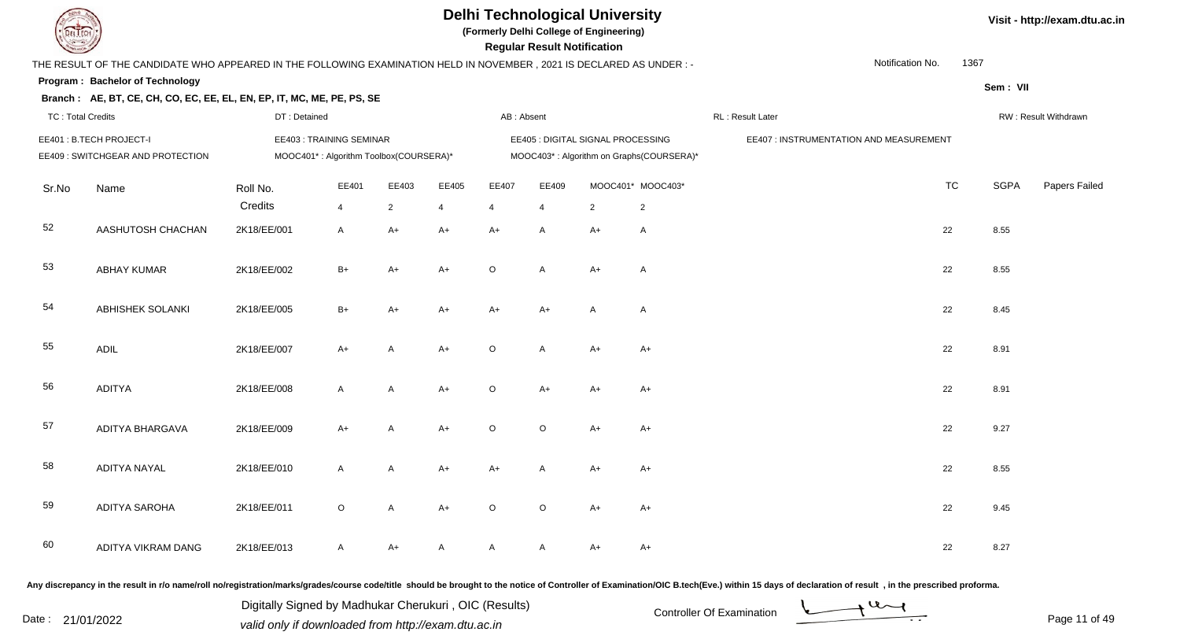# Delhi Technological University

**(Formerly Delhi College of Engineering)**

**Regular Result Notification**

Visit - http://exam.dtu.ac.in

THE RESULT OF THE CANDIDATE WHO APPEARED IN THE FOLLOWING EXAMINATION HELD IN NOVEMBER , 2021 IS DECLARED AS UNDER : -

Notification No. 1367

**Program : Bachelor of Technology**

Sem : VII

**Branch : AE, BT, CE, CH, CO, EC, EE, EL, EN, EP, IT, MC, ME, PE, PS, SE**

TC : Total Credits | DT : Detained | AB : Absent | RL : Result Later | RW : Result Withdrawn

EE401 : B.TECH PROJECT-I
EE403 : TRAINING SEMINAR
EE405 : DIGITAL SIGNAL PROCESSING
EE407 : INSTRUMENTATION AND MEASUREMENT
EE409 : SWITCHGEAR AND PROTECTION
MOOC401* : Algorithm Toolbox(COURSERA)*
MOOC403* : Algorithm on Graphs(COURSERA)*

| Sr.No | Name | Roll No. | EE401 | EE403 | EE405 | EE407 | EE409 | MOOC401* | MOOC403* | TC | SGPA | Papers Failed |
|---|---|---|---|---|---|---|---|---|---|---|---|---|
| | | Credits | 4 | 2 | 4 | 4 | 4 | 2 | 2 | | | |
| 52 | AASHUTOSH CHACHAN | 2K18/EE/001 | A | A+ | A+ | A+ | A | A+ | A | 22 | 8.55 | |
| 53 | ABHAY KUMAR | 2K18/EE/002 | B+ | A+ | A+ | O | A | A+ | A | 22 | 8.55 | |
| 54 | ABHISHEK SOLANKI | 2K18/EE/005 | B+ | A+ | A+ | A+ | A+ | A | A | 22 | 8.45 | |
| 55 | ADIL | 2K18/EE/007 | A+ | A | A+ | O | A | A+ | A+ | 22 | 8.91 | |
| 56 | ADITYA | 2K18/EE/008 | A | A | A+ | O | A+ | A+ | A+ | 22 | 8.91 | |
| 57 | ADITYA BHARGAVA | 2K18/EE/009 | A+ | A | A+ | O | O | A+ | A+ | 22 | 9.27 | |
| 58 | ADITYA NAYAL | 2K18/EE/010 | A | A | A+ | A+ | A | A+ | A+ | 22 | 8.55 | |
| 59 | ADITYA SAROHA | 2K18/EE/011 | O | A | A+ | O | O | A+ | A+ | 22 | 9.45 | |
| 60 | ADITYA VIKRAM DANG | 2K18/EE/013 | A | A+ | A | A | A | A+ | A+ | 22 | 8.27 | |

Any discrepancy in the result in r/o name/roll no/registration/marks/grades/course code/title should be brought to the notice of Controller of Examination/OIC B.tech(Eve.) within 15 days of declaration of result , in the prescribed proforma.

Date : 21/01/2022

Digitally Signed by Madhukar Cherukuri , OIC (Results)
valid only if downloaded from http://exam.dtu.ac.in

Controller Of Examination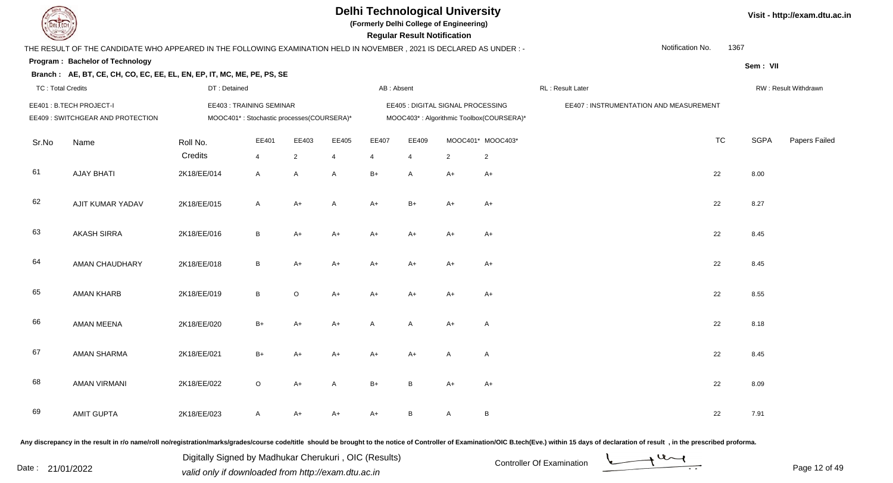# Delhi Technological University

**(Formerly Delhi College of Engineering)**

**Regular Result Notification**

Visit - http://exam.dtu.ac.in

THE RESULT OF THE CANDIDATE WHO APPEARED IN THE FOLLOWING EXAMINATION HELD IN NOVEMBER , 2021 IS DECLARED AS UNDER : -

Notification No. 1367

**Program : Bachelor of Technology**

**Sem : VII**

**Branch : AE, BT, CE, CH, CO, EC, EE, EL, EN, EP, IT, MC, ME, PE, PS, SE**

TC : Total Credits | DT : Detained | AB : Absent | RL : Result Later | RW : Result Withdrawn

EE401 : B.TECH PROJECT-I | EE403 : TRAINING SEMINAR | EE405 : DIGITAL SIGNAL PROCESSING | EE407 : INSTRUMENTATION AND MEASUREMENT

EE409 : SWITCHGEAR AND PROTECTION | MOOC401* : Stochastic processes(COURSERA)* | MOOC403* : Algorithmic Toolbox(COURSERA)*

| Sr.No | Name | Roll No. | EE401 | EE403 | EE405 | EE407 | EE409 | MOOC401* | MOOC403* | TC | SGPA | Papers Failed |
|---|---|---|---|---|---|---|---|---|---|---|---|---|
| | | Credits | 4 | 2 | 4 | 4 | 4 | 2 | 2 | | | |
| 61 | AJAY BHATI | 2K18/EE/014 | A | A | A | B+ | A | A+ | A+ | 22 | 8.00 | |
| 62 | AJIT KUMAR YADAV | 2K18/EE/015 | A | A+ | A | A+ | B+ | A+ | A+ | 22 | 8.27 | |
| 63 | AKASH SIRRA | 2K18/EE/016 | B | A+ | A+ | A+ | A+ | A+ | A+ | 22 | 8.45 | |
| 64 | AMAN CHAUDHARY | 2K18/EE/018 | B | A+ | A+ | A+ | A+ | A+ | A+ | 22 | 8.45 | |
| 65 | AMAN KHARB | 2K18/EE/019 | B | O | A+ | A+ | A+ | A+ | A+ | 22 | 8.55 | |
| 66 | AMAN MEENA | 2K18/EE/020 | B+ | A+ | A+ | A | A | A+ | A | 22 | 8.18 | |
| 67 | AMAN SHARMA | 2K18/EE/021 | B+ | A+ | A+ | A+ | A+ | A | A | 22 | 8.45 | |
| 68 | AMAN VIRMANI | 2K18/EE/022 | O | A+ | A | B+ | B | A+ | A+ | 22 | 8.09 | |
| 69 | AMIT GUPTA | 2K18/EE/023 | A | A+ | A+ | A+ | B | A | B | 22 | 7.91 | |

Any discrepancy in the result in r/o name/roll no/registration/marks/grades/course code/title should be brought to the notice of Controller of Examination/OIC B.tech(Eve.) within 15 days of declaration of result , in the prescribed proforma.

Date : 21/01/2022

Digitally Signed by Madhukar Cherukuri , OIC (Results)
valid only if downloaded from http://exam.dtu.ac.in

Controller Of Examination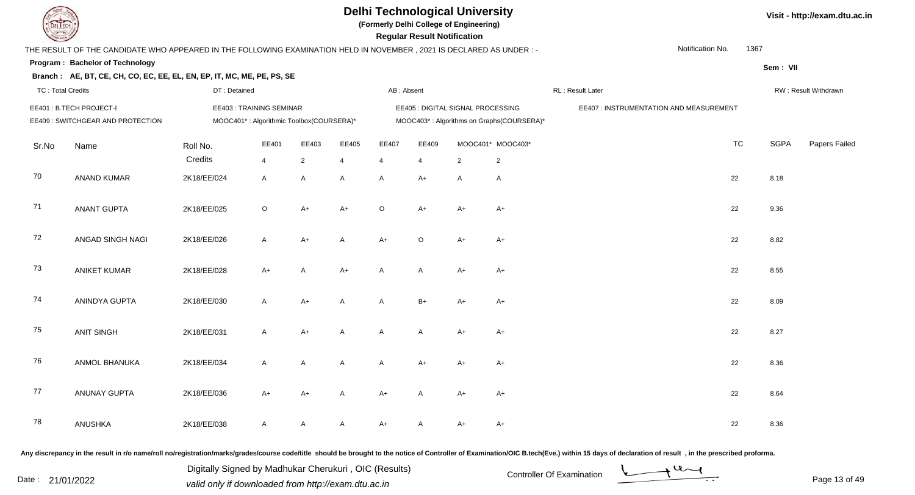# Delhi Technological University

**(Formerly Delhi College of Engineering)**

**Regular Result Notification**

Visit - http://exam.dtu.ac.in

THE RESULT OF THE CANDIDATE WHO APPEARED IN THE FOLLOWING EXAMINATION HELD IN NOVEMBER , 2021 IS DECLARED AS UNDER : -

Notification No. 1367

**Program : Bachelor of Technology**

Sem : VII

**Branch : AE, BT, CE, CH, CO, EC, EE, EL, EN, EP, IT, MC, ME, PE, PS, SE**

TC : Total Credits | DT : Detained | AB : Absent | RL : Result Later | RW : Result Withdrawn

EE401 : B.TECH PROJECT-I | EE403 : TRAINING SEMINAR | EE405 : DIGITAL SIGNAL PROCESSING | EE407 : INSTRUMENTATION AND MEASUREMENT

EE409 : SWITCHGEAR AND PROTECTION | MOOC401* : Algorithmic Toolbox(COURSERA)* | MOOC403* : Algorithms on Graphs(COURSERA)*

| Sr.No | Name | Roll No. | EE401 | EE403 | EE405 | EE407 | EE409 | MOOC401* | MOOC403* | TC | SGPA | Papers Failed |
|---|---|---|---|---|---|---|---|---|---|---|---|---|
| | | Credits | 4 | 2 | 4 | 4 | 4 | 2 | 2 | | | |
| 70 | ANAND KUMAR | 2K18/EE/024 | A | A | A | A | A+ | A | A | 22 | 8.18 | |
| 71 | ANANT GUPTA | 2K18/EE/025 | O | A+ | A+ | O | A+ | A+ | A+ | 22 | 9.36 | |
| 72 | ANGAD SINGH NAGI | 2K18/EE/026 | A | A+ | A | A+ | O | A+ | A+ | 22 | 8.82 | |
| 73 | ANIKET KUMAR | 2K18/EE/028 | A+ | A | A+ | A | A | A+ | A+ | 22 | 8.55 | |
| 74 | ANINDYA GUPTA | 2K18/EE/030 | A | A+ | A | A | B+ | A+ | A+ | 22 | 8.09 | |
| 75 | ANIT SINGH | 2K18/EE/031 | A | A+ | A | A | A | A+ | A+ | 22 | 8.27 | |
| 76 | ANMOL BHANUKA | 2K18/EE/034 | A | A | A | A | A+ | A+ | A+ | 22 | 8.36 | |
| 77 | ANUNAY GUPTA | 2K18/EE/036 | A+ | A+ | A | A+ | A | A+ | A+ | 22 | 8.64 | |
| 78 | ANUSHKA | 2K18/EE/038 | A | A | A | A+ | A | A+ | A+ | 22 | 8.36 | |

Any discrepancy in the result in r/o name/roll no/registration/marks/grades/course code/title should be brought to the notice of Controller of Examination/OIC B.tech(Eve.) within 15 days of declaration of result , in the prescribed proforma.

Date : 21/01/2022

Digitally Signed by Madhukar Cherukuri , OIC (Results)
valid only if downloaded from http://exam.dtu.ac.in

Controller Of Examination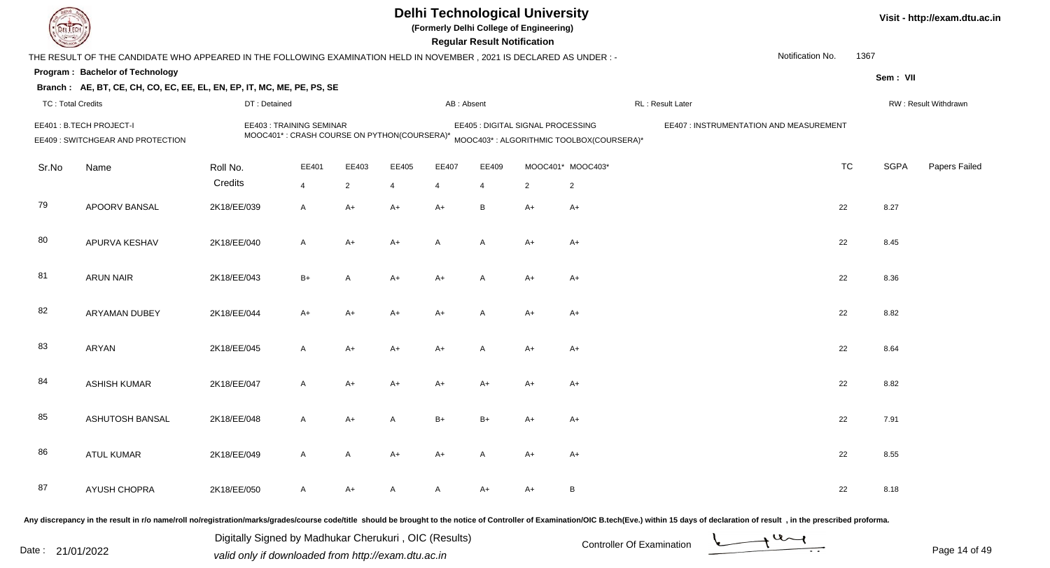# Delhi Technological University

**(Formerly Delhi College of Engineering)**

**Regular Result Notification**

Visit - http://exam.dtu.ac.in

THE RESULT OF THE CANDIDATE WHO APPEARED IN THE FOLLOWING EXAMINATION HELD IN NOVEMBER , 2021 IS DECLARED AS UNDER : -

Notification No. 1367

**Program : Bachelor of Technology**

Sem : VII

**Branch : AE, BT, CE, CH, CO, EC, EE, EL, EN, EP, IT, MC, ME, PE, PS, SE**

TC : Total Credits | DT : Detained | AB : Absent | RL : Result Later | RW : Result Withdrawn

EE401 : B.TECH PROJECT-I
EE403 : TRAINING SEMINAR
EE405 : DIGITAL SIGNAL PROCESSING
EE407 : INSTRUMENTATION AND MEASUREMENT
EE409 : SWITCHGEAR AND PROTECTION
MOOC401* : CRASH COURSE ON PYTHON(COURSERA)*
MOOC403* : ALGORITHMIC TOOLBOX(COURSERA)*

| Sr.No | Name | Roll No. | EE401 | EE403 | EE405 | EE407 | EE409 | MOOC401* | MOOC403* | TC | SGPA | Papers Failed |
|---|---|---|---|---|---|---|---|---|---|---|---|---|
| | | Credits | 4 | 2 | 4 | 4 | 4 | 2 | 2 | | | |
| 79 | APOORV BANSAL | 2K18/EE/039 | A | A+ | A+ | A+ | B | A+ | A+ | 22 | 8.27 | |
| 80 | APURVA KESHAV | 2K18/EE/040 | A | A+ | A+ | A | A | A+ | A+ | 22 | 8.45 | |
| 81 | ARUN NAIR | 2K18/EE/043 | B+ | A | A+ | A+ | A | A+ | A+ | 22 | 8.36 | |
| 82 | ARYAMAN DUBEY | 2K18/EE/044 | A+ | A+ | A+ | A+ | A | A+ | A+ | 22 | 8.82 | |
| 83 | ARYAN | 2K18/EE/045 | A | A+ | A+ | A+ | A | A+ | A+ | 22 | 8.64 | |
| 84 | ASHISH KUMAR | 2K18/EE/047 | A | A+ | A+ | A+ | A+ | A+ | A+ | 22 | 8.82 | |
| 85 | ASHUTOSH BANSAL | 2K18/EE/048 | A | A+ | A | B+ | B+ | A+ | A+ | 22 | 7.91 | |
| 86 | ATUL KUMAR | 2K18/EE/049 | A | A | A+ | A+ | A | A+ | A+ | 22 | 8.55 | |
| 87 | AYUSH CHOPRA | 2K18/EE/050 | A | A+ | A | A | A+ | A+ | B | 22 | 8.18 | |

Any discrepancy in the result in r/o name/roll no/registration/marks/grades/course code/title should be brought to the notice of Controller of Examination/OIC B.tech(Eve.) within 15 days of declaration of result , in the prescribed proforma.

Date : 21/01/2022

Digitally Signed by Madhukar Cherukuri , OIC (Results)
valid only if downloaded from http://exam.dtu.ac.in

Controller Of Examination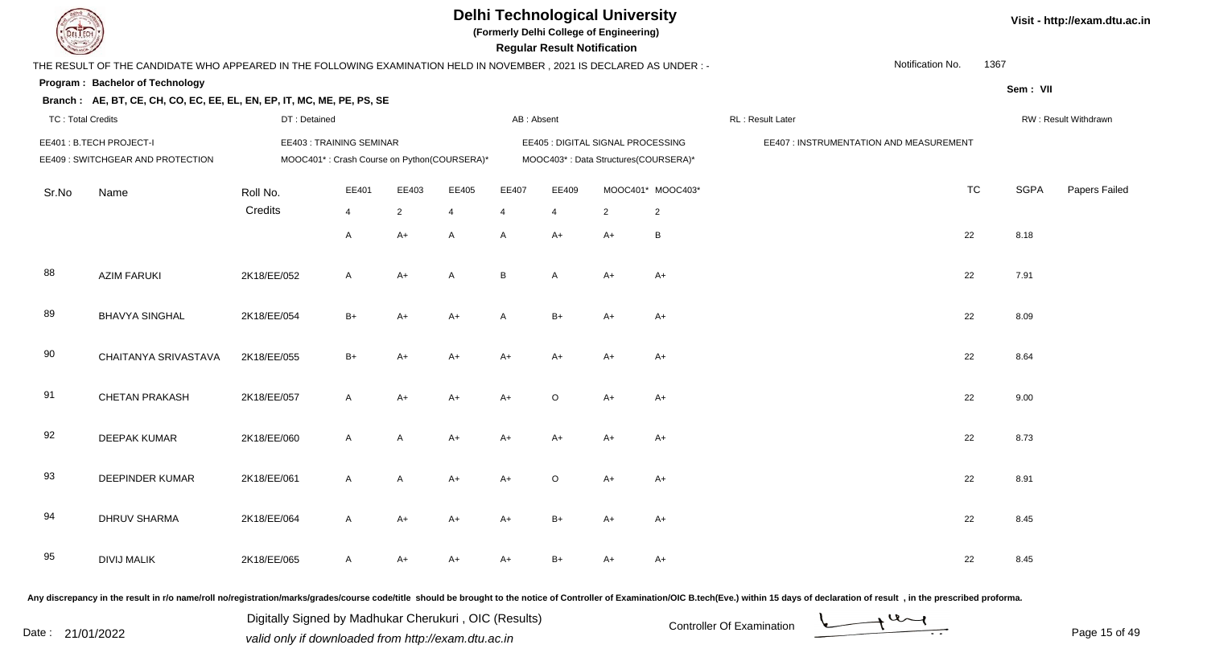# Delhi Technological University

**(Formerly Delhi College of Engineering)**

**Regular Result Notification**

THE RESULT OF THE CANDIDATE WHO APPEARED IN THE FOLLOWING EXAMINATION HELD IN NOVEMBER , 2021 IS DECLARED AS UNDER : - Notification No. 1367

**Program : Bachelor of Technology**

**Branch : AE, BT, CE, CH, CO, EC, EE, EL, EN, EP, IT, MC, ME, PE, PS, SE**

Sem : VII

TC : Total Credits | DT : Detained | AB : Absent | RL : Result Later | RW : Result Withdrawn

EE401 : B.TECH PROJECT-I
EE403 : TRAINING SEMINAR
EE405 : DIGITAL SIGNAL PROCESSING
EE407 : INSTRUMENTATION AND MEASUREMENT
EE409 : SWITCHGEAR AND PROTECTION
MOOC401* : Crash Course on Python(COURSERA)*
MOOC403* : Data Structures(COURSERA)*

| Sr.No | Name | Roll No. | EE401 | EE403 | EE405 | EE407 | EE409 | MOOC401* | MOOC403* | TC | SGPA | Papers Failed |
|---|---|---|---|---|---|---|---|---|---|---|---|---|
| | | Credits | 4 | 2 | 4 | 4 | 4 | 2 | 2 | | | |
| | | | A | A+ | A | A | A+ | A+ | B | 22 | 8.18 | |
| 88 | AZIM FARUKI | 2K18/EE/052 | A | A+ | A | B | A | A+ | A+ | 22 | 7.91 | |
| 89 | BHAVYA SINGHAL | 2K18/EE/054 | B+ | A+ | A+ | A | B+ | A+ | A+ | 22 | 8.09 | |
| 90 | CHAITANYA SRIVASTAVA | 2K18/EE/055 | B+ | A+ | A+ | A+ | A+ | A+ | A+ | 22 | 8.64 | |
| 91 | CHETAN PRAKASH | 2K18/EE/057 | A | A+ | A+ | A+ | O | A+ | A+ | 22 | 9.00 | |
| 92 | DEEPAK KUMAR | 2K18/EE/060 | A | A | A+ | A+ | A+ | A+ | A+ | 22 | 8.73 | |
| 93 | DEEPINDER KUMAR | 2K18/EE/061 | A | A | A+ | A+ | O | A+ | A+ | 22 | 8.91 | |
| 94 | DHRUV SHARMA | 2K18/EE/064 | A | A+ | A+ | A+ | B+ | A+ | A+ | 22 | 8.45 | |
| 95 | DIVIJ MALIK | 2K18/EE/065 | A | A+ | A+ | A+ | B+ | A+ | A+ | 22 | 8.45 | |

Any discrepancy in the result in r/o name/roll no/registration/marks/grades/course code/title should be brought to the notice of Controller of Examination/OIC B.tech(Eve.) within 15 days of declaration of result , in the prescribed proforma.

Date : 21/01/2022

Digitally Signed by Madhukar Cherukuri , OIC (Results)
valid only if downloaded from http://exam.dtu.ac.in

Controller Of Examination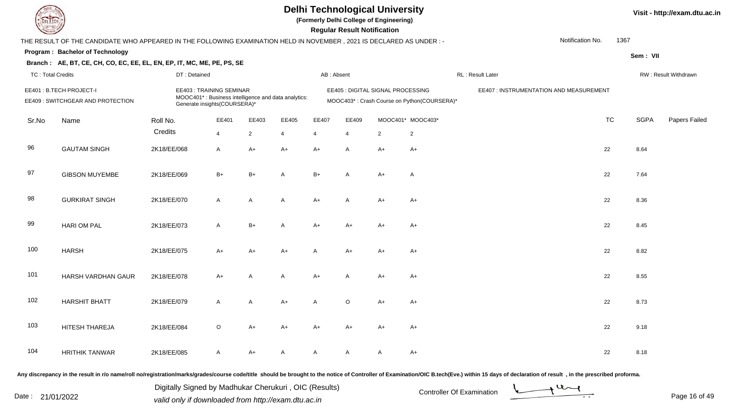# Delhi Technological University

**(Formerly Delhi College of Engineering)**

**Regular Result Notification**

Visit - http://exam.dtu.ac.in

THE RESULT OF THE CANDIDATE WHO APPEARED IN THE FOLLOWING EXAMINATION HELD IN NOVEMBER , 2021 IS DECLARED AS UNDER : -

Notification No. 1367

**Program : Bachelor of Technology**

**Sem : VII**

**Branch : AE, BT, CE, CH, CO, EC, EE, EL, EN, EP, IT, MC, ME, PE, PS, SE**

TC : Total Credits | DT : Detained | AB : Absent | RL : Result Later | RW : Result Withdrawn

EE401 : B.TECH PROJECT-I
EE403 : TRAINING SEMINAR
EE405 : DIGITAL SIGNAL PROCESSING
EE407 : INSTRUMENTATION AND MEASUREMENT
EE409 : SWITCHGEAR AND PROTECTION
MOOC401* : Business intelligence and data analytics: Generate insights(COURSERA)*
MOOC403* : Crash Course on Python(COURSERA)*

| Sr.No | Name | Roll No. | EE401 | EE403 | EE405 | EE407 | EE409 | MOOC401* | MOOC403* | TC | SGPA | Papers Failed |
|---|---|---|---|---|---|---|---|---|---|---|---|---|
| | | Credits | 4 | 2 | 4 | 4 | 4 | 2 | 2 | | | |
| 96 | GAUTAM SINGH | 2K18/EE/068 | A | A+ | A+ | A+ | A | A+ | A+ | 22 | 8.64 | |
| 97 | GIBSON MUYEMBE | 2K18/EE/069 | B+ | B+ | A | B+ | A | A+ | A | 22 | 7.64 | |
| 98 | GURKIRAT SINGH | 2K18/EE/070 | A | A | A | A+ | A | A+ | A+ | 22 | 8.36 | |
| 99 | HARI OM PAL | 2K18/EE/073 | A | B+ | A | A+ | A+ | A+ | A+ | 22 | 8.45 | |
| 100 | HARSH | 2K18/EE/075 | A+ | A+ | A+ | A | A+ | A+ | A+ | 22 | 8.82 | |
| 101 | HARSH VARDHAN GAUR | 2K18/EE/078 | A+ | A | A | A+ | A | A+ | A+ | 22 | 8.55 | |
| 102 | HARSHIT BHATT | 2K18/EE/079 | A | A | A+ | A | O | A+ | A+ | 22 | 8.73 | |
| 103 | HITESH THAREJA | 2K18/EE/084 | O | A+ | A+ | A+ | A+ | A+ | A+ | 22 | 9.18 | |
| 104 | HRITHIK TANWAR | 2K18/EE/085 | A | A+ | A | A | A | A | A+ | 22 | 8.18 | |

Any discrepancy in the result in r/o name/roll no/registration/marks/grades/course code/title should be brought to the notice of Controller of Examination/OIC B.tech(Eve.) within 15 days of declaration of result , in the prescribed proforma.

Date : 21/01/2022

Digitally Signed by Madhukar Cherukuri , OIC (Results)
valid only if downloaded from http://exam.dtu.ac.in

Controller Of Examination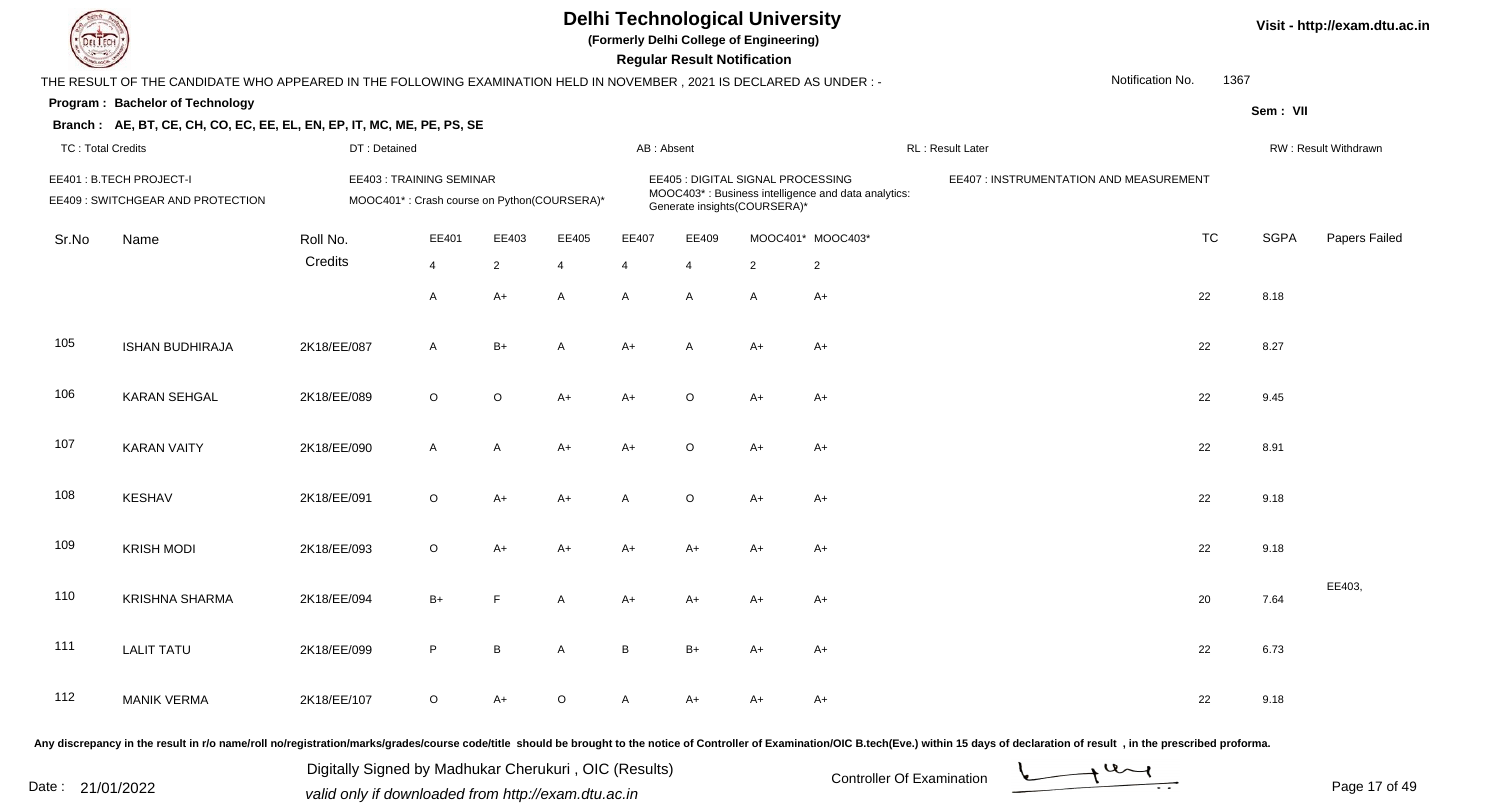# Delhi Technological University

**(Formerly Delhi College of Engineering)**

**Regular Result Notification**

Visit - http://exam.dtu.ac.in

THE RESULT OF THE CANDIDATE WHO APPEARED IN THE FOLLOWING EXAMINATION HELD IN NOVEMBER , 2021 IS DECLARED AS UNDER : -

Notification No. 1367

**Program : Bachelor of Technology**

Sem : VII

**Branch : AE, BT, CE, CH, CO, EC, EE, EL, EN, EP, IT, MC, ME, PE, PS, SE**

TC : Total Credits | DT : Detained | AB : Absent | RL : Result Later | RW : Result Withdrawn

EE401 : B.TECH PROJECT-I
EE403 : TRAINING SEMINAR
EE405 : DIGITAL SIGNAL PROCESSING
EE407 : INSTRUMENTATION AND MEASUREMENT
EE409 : SWITCHGEAR AND PROTECTION
MOOC401* : Crash course on Python(COURSERA)*
MOOC403* : Business intelligence and data analytics: Generate insights(COURSERA)*

| Sr.No | Name | Roll No. | EE401 | EE403 | EE405 | EE407 | EE409 | MOOC401* | MOOC403* | TC | SGPA | Papers Failed |
|---|---|---|---|---|---|---|---|---|---|---|---|---|
| | | Credits | 4 | 2 | 4 | 4 | 4 | 2 | 2 | | | |
| | | | A | A+ | A | A | A | A | A+ | 22 | 8.18 | |
| 105 | ISHAN BUDHIRAJA | 2K18/EE/087 | A | B+ | A | A+ | A | A+ | A+ | 22 | 8.27 | |
| 106 | KARAN SEHGAL | 2K18/EE/089 | O | O | A+ | A+ | O | A+ | A+ | 22 | 9.45 | |
| 107 | KARAN VAITY | 2K18/EE/090 | A | A | A+ | A+ | O | A+ | A+ | 22 | 8.91 | |
| 108 | KESHAV | 2K18/EE/091 | O | A+ | A+ | A | O | A+ | A+ | 22 | 9.18 | |
| 109 | KRISH MODI | 2K18/EE/093 | O | A+ | A+ | A+ | A+ | A+ | A+ | 22 | 9.18 | |
| 110 | KRISHNA SHARMA | 2K18/EE/094 | B+ | F | A | A+ | A+ | A+ | A+ | 20 | 7.64 | EE403, |
| 111 | LALIT TATU | 2K18/EE/099 | P | B | A | B | B+ | A+ | A+ | 22 | 6.73 | |
| 112 | MANIK VERMA | 2K18/EE/107 | O | A+ | O | A | A+ | A+ | A+ | 22 | 9.18 | |

Any discrepancy in the result in r/o name/roll no/registration/marks/grades/course code/title should be brought to the notice of Controller of Examination/OIC B.tech(Eve.) within 15 days of declaration of result , in the prescribed proforma.

Date : 21/01/2022

Digitally Signed by Madhukar Cherukuri , OIC (Results)
valid only if downloaded from http://exam.dtu.ac.in

Controller Of Examination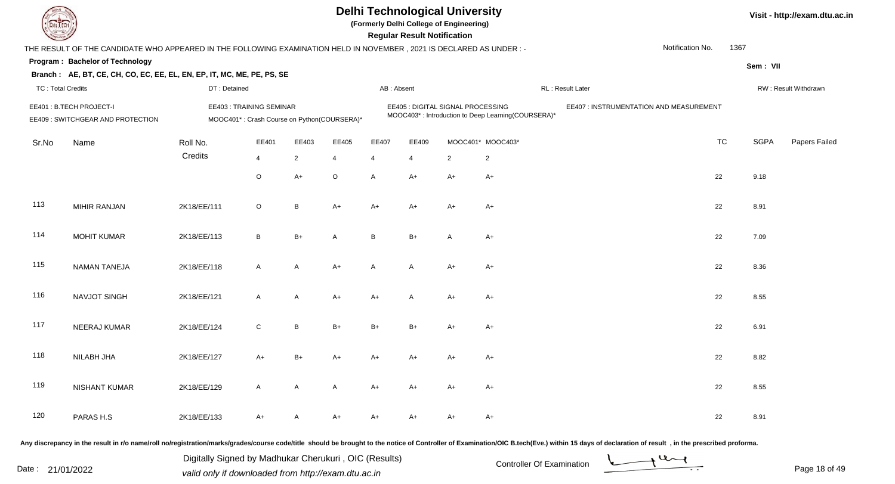# Delhi Technological University

**(Formerly Delhi College of Engineering)**

**Regular Result Notification**

Visit - http://exam.dtu.ac.in

THE RESULT OF THE CANDIDATE WHO APPEARED IN THE FOLLOWING EXAMINATION HELD IN NOVEMBER , 2021 IS DECLARED AS UNDER : -

Notification No. 1367

**Program : Bachelor of Technology**

**Sem : VII**

**Branch : AE, BT, CE, CH, CO, EC, EE, EL, EN, EP, IT, MC, ME, PE, PS, SE**

TC : Total Credits | DT : Detained | AB : Absent | RL : Result Later | RW : Result Withdrawn

EE401 : B.TECH PROJECT-I
EE403 : TRAINING SEMINAR
EE405 : DIGITAL SIGNAL PROCESSING
EE407 : INSTRUMENTATION AND MEASUREMENT
EE409 : SWITCHGEAR AND PROTECTION
MOOC401* : Crash Course on Python(COURSERA)*
MOOC403* : Introduction to Deep Learning(COURSERA)*

| Sr.No | Name | Roll No. | EE401 | EE403 | EE405 | EE407 | EE409 | MOOC401* | MOOC403* | TC | SGPA | Papers Failed |
|---|---|---|---|---|---|---|---|---|---|---|---|---|
| | | Credits | 4 | 2 | 4 | 4 | 4 | 2 | 2 | | | |
| | | | O | A+ | O | A | A+ | A+ | A+ | 22 | 9.18 | |
| 113 | MIHIR RANJAN | 2K18/EE/111 | O | B | A+ | A+ | A+ | A+ | A+ | 22 | 8.91 | |
| 114 | MOHIT KUMAR | 2K18/EE/113 | B | B+ | A | B | B+ | A | A+ | 22 | 7.09 | |
| 115 | NAMAN TANEJA | 2K18/EE/118 | A | A | A+ | A | A | A+ | A+ | 22 | 8.36 | |
| 116 | NAVJOT SINGH | 2K18/EE/121 | A | A | A+ | A+ | A | A+ | A+ | 22 | 8.55 | |
| 117 | NEERAJ KUMAR | 2K18/EE/124 | C | B | B+ | B+ | B+ | A+ | A+ | 22 | 6.91 | |
| 118 | NILABH JHA | 2K18/EE/127 | A+ | B+ | A+ | A+ | A+ | A+ | A+ | 22 | 8.82 | |
| 119 | NISHANT KUMAR | 2K18/EE/129 | A | A | A | A+ | A+ | A+ | A+ | 22 | 8.55 | |
| 120 | PARAS H.S | 2K18/EE/133 | A+ | A | A+ | A+ | A+ | A+ | A+ | 22 | 8.91 | |

Any discrepancy in the result in r/o name/roll no/registration/marks/grades/course code/title should be brought to the notice of Controller of Examination/OIC B.tech(Eve.) within 15 days of declaration of result , in the prescribed proforma.

Date : 21/01/2022

Digitally Signed by Madhukar Cherukuri , OIC (Results)
valid only if downloaded from http://exam.dtu.ac.in

Controller Of Examination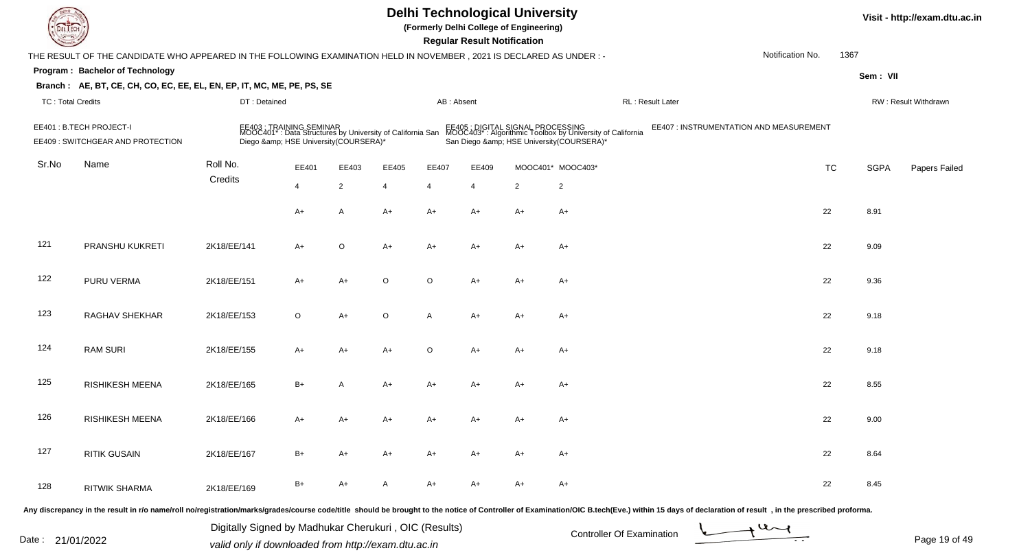# Delhi Technological University

(Formerly Delhi College of Engineering)

**Regular Result Notification**

Visit - http://exam.dtu.ac.in

THE RESULT OF THE CANDIDATE WHO APPEARED IN THE FOLLOWING EXAMINATION HELD IN NOVEMBER , 2021 IS DECLARED AS UNDER : -

Notification No. 1367

**Program : Bachelor of Technology**

Sem : VII

**Branch : AE, BT, CE, CH, CO, EC, EE, EL, EN, EP, IT, MC, ME, PE, PS, SE**

TC : Total Credits | DT : Detained | AB : Absent | RL : Result Later | RW : Result Withdrawn

EE401 : B.TECH PROJECT-I
EE403 : TRAINING SEMINAR
EE405 : DIGITAL SIGNAL PROCESSING
EE407 : INSTRUMENTATION AND MEASUREMENT
EE409 : SWITCHGEAR AND PROTECTION
MOOC401* : Data Structures by University of California San Diego &amp; HSE University(COURSERA)*
MOOC403* : Algorithmic Toolbox by University of California San Diego &amp; HSE University(COURSERA)*

| Sr.No | Name | Roll No. | EE401 | EE403 | EE405 | EE407 | EE409 | MOOC401* | MOOC403* | TC | SGPA | Papers Failed |
|---|---|---|---|---|---|---|---|---|---|---|---|---|
| | | Credits | 4 | 2 | 4 | 4 | 4 | 2 | 2 | | | |
| | | | A+ | A | A+ | A+ | A+ | A+ | A+ | 22 | 8.91 | |
| 121 | PRANSHU KUKRETI | 2K18/EE/141 | A+ | O | A+ | A+ | A+ | A+ | A+ | 22 | 9.09 | |
| 122 | PURU VERMA | 2K18/EE/151 | A+ | A+ | O | O | A+ | A+ | A+ | 22 | 9.36 | |
| 123 | RAGHAV SHEKHAR | 2K18/EE/153 | O | A+ | O | A | A+ | A+ | A+ | 22 | 9.18 | |
| 124 | RAM SURI | 2K18/EE/155 | A+ | A+ | A+ | O | A+ | A+ | A+ | 22 | 9.18 | |
| 125 | RISHIKESH MEENA | 2K18/EE/165 | B+ | A | A+ | A+ | A+ | A+ | A+ | 22 | 8.55 | |
| 126 | RISHIKESH MEENA | 2K18/EE/166 | A+ | A+ | A+ | A+ | A+ | A+ | A+ | 22 | 9.00 | |
| 127 | RITIK GUSAIN | 2K18/EE/167 | B+ | A+ | A+ | A+ | A+ | A+ | A+ | 22 | 8.64 | |
| 128 | RITWIK SHARMA | 2K18/EE/169 | B+ | A+ | A | A+ | A+ | A+ | A+ | 22 | 8.45 | |

Any discrepancy in the result in r/o name/roll no/registration/marks/grades/course code/title should be brought to the notice of Controller of Examination/OIC B.tech(Eve.) within 15 days of declaration of result , in the prescribed proforma.

Date : 21/01/2022

Digitally Signed by Madhukar Cherukuri , OIC (Results)
valid only if downloaded from http://exam.dtu.ac.in

Controller Of Examination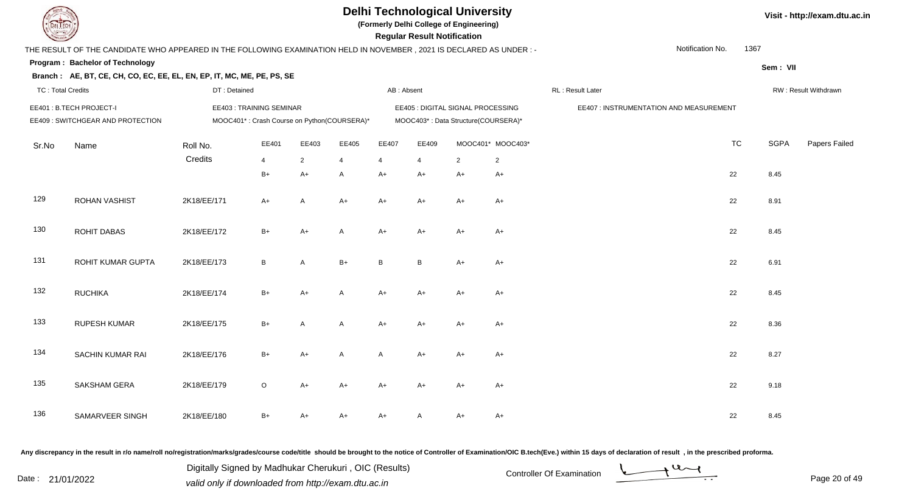# Delhi Technological University

**(Formerly Delhi College of Engineering)**

**Regular Result Notification**

Visit - http://exam.dtu.ac.in

THE RESULT OF THE CANDIDATE WHO APPEARED IN THE FOLLOWING EXAMINATION HELD IN NOVEMBER , 2021 IS DECLARED AS UNDER : -

Notification No. 1367

**Program : Bachelor of Technology**

**Sem : VII**

**Branch : AE, BT, CE, CH, CO, EC, EE, EL, EN, EP, IT, MC, ME, PE, PS, SE**

TC : Total Credits | DT : Detained | AB : Absent | RL : Result Later | RW : Result Withdrawn

EE401 : B.TECH PROJECT-I | EE403 : TRAINING SEMINAR | EE405 : DIGITAL SIGNAL PROCESSING | EE407 : INSTRUMENTATION AND MEASUREMENT

EE409 : SWITCHGEAR AND PROTECTION | MOOC401* : Crash Course on Python(COURSERA)* | MOOC403* : Data Structure(COURSERA)*

| Sr.No | Name | Roll No. | EE401 | EE403 | EE405 | EE407 | EE409 | MOOC401* | MOOC403* | TC | SGPA | Papers Failed |
|---|---|---|---|---|---|---|---|---|---|---|---|---|
| | | Credits | 4 | 2 | 4 | 4 | 4 | 2 | 2 | | | |
| | | | B+ | A+ | A | A+ | A+ | A+ | A+ | 22 | 8.45 | |
| 129 | ROHAN VASHIST | 2K18/EE/171 | A+ | A | A+ | A+ | A+ | A+ | A+ | 22 | 8.91 | |
| 130 | ROHIT DABAS | 2K18/EE/172 | B+ | A+ | A | A+ | A+ | A+ | A+ | 22 | 8.45 | |
| 131 | ROHIT KUMAR GUPTA | 2K18/EE/173 | B | A | B+ | B | B | A+ | A+ | 22 | 6.91 | |
| 132 | RUCHIKA | 2K18/EE/174 | B+ | A+ | A | A+ | A+ | A+ | A+ | 22 | 8.45 | |
| 133 | RUPESH KUMAR | 2K18/EE/175 | B+ | A | A | A+ | A+ | A+ | A+ | 22 | 8.36 | |
| 134 | SACHIN KUMAR RAI | 2K18/EE/176 | B+ | A+ | A | A | A+ | A+ | A+ | 22 | 8.27 | |
| 135 | SAKSHAM GERA | 2K18/EE/179 | O | A+ | A+ | A+ | A+ | A+ | A+ | 22 | 9.18 | |
| 136 | SAMARVEER SINGH | 2K18/EE/180 | B+ | A+ | A+ | A+ | A | A+ | A+ | 22 | 8.45 | |

Any discrepancy in the result in r/o name/roll no/registration/marks/grades/course code/title should be brought to the notice of Controller of Examination/OIC B.tech(Eve.) within 15 days of declaration of result , in the prescribed proforma.

Date : 21/01/2022

Digitally Signed by Madhukar Cherukuri , OIC (Results)
valid only if downloaded from http://exam.dtu.ac.in

Controller Of Examination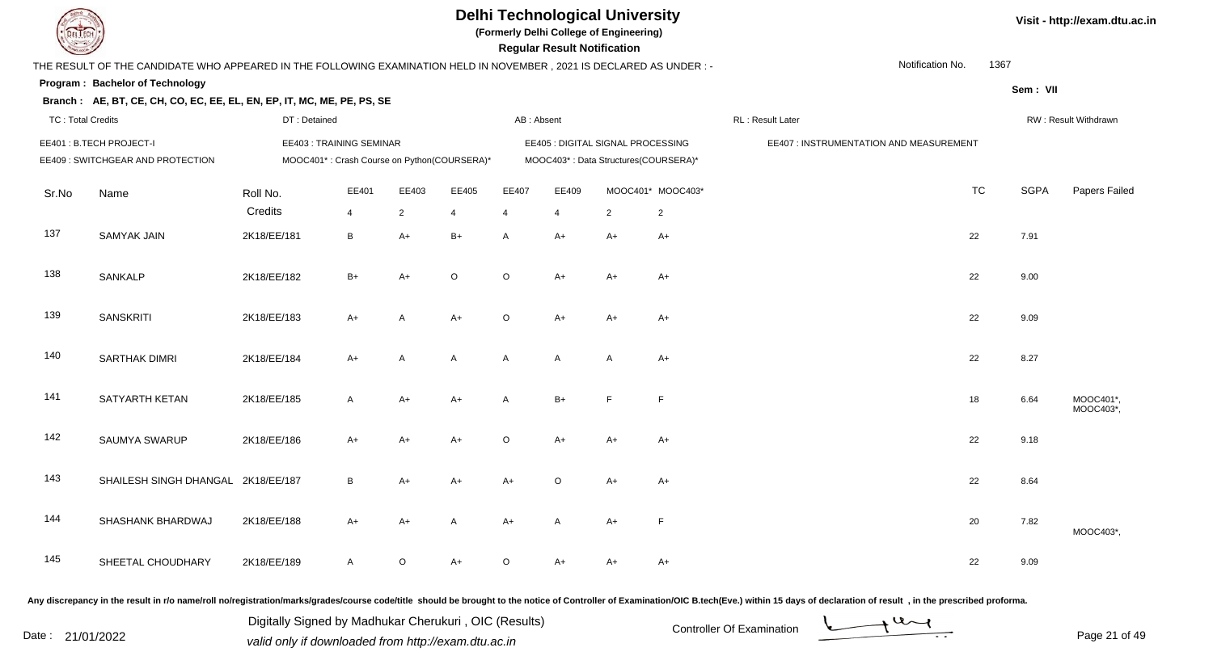# Delhi Technological University

(Formerly Delhi College of Engineering)

**Regular Result Notification**

Visit - http://exam.dtu.ac.in

THE RESULT OF THE CANDIDATE WHO APPEARED IN THE FOLLOWING EXAMINATION HELD IN NOVEMBER , 2021 IS DECLARED AS UNDER : -

Notification No. 1367

**Program : Bachelor of Technology**

Sem : VII

**Branch : AE, BT, CE, CH, CO, EC, EE, EL, EN, EP, IT, MC, ME, PE, PS, SE**

TC : Total Credits | DT : Detained | AB : Absent | RL : Result Later | RW : Result Withdrawn

EE401 : B.TECH PROJECT-I | EE403 : TRAINING SEMINAR | EE405 : DIGITAL SIGNAL PROCESSING | EE407 : INSTRUMENTATION AND MEASUREMENT

EE409 : SWITCHGEAR AND PROTECTION | MOOC401* : Crash Course on Python(COURSERA)* | MOOC403* : Data Structures(COURSERA)*

| Sr.No | Name | Roll No. | EE401 | EE403 | EE405 | EE407 | EE409 | MOOC401* | MOOC403* | TC | SGPA | Papers Failed |
|---|---|---|---|---|---|---|---|---|---|---|---|---|
| | | Credits | 4 | 2 | 4 | 4 | 4 | 2 | 2 | | | |
| 137 | SAMYAK JAIN | 2K18/EE/181 | B | A+ | B+ | A | A+ | A+ | A+ | 22 | 7.91 | |
| 138 | SANKALP | 2K18/EE/182 | B+ | A+ | O | O | A+ | A+ | A+ | 22 | 9.00 | |
| 139 | SANSKRITI | 2K18/EE/183 | A+ | A | A+ | O | A+ | A+ | A+ | 22 | 9.09 | |
| 140 | SARTHAK DIMRI | 2K18/EE/184 | A+ | A | A | A | A | A | A+ | 22 | 8.27 | |
| 141 | SATYARTH KETAN | 2K18/EE/185 | A | A+ | A+ | A | B+ | F | F | 18 | 6.64 | MOOC401*, MOOC403*, |
| 142 | SAUMYA SWARUP | 2K18/EE/186 | A+ | A+ | A+ | O | A+ | A+ | A+ | 22 | 9.18 | |
| 143 | SHAILESH SINGH DHANGAL | 2K18/EE/187 | B | A+ | A+ | A+ | O | A+ | A+ | 22 | 8.64 | |
| 144 | SHASHANK BHARDWAJ | 2K18/EE/188 | A+ | A+ | A | A+ | A | A+ | F | 20 | 7.82 | MOOC403*, |
| 145 | SHEETAL CHOUDHARY | 2K18/EE/189 | A | O | A+ | O | A+ | A+ | A+ | 22 | 9.09 | |

Any discrepancy in the result in r/o name/roll no/registration/marks/grades/course code/title should be brought to the notice of Controller of Examination/OIC B.tech(Eve.) within 15 days of declaration of result , in the prescribed proforma.

Date : 21/01/2022

Digitally Signed by Madhukar Cherukuri , OIC (Results)
valid only if downloaded from http://exam.dtu.ac.in

Controller Of Examination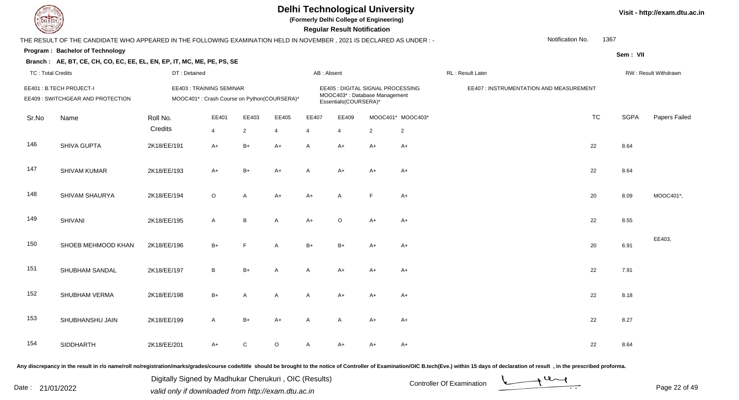# Delhi Technological University

**(Formerly Delhi College of Engineering)**

**Regular Result Notification**

Visit - http://exam.dtu.ac.in

THE RESULT OF THE CANDIDATE WHO APPEARED IN THE FOLLOWING EXAMINATION HELD IN NOVEMBER , 2021 IS DECLARED AS UNDER : -

Notification No. 1367

**Program : Bachelor of Technology**

Sem : VII

**Branch : AE, BT, CE, CH, CO, EC, EE, EL, EN, EP, IT, MC, ME, PE, PS, SE**

TC : Total Credits | DT : Detained | AB : Absent | RL : Result Later | RW : Result Withdrawn

EE401 : B.TECH PROJECT-I
EE403 : TRAINING SEMINAR
EE405 : DIGITAL SIGNAL PROCESSING
EE407 : INSTRUMENTATION AND MEASUREMENT
EE409 : SWITCHGEAR AND PROTECTION
MOOC401* : Crash Course on Python(COURSERA)*
MOOC403* : Database Management Essentials(COURSERA)*

| Sr.No | Name | Roll No. | EE401 | EE403 | EE405 | EE407 | EE409 | MOOC401* | MOOC403* | TC | SGPA | Papers Failed |
|---|---|---|---|---|---|---|---|---|---|---|---|---|
| | | Credits | 4 | 2 | 4 | 4 | 4 | 2 | 2 | | | |
| 146 | SHIVA GUPTA | 2K18/EE/191 | A+ | B+ | A+ | A | A+ | A+ | A+ | 22 | 8.64 | |
| 147 | SHIVAM KUMAR | 2K18/EE/193 | A+ | B+ | A+ | A | A+ | A+ | A+ | 22 | 8.64 | |
| 148 | SHIVAM SHAURYA | 2K18/EE/194 | O | A | A+ | A+ | A | F | A+ | 20 | 8.09 | MOOC401*, |
| 149 | SHIVANI | 2K18/EE/195 | A | B | A | A+ | O | A+ | A+ | 22 | 8.55 | |
| 150 | SHOEB MEHMOOD KHAN | 2K18/EE/196 | B+ | F | A | B+ | B+ | A+ | A+ | 20 | 6.91 | EE403, |
| 151 | SHUBHAM SANDAL | 2K18/EE/197 | B | B+ | A | A | A+ | A+ | A+ | 22 | 7.91 | |
| 152 | SHUBHAM VERMA | 2K18/EE/198 | B+ | A | A | A | A+ | A+ | A+ | 22 | 8.18 | |
| 153 | SHUBHANSHU JAIN | 2K18/EE/199 | A | B+ | A+ | A | A | A+ | A+ | 22 | 8.27 | |
| 154 | SIDDHARTH | 2K18/EE/201 | A+ | C | O | A | A+ | A+ | A+ | 22 | 8.64 | |

Any discrepancy in the result in r/o name/roll no/registration/marks/grades/course code/title should be brought to the notice of Controller of Examination/OIC B.tech(Eve.) within 15 days of declaration of result , in the prescribed proforma.

Date : 21/01/2022

Digitally Signed by Madhukar Cherukuri , OIC (Results)
valid only if downloaded from http://exam.dtu.ac.in

Controller Of Examination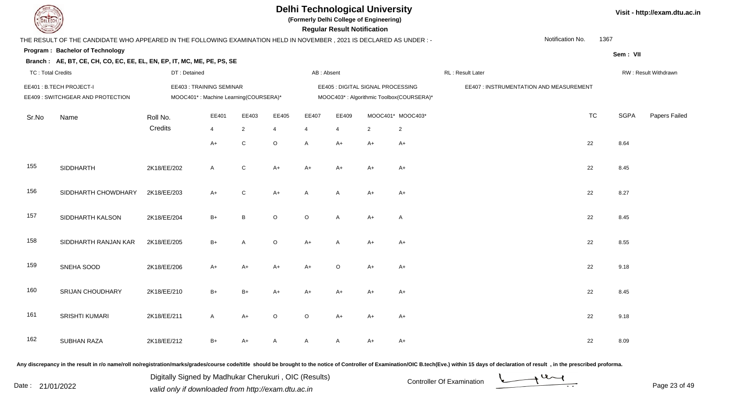# Delhi Technological University

(Formerly Delhi College of Engineering)

**Regular Result Notification**

THE RESULT OF THE CANDIDATE WHO APPEARED IN THE FOLLOWING EXAMINATION HELD IN NOVEMBER , 2021 IS DECLARED AS UNDER : -

Notification No. 1367

**Program : Bachelor of Technology**

Sem : VII

**Branch : AE, BT, CE, CH, CO, EC, EE, EL, EN, EP, IT, MC, ME, PE, PS, SE**

TC : Total Credits | DT : Detained | AB : Absent | RL : Result Later | RW : Result Withdrawn

EE401 : B.TECH PROJECT-I
EE403 : TRAINING SEMINAR
EE405 : DIGITAL SIGNAL PROCESSING
EE407 : INSTRUMENTATION AND MEASUREMENT
EE409 : SWITCHGEAR AND PROTECTION
MOOC401* : Machine Learning(COURSERA)*
MOOC403* : Algorithmic Toolbox(COURSERA)*

| Sr.No | Name | Roll No. | EE401 | EE403 | EE405 | EE407 | EE409 | MOOC401* | MOOC403* | TC | SGPA | Papers Failed |
|---|---|---|---|---|---|---|---|---|---|---|---|---|
| | | Credits | 4 | 2 | 4 | 4 | 4 | 2 | 2 | | | |
| | | | A+ | C | O | A | A+ | A+ | A+ | 22 | 8.64 | |
| 155 | SIDDHARTH | 2K18/EE/202 | A | C | A+ | A+ | A+ | A+ | A+ | 22 | 8.45 | |
| 156 | SIDDHARTH CHOWDHARY | 2K18/EE/203 | A+ | C | A+ | A | A | A+ | A+ | 22 | 8.27 | |
| 157 | SIDDHARTH KALSON | 2K18/EE/204 | B+ | B | O | O | A | A+ | A | 22 | 8.45 | |
| 158 | SIDDHARTH RANJAN KAR | 2K18/EE/205 | B+ | A | O | A+ | A | A+ | A+ | 22 | 8.55 | |
| 159 | SNEHA SOOD | 2K18/EE/206 | A+ | A+ | A+ | A+ | O | A+ | A+ | 22 | 9.18 | |
| 160 | SRIJAN CHOUDHARY | 2K18/EE/210 | B+ | B+ | A+ | A+ | A+ | A+ | A+ | 22 | 8.45 | |
| 161 | SRISHTI KUMARI | 2K18/EE/211 | A | A+ | O | O | A+ | A+ | A+ | 22 | 9.18 | |
| 162 | SUBHAN RAZA | 2K18/EE/212 | B+ | A+ | A | A | A | A+ | A+ | 22 | 8.09 | |

Any discrepancy in the result in r/o name/roll no/registration/marks/grades/course code/title should be brought to the notice of Controller of Examination/OIC B.tech(Eve.) within 15 days of declaration of result , in the prescribed proforma.

Date : 21/01/2022

Digitally Signed by Madhukar Cherukuri , OIC (Results)
valid only if downloaded from http://exam.dtu.ac.in

Controller Of Examination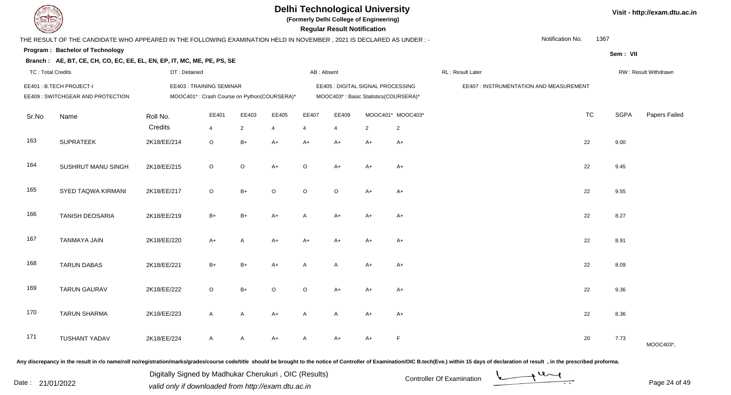# Delhi Technological University

**(Formerly Delhi College of Engineering)**

**Regular Result Notification**

Visit - http://exam.dtu.ac.in

THE RESULT OF THE CANDIDATE WHO APPEARED IN THE FOLLOWING EXAMINATION HELD IN NOVEMBER , 2021 IS DECLARED AS UNDER : -

Notification No. 1367

**Program : Bachelor of Technology**

**Sem : VII**

**Branch : AE, BT, CE, CH, CO, EC, EE, EL, EN, EP, IT, MC, ME, PE, PS, SE**

TC : Total Credits | DT : Detained | AB : Absent | RL : Result Later | RW : Result Withdrawn

EE401 : B.TECH PROJECT-I
EE403 : TRAINING SEMINAR
EE405 : DIGITAL SIGNAL PROCESSING
EE407 : INSTRUMENTATION AND MEASUREMENT
EE409 : SWITCHGEAR AND PROTECTION
MOOC401* : Crash Course on Python(COURSERA)*
MOOC403* : Basic Statistics(COURSERA)*

| Sr.No | Name | Roll No. | EE401 | EE403 | EE405 | EE407 | EE409 | MOOC401* | MOOC403* | TC | SGPA | Papers Failed |
|---|---|---|---|---|---|---|---|---|---|---|---|---|
| | | Credits | 4 | 2 | 4 | 4 | 4 | 2 | 2 | | | |
| 163 | SUPRATEEK | 2K18/EE/214 | O | B+ | A+ | A+ | A+ | A+ | A+ | 22 | 9.00 | |
| 164 | SUSHRUT MANU SINGH | 2K18/EE/215 | O | O | A+ | O | A+ | A+ | A+ | 22 | 9.45 | |
| 165 | SYED TAQWA KIRMANI | 2K18/EE/217 | O | B+ | O | O | O | A+ | A+ | 22 | 9.55 | |
| 166 | TANISH DEOSARIA | 2K18/EE/219 | B+ | B+ | A+ | A | A+ | A+ | A+ | 22 | 8.27 | |
| 167 | TANMAYA JAIN | 2K18/EE/220 | A+ | A | A+ | A+ | A+ | A+ | A+ | 22 | 8.91 | |
| 168 | TARUN DABAS | 2K18/EE/221 | B+ | B+ | A+ | A | A | A+ | A+ | 22 | 8.09 | |
| 169 | TARUN GAURAV | 2K18/EE/222 | O | B+ | O | O | A+ | A+ | A+ | 22 | 9.36 | |
| 170 | TARUN SHARMA | 2K18/EE/223 | A | A | A+ | A | A | A+ | A+ | 22 | 8.36 | |
| 171 | TUSHANT YADAV | 2K18/EE/224 | A | A | A+ | A | A+ | A+ | F | 20 | 7.73 | MOOC403*, |

Any discrepancy in the result in r/o name/roll no/registration/marks/grades/course code/title should be brought to the notice of Controller of Examination/OIC B.tech(Eve.) within 15 days of declaration of result , in the prescribed proforma.

Date : 21/01/2022

Digitally Signed by Madhukar Cherukuri , OIC (Results)
valid only if downloaded from http://exam.dtu.ac.in

Controller Of Examination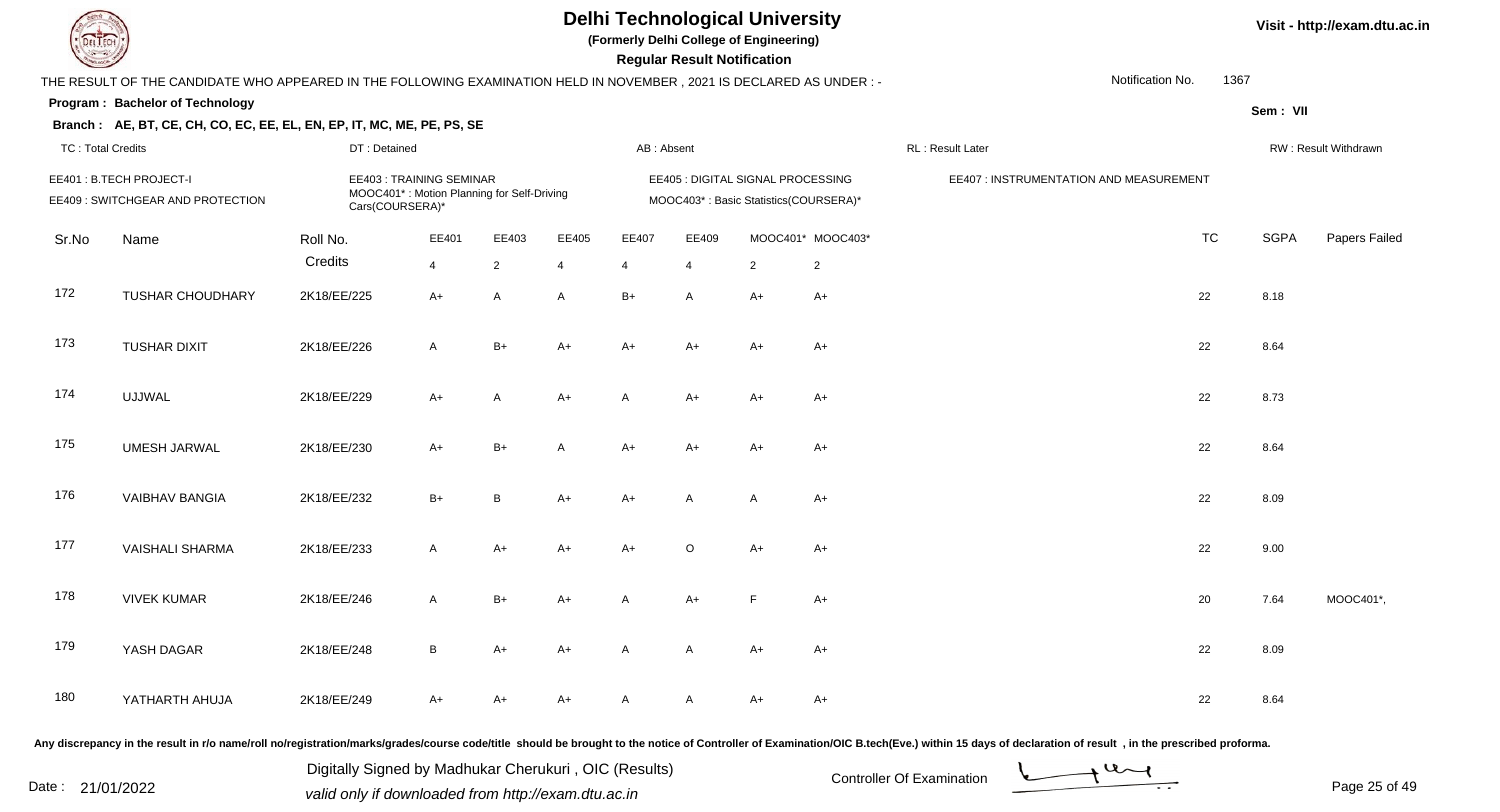# Delhi Technological University

**(Formerly Delhi College of Engineering)**

**Regular Result Notification**

Visit - http://exam.dtu.ac.in

THE RESULT OF THE CANDIDATE WHO APPEARED IN THE FOLLOWING EXAMINATION HELD IN NOVEMBER , 2021 IS DECLARED AS UNDER : -

Notification No. 1367

**Program : Bachelor of Technology**

**Sem : VII**

**Branch : AE, BT, CE, CH, CO, EC, EE, EL, EN, EP, IT, MC, ME, PE, PS, SE**

TC : Total Credits | DT : Detained | AB : Absent | RL : Result Later | RW : Result Withdrawn

EE401 : B.TECH PROJECT-I
EE403 : TRAINING SEMINAR
EE405 : DIGITAL SIGNAL PROCESSING
EE407 : INSTRUMENTATION AND MEASUREMENT
EE409 : SWITCHGEAR AND PROTECTION
MOOC401* : Motion Planning for Self-Driving Cars(COURSERA)*
MOOC403* : Basic Statistics(COURSERA)*

| Sr.No | Name | Roll No. | EE401 | EE403 | EE405 | EE407 | EE409 | MOOC401* | MOOC403* | TC | SGPA | Papers Failed |
|---|---|---|---|---|---|---|---|---|---|---|---|---|
| | | Credits | 4 | 2 | 4 | 4 | 4 | 2 | 2 | | | |
| 172 | TUSHAR CHOUDHARY | 2K18/EE/225 | A+ | A | A | B+ | A | A+ | A+ | 22 | 8.18 | |
| 173 | TUSHAR DIXIT | 2K18/EE/226 | A | B+ | A+ | A+ | A+ | A+ | A+ | 22 | 8.64 | |
| 174 | UJJWAL | 2K18/EE/229 | A+ | A | A+ | A | A+ | A+ | A+ | 22 | 8.73 | |
| 175 | UMESH JARWAL | 2K18/EE/230 | A+ | B+ | A | A+ | A+ | A+ | A+ | 22 | 8.64 | |
| 176 | VAIBHAV BANGIA | 2K18/EE/232 | B+ | B | A+ | A+ | A | A | A+ | 22 | 8.09 | |
| 177 | VAISHALI SHARMA | 2K18/EE/233 | A | A+ | A+ | A+ | O | A+ | A+ | 22 | 9.00 | |
| 178 | VIVEK KUMAR | 2K18/EE/246 | A | B+ | A+ | A | A+ | F | A+ | 20 | 7.64 | MOOC401*, |
| 179 | YASH DAGAR | 2K18/EE/248 | B | A+ | A+ | A | A | A+ | A+ | 22 | 8.09 | |
| 180 | YATHARTH AHUJA | 2K18/EE/249 | A+ | A+ | A+ | A | A | A+ | A+ | 22 | 8.64 | |

Any discrepancy in the result in r/o name/roll no/registration/marks/grades/course code/title should be brought to the notice of Controller of Examination/OIC B.tech(Eve.) within 15 days of declaration of result , in the prescribed proforma.

Date : 21/01/2022

Digitally Signed by Madhukar Cherukuri , OIC (Results)
valid only if downloaded from http://exam.dtu.ac.in

Controller Of Examination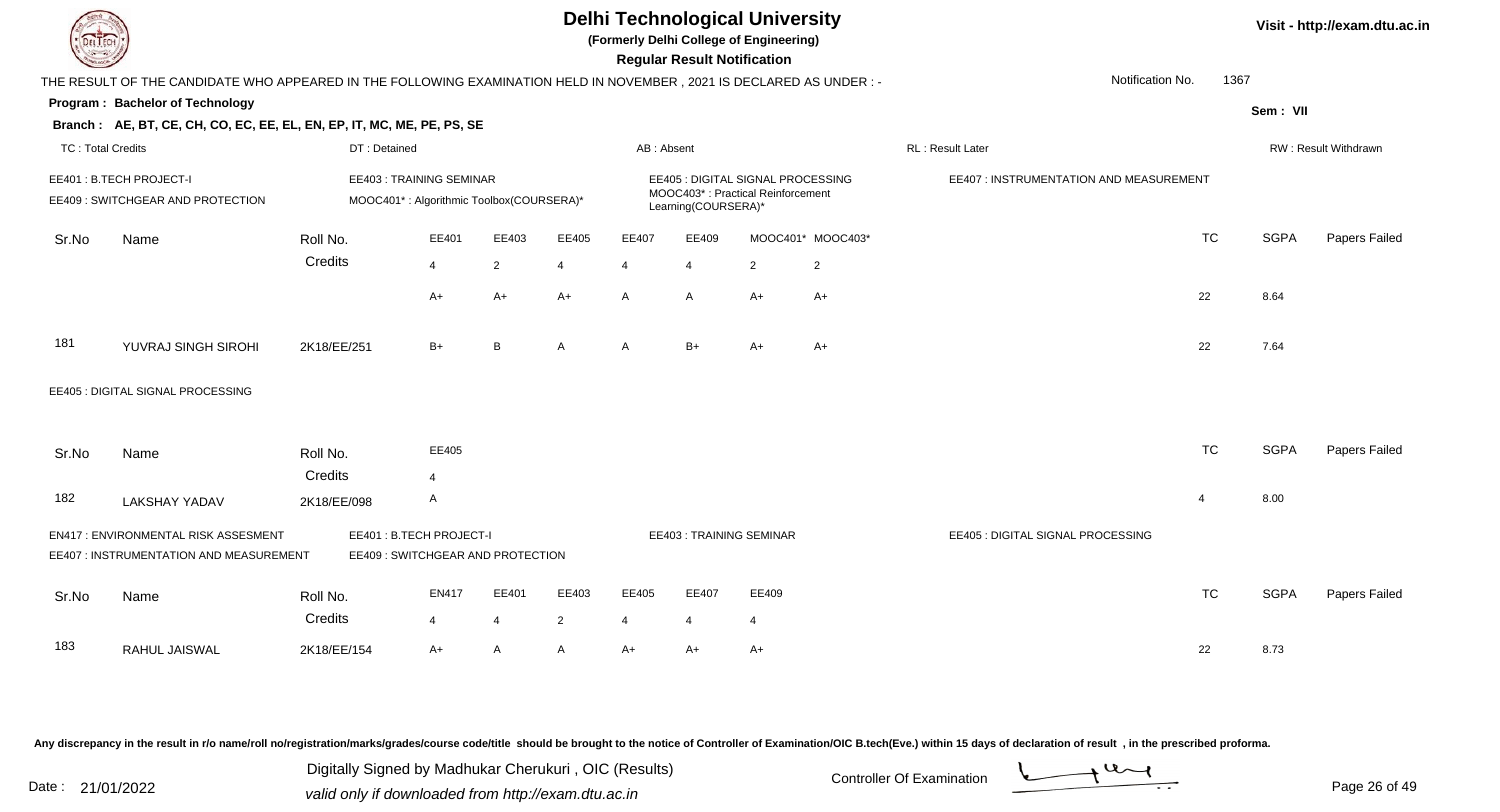# Delhi Technological University

(Formerly Delhi College of Engineering)

**Regular Result Notification**

Visit - http://exam.dtu.ac.in

THE RESULT OF THE CANDIDATE WHO APPEARED IN THE FOLLOWING EXAMINATION HELD IN NOVEMBER , 2021 IS DECLARED AS UNDER : -

Notification No. 1367

**Program : Bachelor of Technology**

Sem : VII

**Branch : AE, BT, CE, CH, CO, EC, EE, EL, EN, EP, IT, MC, ME, PE, PS, SE**

TC : Total Credits | DT : Detained | AB : Absent | RL : Result Later | RW : Result Withdrawn

EE401 : B.TECH PROJECT-I
EE403 : TRAINING SEMINAR
EE405 : DIGITAL SIGNAL PROCESSING
EE407 : INSTRUMENTATION AND MEASUREMENT
EE409 : SWITCHGEAR AND PROTECTION
MOOC401* : Algorithmic Toolbox(COURSERA)*
MOOC403* : Practical Reinforcement Learning(COURSERA)*

| Sr.No | Name | Roll No. | EE401 | EE403 | EE405 | EE407 | EE409 | MOOC401* | MOOC403* | TC | SGPA | Papers Failed |
|---|---|---|---|---|---|---|---|---|---|---|---|---|
| | | Credits | 4 | 2 | 4 | 4 | 4 | 2 | 2 | | | |
| | | | A+ | A+ | A+ | A | A | A+ | A+ | 22 | 8.64 | |
| 181 | YUVRAJ SINGH SIROHI | 2K18/EE/251 | B+ | B | A | A | B+ | A+ | A+ | 22 | 7.64 | |

EE405 : DIGITAL SIGNAL PROCESSING

| Sr.No | Name | Roll No. | EE405 | TC | SGPA | Papers Failed |
|---|---|---|---|---|---|---|
| | | Credits | 4 | | | |
| 182 | LAKSHAY YADAV | 2K18/EE/098 | A | 4 | 8.00 | |

EN417 : ENVIRONMENTAL RISK ASSESMENT
EE401 : B.TECH PROJECT-I
EE403 : TRAINING SEMINAR
EE405 : DIGITAL SIGNAL PROCESSING
EE407 : INSTRUMENTATION AND MEASUREMENT
EE409 : SWITCHGEAR AND PROTECTION

| Sr.No | Name | Roll No. | EN417 | EE401 | EE403 | EE405 | EE407 | EE409 | TC | SGPA | Papers Failed |
|---|---|---|---|---|---|---|---|---|---|---|---|
| | | Credits | 4 | 4 | 2 | 4 | 4 | 4 | | | |
| 183 | RAHUL JAISWAL | 2K18/EE/154 | A+ | A | A | A+ | A+ | A+ | 22 | 8.73 | |

Any discrepancy in the result in r/o name/roll no/registration/marks/grades/course code/title should be brought to the notice of Controller of Examination/OIC B.tech(Eve.) within 15 days of declaration of result , in the prescribed proforma.

Date : 21/01/2022

Digitally Signed by Madhukar Cherukuri , OIC (Results)
valid only if downloaded from http://exam.dtu.ac.in

Controller Of Examination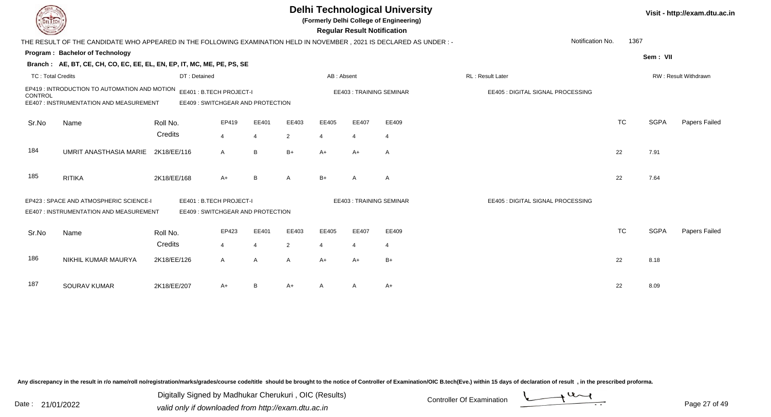# Delhi Technological University

(Formerly Delhi College of Engineering)

**Regular Result Notification**

Visit - http://exam.dtu.ac.in

THE RESULT OF THE CANDIDATE WHO APPEARED IN THE FOLLOWING EXAMINATION HELD IN NOVEMBER , 2021 IS DECLARED AS UNDER : -

Notification No. 1367

**Program : Bachelor of Technology**

Sem : VII

**Branch : AE, BT, CE, CH, CO, EC, EE, EL, EN, EP, IT, MC, ME, PE, PS, SE**

TC : Total Credits | DT : Detained | AB : Absent | RL : Result Later | RW : Result Withdrawn

EP419 : INTRODUCTION TO AUTOMATION AND MOTION CONTROL | EE401 : B.TECH PROJECT-I | EE403 : TRAINING SEMINAR | EE405 : DIGITAL SIGNAL PROCESSING
EE407 : INSTRUMENTATION AND MEASUREMENT | EE409 : SWITCHGEAR AND PROTECTION

| Sr.No | Name | Roll No. | EP419 | EE401 | EE403 | EE405 | EE407 | EE409 | TC | SGPA | Papers Failed |
|---|---|---|---|---|---|---|---|---|---|---|---|
| | | Credits | 4 | 4 | 2 | 4 | 4 | 4 | | | |
| 184 | UMRIT ANASTHASIA MARIE | 2K18/EE/116 | A | B | B+ | A+ | A+ | A | 22 | 7.91 | |
| 185 | RITIKA | 2K18/EE/168 | A+ | B | A | B+ | A | A | 22 | 7.64 | |

EP423 : SPACE AND ATMOSPHERIC SCIENCE-I | EE401 : B.TECH PROJECT-I | EE403 : TRAINING SEMINAR | EE405 : DIGITAL SIGNAL PROCESSING
EE407 : INSTRUMENTATION AND MEASUREMENT | EE409 : SWITCHGEAR AND PROTECTION

| Sr.No | Name | Roll No. | EP423 | EE401 | EE403 | EE405 | EE407 | EE409 | TC | SGPA | Papers Failed |
|---|---|---|---|---|---|---|---|---|---|---|---|
| | | Credits | 4 | 4 | 2 | 4 | 4 | 4 | | | |
| 186 | NIKHIL KUMAR MAURYA | 2K18/EE/126 | A | A | A | A+ | A+ | B+ | 22 | 8.18 | |
| 187 | SOURAV KUMAR | 2K18/EE/207 | A+ | B | A+ | A | A | A+ | 22 | 8.09 | |

Any discrepancy in the result in r/o name/roll no/registration/marks/grades/course code/title should be brought to the notice of Controller of Examination/OIC B.tech(Eve.) within 15 days of declaration of result , in the prescribed proforma.

Date : 21/01/2022

Digitally Signed by Madhukar Cherukuri , OIC (Results)
valid only if downloaded from http://exam.dtu.ac.in

Controller Of Examination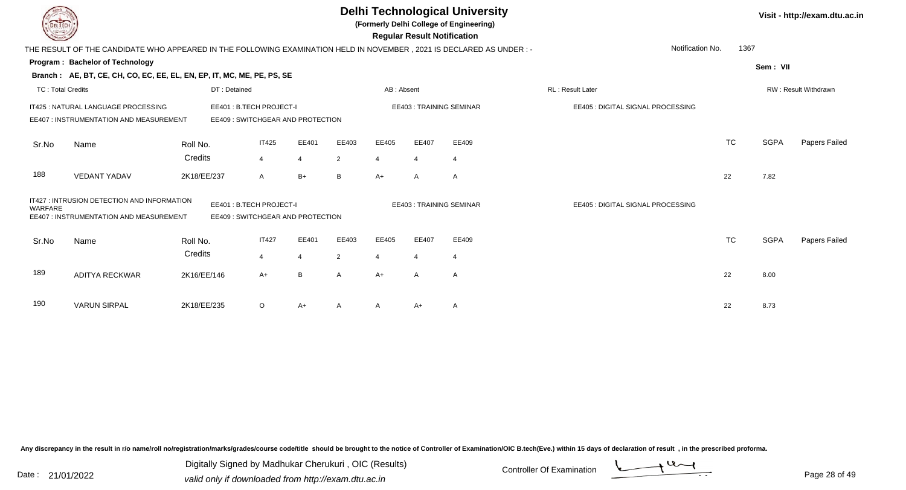# Delhi Technological University

**(Formerly Delhi College of Engineering)**

**Regular Result Notification**

Visit - http://exam.dtu.ac.in

THE RESULT OF THE CANDIDATE WHO APPEARED IN THE FOLLOWING EXAMINATION HELD IN NOVEMBER , 2021 IS DECLARED AS UNDER : -

Notification No. 1367

**Program : Bachelor of Technology**

Sem : VII

**Branch : AE, BT, CE, CH, CO, EC, EE, EL, EN, EP, IT, MC, ME, PE, PS, SE**

TC : Total Credits | DT : Detained | AB : Absent | RL : Result Later | RW : Result Withdrawn

IT425 : NATURAL LANGUAGE PROCESSING | EE401 : B.TECH PROJECT-I | EE403 : TRAINING SEMINAR | EE405 : DIGITAL SIGNAL PROCESSING
EE407 : INSTRUMENTATION AND MEASUREMENT | EE409 : SWITCHGEAR AND PROTECTION

| Sr.No | Name | Roll No. | IT425 | EE401 | EE403 | EE405 | EE407 | EE409 | TC | SGPA | Papers Failed |
|---|---|---|---|---|---|---|---|---|---|---|---|
| | | Credits | 4 | 4 | 2 | 4 | 4 | 4 | | | |
| 188 | VEDANT YADAV | 2K18/EE/237 | A | B+ | B | A+ | A | A | 22 | 7.82 | |

IT427 : INTRUSION DETECTION AND INFORMATION WARFARE | EE401 : B.TECH PROJECT-I | EE403 : TRAINING SEMINAR | EE405 : DIGITAL SIGNAL PROCESSING
EE407 : INSTRUMENTATION AND MEASUREMENT | EE409 : SWITCHGEAR AND PROTECTION

| Sr.No | Name | Roll No. | IT427 | EE401 | EE403 | EE405 | EE407 | EE409 | TC | SGPA | Papers Failed |
|---|---|---|---|---|---|---|---|---|---|---|---|
| | | Credits | 4 | 4 | 2 | 4 | 4 | 4 | | | |
| 189 | ADITYA RECKWAR | 2K16/EE/146 | A+ | B | A | A+ | A | A | 22 | 8.00 | |
| 190 | VARUN SIRPAL | 2K18/EE/235 | O | A+ | A | A | A+ | A | 22 | 8.73 | |

Any discrepancy in the result in r/o name/roll no/registration/marks/grades/course code/title should be brought to the notice of Controller of Examination/OIC B.tech(Eve.) within 15 days of declaration of result , in the prescribed proforma.

Date : 21/01/2022

Digitally Signed by Madhukar Cherukuri , OIC (Results)
valid only if downloaded from http://exam.dtu.ac.in

Controller Of Examination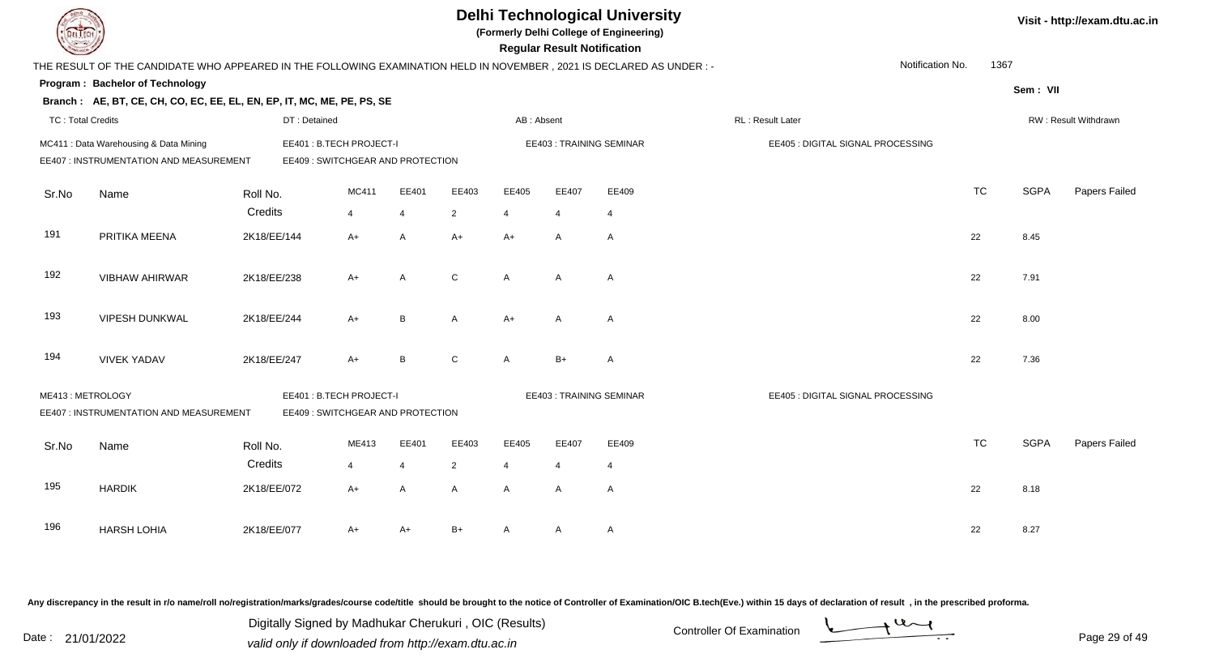# Delhi Technological University

(Formerly Delhi College of Engineering)

**Regular Result Notification**

Visit - http://exam.dtu.ac.in

THE RESULT OF THE CANDIDATE WHO APPEARED IN THE FOLLOWING EXAMINATION HELD IN NOVEMBER , 2021 IS DECLARED AS UNDER : -

Notification No. 1367

**Program : Bachelor of Technology**

Sem : VII

**Branch : AE, BT, CE, CH, CO, EC, EE, EL, EN, EP, IT, MC, ME, PE, PS, SE**

TC : Total Credits | DT : Detained | AB : Absent | RL : Result Later | RW : Result Withdrawn

MC411 : Data Warehousing & Data Mining | EE401 : B.TECH PROJECT-I | EE403 : TRAINING SEMINAR | EE405 : DIGITAL SIGNAL PROCESSING
EE407 : INSTRUMENTATION AND MEASUREMENT | EE409 : SWITCHGEAR AND PROTECTION

| Sr.No | Name | Roll No. | MC411 | EE401 | EE403 | EE405 | EE407 | EE409 | TC | SGPA | Papers Failed |
|---|---|---|---|---|---|---|---|---|---|---|---|
| | | Credits | 4 | 4 | 2 | 4 | 4 | 4 | | | |
| 191 | PRITIKA MEENA | 2K18/EE/144 | A+ | A | A+ | A+ | A | A | 22 | 8.45 | |
| 192 | VIBHAW AHIRWAR | 2K18/EE/238 | A+ | A | C | A | A | A | 22 | 7.91 | |
| 193 | VIPESH DUNKWAL | 2K18/EE/244 | A+ | B | A | A+ | A | A | 22 | 8.00 | |
| 194 | VIVEK YADAV | 2K18/EE/247 | A+ | B | C | A | B+ | A | 22 | 7.36 | |

ME413 : METROLOGY | EE401 : B.TECH PROJECT-I | EE403 : TRAINING SEMINAR | EE405 : DIGITAL SIGNAL PROCESSING
EE407 : INSTRUMENTATION AND MEASUREMENT | EE409 : SWITCHGEAR AND PROTECTION

| Sr.No | Name | Roll No. | ME413 | EE401 | EE403 | EE405 | EE407 | EE409 | TC | SGPA | Papers Failed |
|---|---|---|---|---|---|---|---|---|---|---|---|
| | | Credits | 4 | 4 | 2 | 4 | 4 | 4 | | | |
| 195 | HARDIK | 2K18/EE/072 | A+ | A | A | A | A | A | 22 | 8.18 | |
| 196 | HARSH LOHIA | 2K18/EE/077 | A+ | A+ | B+ | A | A | A | 22 | 8.27 | |

Any discrepancy in the result in r/o name/roll no/registration/marks/grades/course code/title should be brought to the notice of Controller of Examination/OIC B.tech(Eve.) within 15 days of declaration of result , in the prescribed proforma.

Date : 21/01/2022

Digitally Signed by Madhukar Cherukuri , OIC (Results)
valid only if downloaded from http://exam.dtu.ac.in

Controller Of Examination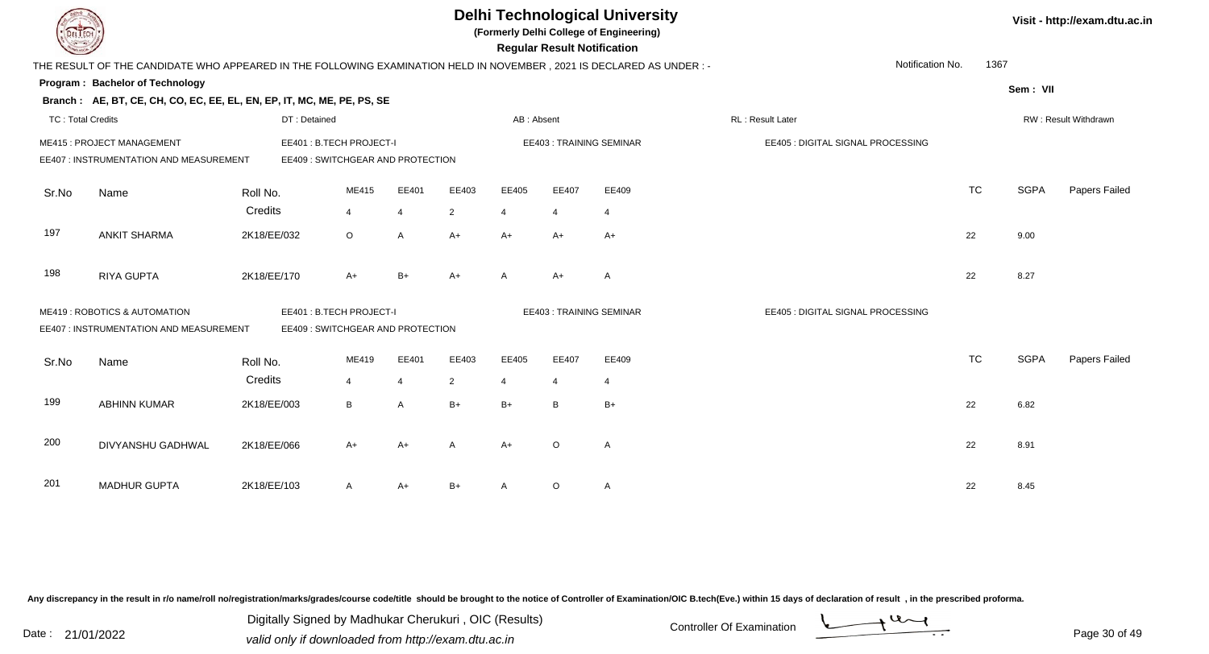# Delhi Technological University

**(Formerly Delhi College of Engineering)**

**Regular Result Notification**

Visit - http://exam.dtu.ac.in

THE RESULT OF THE CANDIDATE WHO APPEARED IN THE FOLLOWING EXAMINATION HELD IN NOVEMBER , 2021 IS DECLARED AS UNDER : -

Notification No. 1367

**Program : Bachelor of Technology**

Sem : VII

**Branch : AE, BT, CE, CH, CO, EC, EE, EL, EN, EP, IT, MC, ME, PE, PS, SE**

TC : Total Credits | DT : Detained | AB : Absent | RL : Result Later | RW : Result Withdrawn

ME415 : PROJECT MANAGEMENT | EE401 : B.TECH PROJECT-I | EE403 : TRAINING SEMINAR | EE405 : DIGITAL SIGNAL PROCESSING
EE407 : INSTRUMENTATION AND MEASUREMENT | EE409 : SWITCHGEAR AND PROTECTION

| Sr.No | Name | Roll No. | ME415 | EE401 | EE403 | EE405 | EE407 | EE409 | TC | SGPA | Papers Failed |
|---|---|---|---|---|---|---|---|---|---|---|---|
| | | Credits | 4 | 4 | 2 | 4 | 4 | 4 | | | |
| 197 | ANKIT SHARMA | 2K18/EE/032 | O | A | A+ | A+ | A+ | A+ | 22 | 9.00 | |
| 198 | RIYA GUPTA | 2K18/EE/170 | A+ | B+ | A+ | A | A+ | A | 22 | 8.27 | |

ME419 : ROBOTICS & AUTOMATION | EE401 : B.TECH PROJECT-I | EE403 : TRAINING SEMINAR | EE405 : DIGITAL SIGNAL PROCESSING
EE407 : INSTRUMENTATION AND MEASUREMENT | EE409 : SWITCHGEAR AND PROTECTION

| Sr.No | Name | Roll No. | ME419 | EE401 | EE403 | EE405 | EE407 | EE409 | TC | SGPA | Papers Failed |
|---|---|---|---|---|---|---|---|---|---|---|---|
| | | Credits | 4 | 4 | 2 | 4 | 4 | 4 | | | |
| 199 | ABHINN KUMAR | 2K18/EE/003 | B | A | B+ | B+ | B | B+ | 22 | 6.82 | |
| 200 | DIVYANSHU GADHWAL | 2K18/EE/066 | A+ | A+ | A | A+ | O | A | 22 | 8.91 | |
| 201 | MADHUR GUPTA | 2K18/EE/103 | A | A+ | B+ | A | O | A | 22 | 8.45 | |

Any discrepancy in the result in r/o name/roll no/registration/marks/grades/course code/title should be brought to the notice of Controller of Examination/OIC B.tech(Eve.) within 15 days of declaration of result , in the prescribed proforma.

Date : 21/01/2022

Digitally Signed by Madhukar Cherukuri , OIC (Results)
valid only if downloaded from http://exam.dtu.ac.in

Controller Of Examination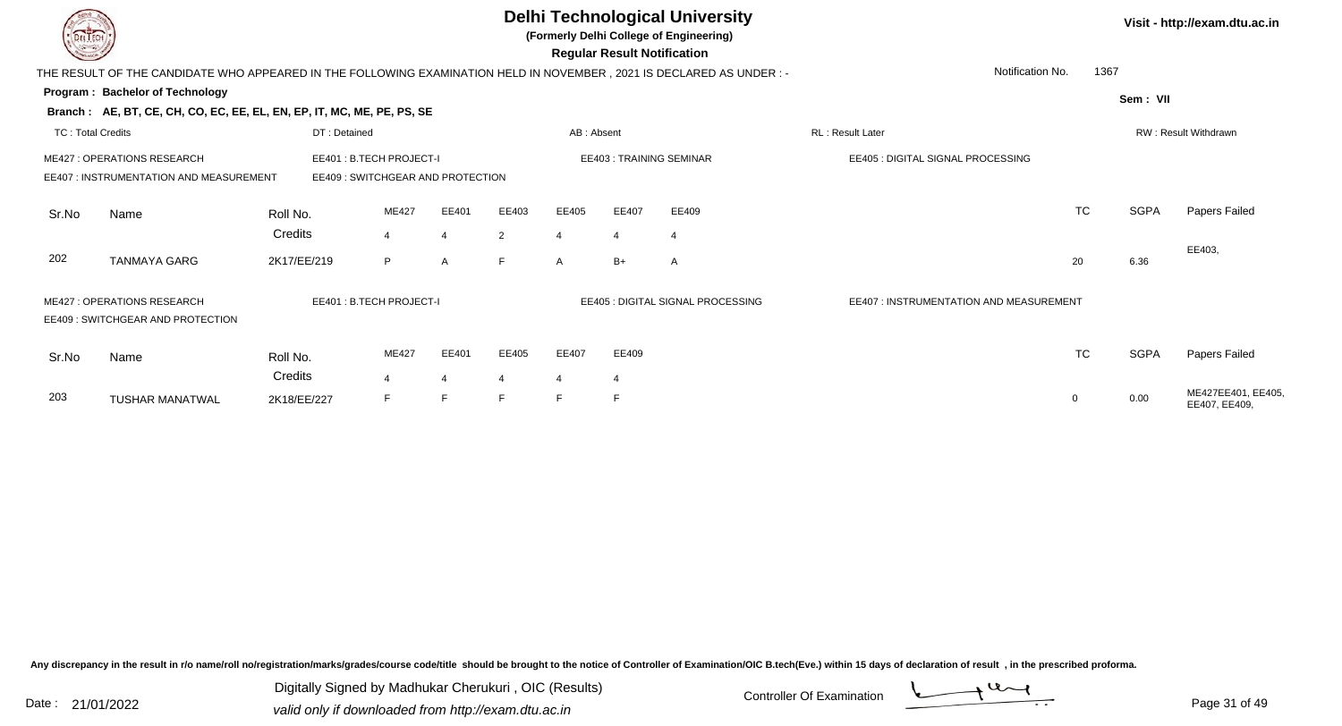# Delhi Technological University

**(Formerly Delhi College of Engineering)**

**Regular Result Notification**

Visit - http://exam.dtu.ac.in

THE RESULT OF THE CANDIDATE WHO APPEARED IN THE FOLLOWING EXAMINATION HELD IN NOVEMBER , 2021 IS DECLARED AS UNDER : -

Notification No. 1367

**Program : Bachelor of Technology**

Sem : VII

**Branch : AE, BT, CE, CH, CO, EC, EE, EL, EN, EP, IT, MC, ME, PE, PS, SE**

TC : Total Credits | DT : Detained | AB : Absent | RL : Result Later | RW : Result Withdrawn

ME427 : OPERATIONS RESEARCH | EE401 : B.TECH PROJECT-I | EE403 : TRAINING SEMINAR | EE405 : DIGITAL SIGNAL PROCESSING
EE407 : INSTRUMENTATION AND MEASUREMENT | EE409 : SWITCHGEAR AND PROTECTION

| Sr.No | Name | Roll No. | ME427 | EE401 | EE403 | EE405 | EE407 | EE409 | TC | SGPA | Papers Failed |
|---|---|---|---|---|---|---|---|---|---|---|---|
| | | Credits | 4 | 4 | 2 | 4 | 4 | 4 | | | |
| 202 | TANMAYA GARG | 2K17/EE/219 | P | A | F | A | B+ | A | 20 | 6.36 | EE403, |

ME427 : OPERATIONS RESEARCH | EE401 : B.TECH PROJECT-I | EE405 : DIGITAL SIGNAL PROCESSING | EE407 : INSTRUMENTATION AND MEASUREMENT
EE409 : SWITCHGEAR AND PROTECTION

| Sr.No | Name | Roll No. | ME427 | EE401 | EE405 | EE407 | EE409 | TC | SGPA | Papers Failed |
|---|---|---|---|---|---|---|---|---|---|---|
| | | Credits | 4 | 4 | 4 | 4 | 4 | | | |
| 203 | TUSHAR MANATWAL | 2K18/EE/227 | F | F | F | F | F | 0 | 0.00 | ME427EE401, EE405, EE407, EE409, |

Any discrepancy in the result in r/o name/roll no/registration/marks/grades/course code/title should be brought to the notice of Controller of Examination/OIC B.tech(Eve.) within 15 days of declaration of result , in the prescribed proforma.

Date : 21/01/2022

Digitally Signed by Madhukar Cherukuri , OIC (Results)
valid only if downloaded from http://exam.dtu.ac.in

Controller Of Examination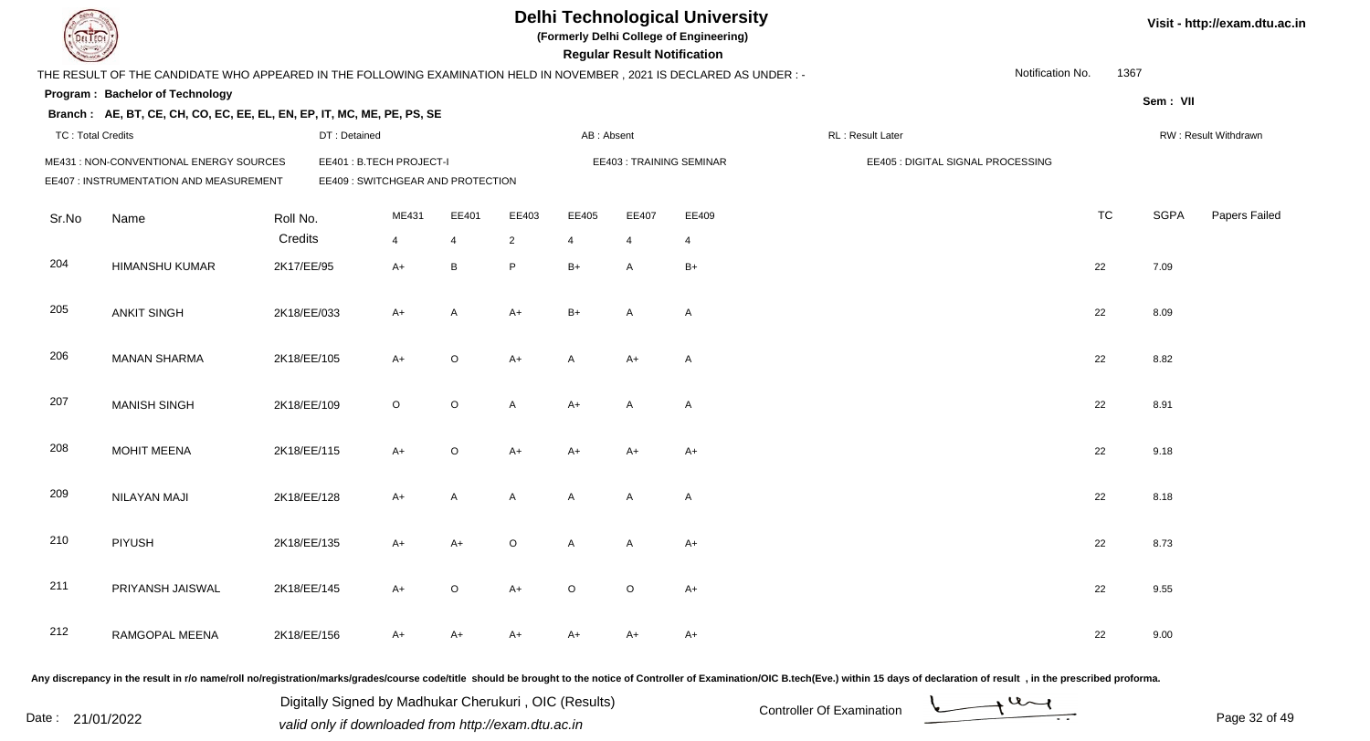# Delhi Technological University

(Formerly Delhi College of Engineering)

**Regular Result Notification**

Visit - http://exam.dtu.ac.in

THE RESULT OF THE CANDIDATE WHO APPEARED IN THE FOLLOWING EXAMINATION HELD IN NOVEMBER , 2021 IS DECLARED AS UNDER : -

Notification No. 1367

**Program : Bachelor of Technology**

Sem : VII

**Branch : AE, BT, CE, CH, CO, EC, EE, EL, EN, EP, IT, MC, ME, PE, PS, SE**

TC : Total Credits | DT : Detained | AB : Absent | RL : Result Later | RW : Result Withdrawn

ME431 : NON-CONVENTIONAL ENERGY SOURCES | EE401 : B.TECH PROJECT-I | EE403 : TRAINING SEMINAR | EE405 : DIGITAL SIGNAL PROCESSING
EE407 : INSTRUMENTATION AND MEASUREMENT | EE409 : SWITCHGEAR AND PROTECTION

| Sr.No | Name | Roll No. | ME431 | EE401 | EE403 | EE405 | EE407 | EE409 | TC | SGPA | Papers Failed |
|---|---|---|---|---|---|---|---|---|---|---|---|
| | | Credits | 4 | 4 | 2 | 4 | 4 | 4 | | | |
| 204 | HIMANSHU KUMAR | 2K17/EE/95 | A+ | B | P | B+ | A | B+ | 22 | 7.09 | |
| 205 | ANKIT SINGH | 2K18/EE/033 | A+ | A | A+ | B+ | A | A | 22 | 8.09 | |
| 206 | MANAN SHARMA | 2K18/EE/105 | A+ | O | A+ | A | A+ | A | 22 | 8.82 | |
| 207 | MANISH SINGH | 2K18/EE/109 | O | O | A | A+ | A | A | 22 | 8.91 | |
| 208 | MOHIT MEENA | 2K18/EE/115 | A+ | O | A+ | A+ | A+ | A+ | 22 | 9.18 | |
| 209 | NILAYAN MAJI | 2K18/EE/128 | A+ | A | A | A | A | A | 22 | 8.18 | |
| 210 | PIYUSH | 2K18/EE/135 | A+ | A+ | O | A | A | A+ | 22 | 8.73 | |
| 211 | PRIYANSH JAISWAL | 2K18/EE/145 | A+ | O | A+ | O | O | A+ | 22 | 9.55 | |
| 212 | RAMGOPAL MEENA | 2K18/EE/156 | A+ | A+ | A+ | A+ | A+ | A+ | 22 | 9.00 | |

Any discrepancy in the result in r/o name/roll no/registration/marks/grades/course code/title should be brought to the notice of Controller of Examination/OIC B.tech(Eve.) within 15 days of declaration of result , in the prescribed proforma.

Date : 21/01/2022

Digitally Signed by Madhukar Cherukuri , OIC (Results)
valid only if downloaded from http://exam.dtu.ac.in

Controller Of Examination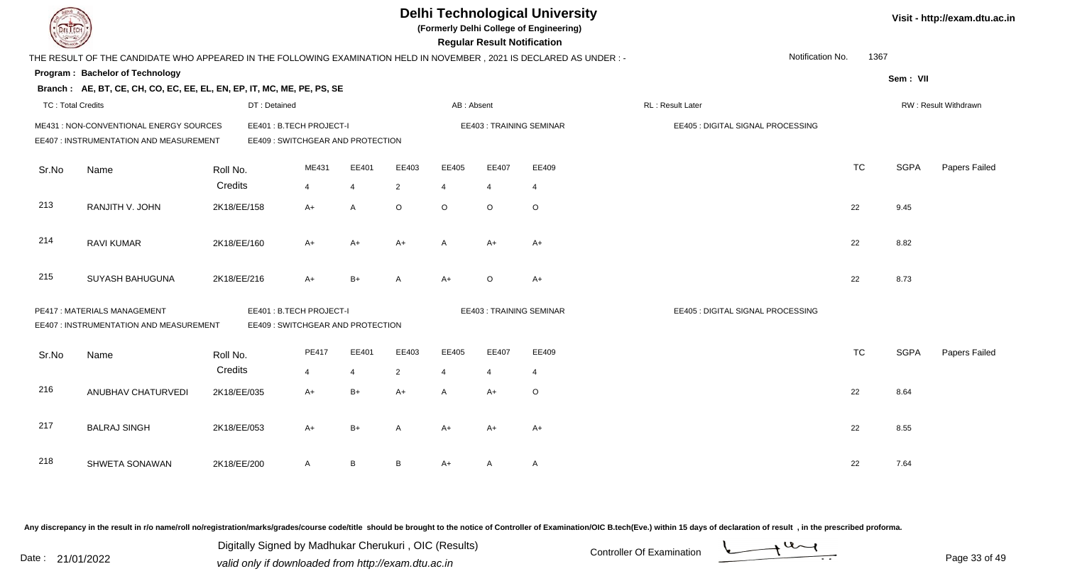# Delhi Technological University

**(Formerly Delhi College of Engineering)**

**Regular Result Notification**

Visit - http://exam.dtu.ac.in

THE RESULT OF THE CANDIDATE WHO APPEARED IN THE FOLLOWING EXAMINATION HELD IN NOVEMBER , 2021 IS DECLARED AS UNDER : -

Notification No. 1367

**Program : Bachelor of Technology**

**Sem : VII**

**Branch : AE, BT, CE, CH, CO, EC, EE, EL, EN, EP, IT, MC, ME, PE, PS, SE**

TC : Total Credits | DT : Detained | AB : Absent | RL : Result Later | RW : Result Withdrawn

ME431 : NON-CONVENTIONAL ENERGY SOURCES | EE401 : B.TECH PROJECT-I | EE403 : TRAINING SEMINAR | EE405 : DIGITAL SIGNAL PROCESSING | EE407 : INSTRUMENTATION AND MEASUREMENT | EE409 : SWITCHGEAR AND PROTECTION

| Sr.No | Name | Roll No. | ME431 | EE401 | EE403 | EE405 | EE407 | EE409 | TC | SGPA | Papers Failed |
|---|---|---|---|---|---|---|---|---|---|---|---|
| | | Credits | 4 | 4 | 2 | 4 | 4 | 4 | | | |
| 213 | RANJITH V. JOHN | 2K18/EE/158 | A+ | A | O | O | O | O | 22 | 9.45 | |
| 214 | RAVI KUMAR | 2K18/EE/160 | A+ | A+ | A+ | A | A+ | A+ | 22 | 8.82 | |
| 215 | SUYASH BAHUGUNA | 2K18/EE/216 | A+ | B+ | A | A+ | O | A+ | 22 | 8.73 | |

PE417 : MATERIALS MANAGEMENT | EE401 : B.TECH PROJECT-I | EE403 : TRAINING SEMINAR | EE405 : DIGITAL SIGNAL PROCESSING | EE407 : INSTRUMENTATION AND MEASUREMENT | EE409 : SWITCHGEAR AND PROTECTION

| Sr.No | Name | Roll No. | PE417 | EE401 | EE403 | EE405 | EE407 | EE409 | TC | SGPA | Papers Failed |
|---|---|---|---|---|---|---|---|---|---|---|---|
| | | Credits | 4 | 4 | 2 | 4 | 4 | 4 | | | |
| 216 | ANUBHAV CHATURVEDI | 2K18/EE/035 | A+ | B+ | A+ | A | A+ | O | 22 | 8.64 | |
| 217 | BALRAJ SINGH | 2K18/EE/053 | A+ | B+ | A | A+ | A+ | A+ | 22 | 8.55 | |
| 218 | SHWETA SONAWAN | 2K18/EE/200 | A | B | B | A+ | A | A | 22 | 7.64 | |

Any discrepancy in the result in r/o name/roll no/registration/marks/grades/course code/title should be brought to the notice of Controller of Examination/OIC B.tech(Eve.) within 15 days of declaration of result , in the prescribed proforma.

Date : 21/01/2022

Digitally Signed by Madhukar Cherukuri , OIC (Results)
valid only if downloaded from http://exam.dtu.ac.in

Controller Of Examination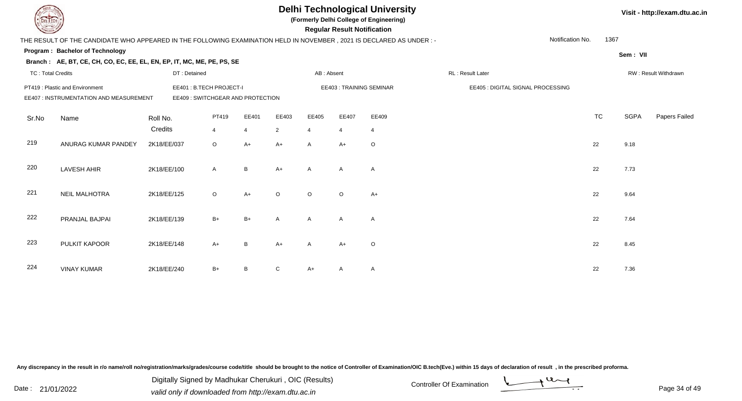# Delhi Technological University

**(Formerly Delhi College of Engineering)**

**Regular Result Notification**

Visit - http://exam.dtu.ac.in

THE RESULT OF THE CANDIDATE WHO APPEARED IN THE FOLLOWING EXAMINATION HELD IN NOVEMBER , 2021 IS DECLARED AS UNDER : -

Notification No. 1367

**Program : Bachelor of Technology**

**Sem : VII**

**Branch : AE, BT, CE, CH, CO, EC, EE, EL, EN, EP, IT, MC, ME, PE, PS, SE**

TC : Total Credits | DT : Detained | AB : Absent | RL : Result Later | RW : Result Withdrawn

PT419 : Plastic and Environment | EE401 : B.TECH PROJECT-I | EE403 : TRAINING SEMINAR | EE405 : DIGITAL SIGNAL PROCESSING
EE407 : INSTRUMENTATION AND MEASUREMENT | EE409 : SWITCHGEAR AND PROTECTION

| Sr.No | Name | Roll No. | PT419 | EE401 | EE403 | EE405 | EE407 | EE409 | TC | SGPA | Papers Failed |
|---|---|---|---|---|---|---|---|---|---|---|---|
| | | Credits | 4 | 4 | 2 | 4 | 4 | 4 | | | |
| 219 | ANURAG KUMAR PANDEY | 2K18/EE/037 | O | A+ | A+ | A | A+ | O | 22 | 9.18 | |
| 220 | LAVESH AHIR | 2K18/EE/100 | A | B | A+ | A | A | A | 22 | 7.73 | |
| 221 | NEIL MALHOTRA | 2K18/EE/125 | O | A+ | O | O | O | A+ | 22 | 9.64 | |
| 222 | PRANJAL BAJPAI | 2K18/EE/139 | B+ | B+ | A | A | A | A | 22 | 7.64 | |
| 223 | PULKIT KAPOOR | 2K18/EE/148 | A+ | B | A+ | A | A+ | O | 22 | 8.45 | |
| 224 | VINAY KUMAR | 2K18/EE/240 | B+ | B | C | A+ | A | A | 22 | 7.36 | |

Any discrepancy in the result in r/o name/roll no/registration/marks/grades/course code/title should be brought to the notice of Controller of Examination/OIC B.tech(Eve.) within 15 days of declaration of result , in the prescribed proforma.

Date : 21/01/2022

Digitally Signed by Madhukar Cherukuri , OIC (Results)
valid only if downloaded from http://exam.dtu.ac.in

Controller Of Examination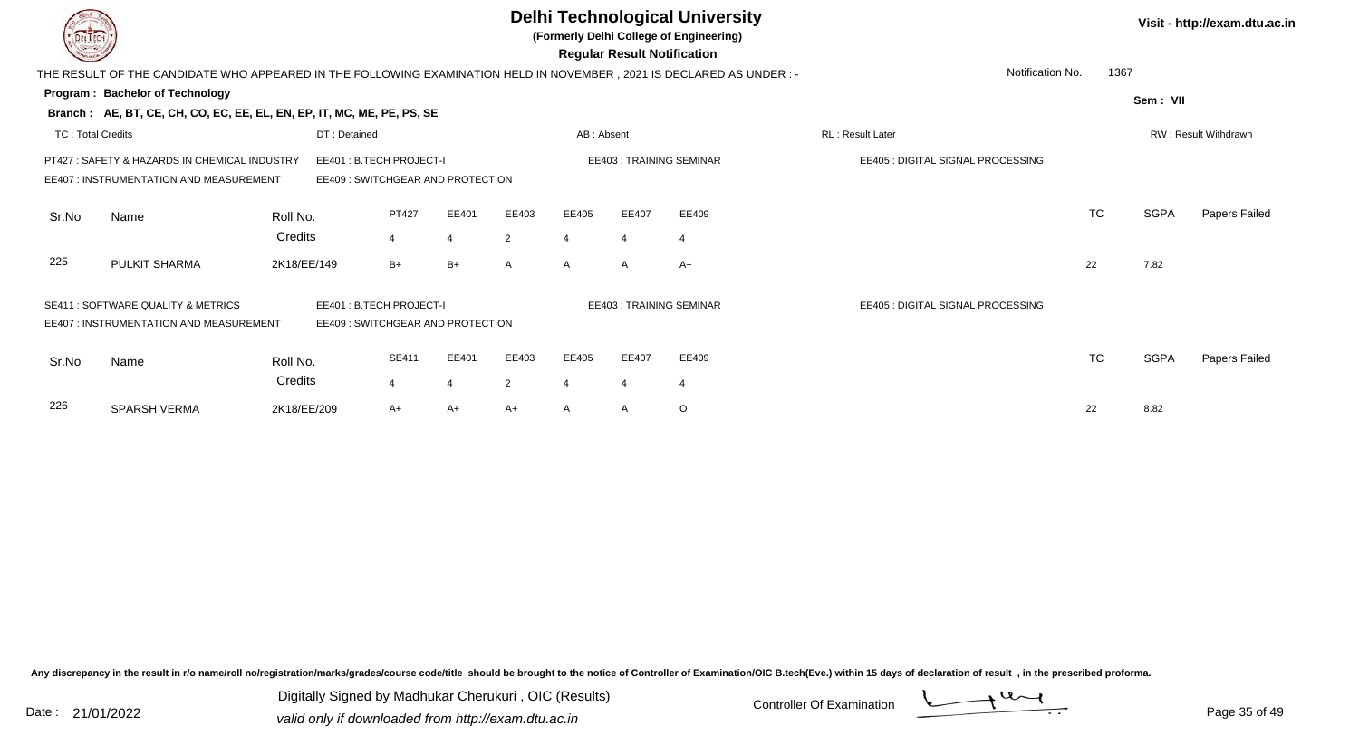# Delhi Technological University

**(Formerly Delhi College of Engineering)**

**Regular Result Notification**

Visit - http://exam.dtu.ac.in

THE RESULT OF THE CANDIDATE WHO APPEARED IN THE FOLLOWING EXAMINATION HELD IN NOVEMBER , 2021 IS DECLARED AS UNDER : -

Notification No. 1367

**Program : Bachelor of Technology**

**Sem : VII**

**Branch : AE, BT, CE, CH, CO, EC, EE, EL, EN, EP, IT, MC, ME, PE, PS, SE**

TC : Total Credits | DT : Detained | AB : Absent | RL : Result Later | RW : Result Withdrawn

PT427 : SAFETY & HAZARDS IN CHEMICAL INDUSTRY
EE401 : B.TECH PROJECT-I
EE403 : TRAINING SEMINAR
EE405 : DIGITAL SIGNAL PROCESSING
EE407 : INSTRUMENTATION AND MEASUREMENT
EE409 : SWITCHGEAR AND PROTECTION

| Sr.No | Name | Roll No. | PT427 | EE401 | EE403 | EE405 | EE407 | EE409 | TC | SGPA | Papers Failed |
|---|---|---|---|---|---|---|---|---|---|---|---|
| | | Credits | 4 | 4 | 2 | 4 | 4 | 4 | | | |
| 225 | PULKIT SHARMA | 2K18/EE/149 | B+ | B+ | A | A | A | A+ | 22 | 7.82 | |

SE411 : SOFTWARE QUALITY & METRICS
EE401 : B.TECH PROJECT-I
EE403 : TRAINING SEMINAR
EE405 : DIGITAL SIGNAL PROCESSING
EE407 : INSTRUMENTATION AND MEASUREMENT
EE409 : SWITCHGEAR AND PROTECTION

| Sr.No | Name | Roll No. | SE411 | EE401 | EE403 | EE405 | EE407 | EE409 | TC | SGPA | Papers Failed |
|---|---|---|---|---|---|---|---|---|---|---|---|
| | | Credits | 4 | 4 | 2 | 4 | 4 | 4 | | | |
| 226 | SPARSH VERMA | 2K18/EE/209 | A+ | A+ | A+ | A | A | O | 22 | 8.82 | |

Any discrepancy in the result in r/o name/roll no/registration/marks/grades/course code/title should be brought to the notice of Controller of Examination/OIC B.tech(Eve.) within 15 days of declaration of result , in the prescribed proforma.

Date : 21/01/2022

Digitally Signed by Madhukar Cherukuri , OIC (Results)
valid only if downloaded from http://exam.dtu.ac.in

Controller Of Examination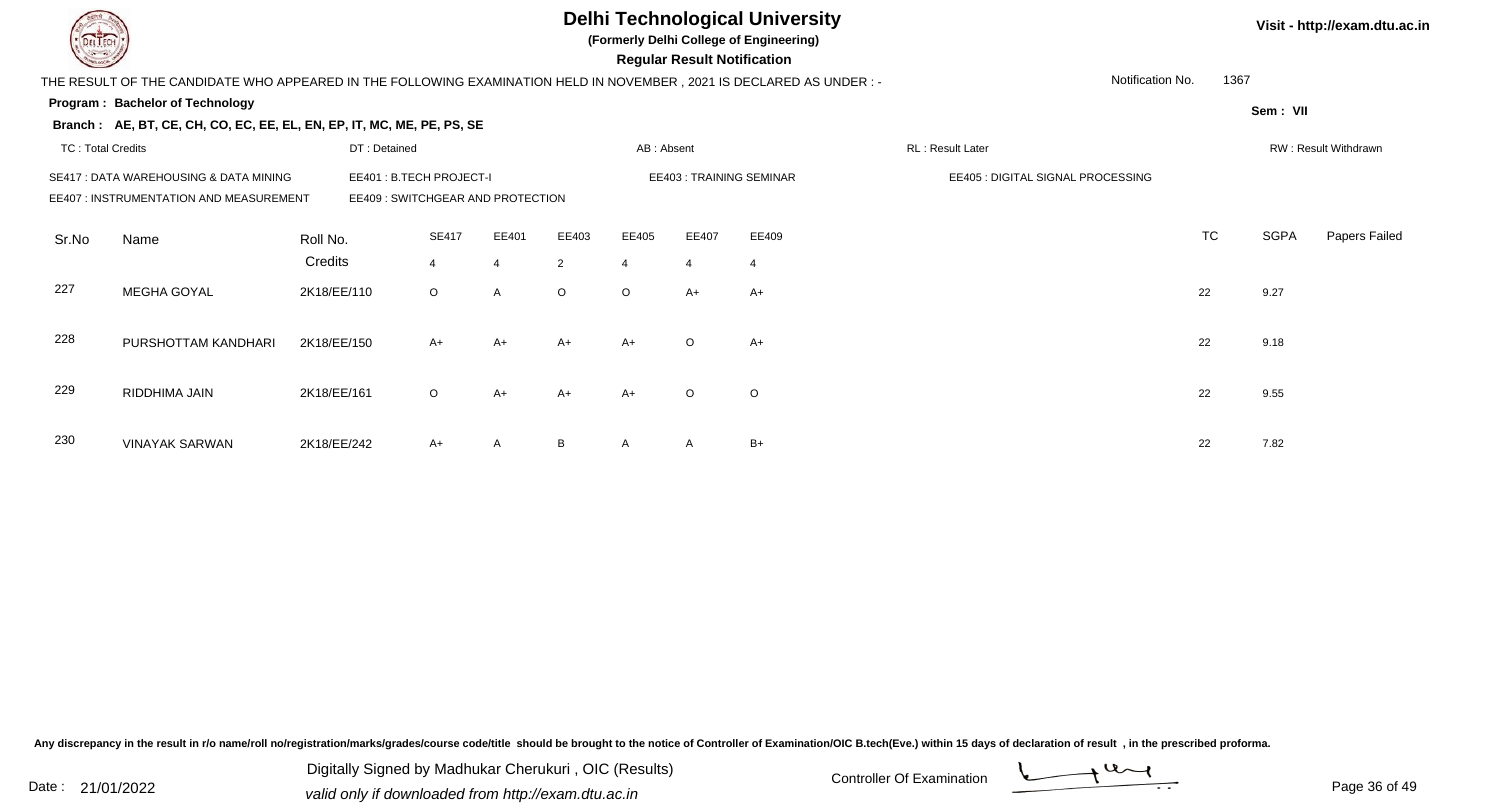# Delhi Technological University

**(Formerly Delhi College of Engineering)**

**Regular Result Notification**

Visit - http://exam.dtu.ac.in

THE RESULT OF THE CANDIDATE WHO APPEARED IN THE FOLLOWING EXAMINATION HELD IN NOVEMBER , 2021 IS DECLARED AS UNDER : -

Notification No. 1367

**Program : Bachelor of Technology**

Sem : VII

**Branch : AE, BT, CE, CH, CO, EC, EE, EL, EN, EP, IT, MC, ME, PE, PS, SE**

TC : Total Credits | DT : Detained | AB : Absent | RL : Result Later | RW : Result Withdrawn

SE417 : DATA WAREHOUSING & DATA MINING | EE401 : B.TECH PROJECT-I | EE403 : TRAINING SEMINAR | EE405 : DIGITAL SIGNAL PROCESSING
EE407 : INSTRUMENTATION AND MEASUREMENT | EE409 : SWITCHGEAR AND PROTECTION

| Sr.No | Name | Roll No. | SE417 | EE401 | EE403 | EE405 | EE407 | EE409 | TC | SGPA | Papers Failed |
|---|---|---|---|---|---|---|---|---|---|---|---|
| | | Credits | 4 | 4 | 2 | 4 | 4 | 4 | | | |
| 227 | MEGHA GOYAL | 2K18/EE/110 | O | A | O | O | A+ | A+ | 22 | 9.27 | |
| 228 | PURSHOTTAM KANDHARI | 2K18/EE/150 | A+ | A+ | A+ | A+ | O | A+ | 22 | 9.18 | |
| 229 | RIDDHIMA JAIN | 2K18/EE/161 | O | A+ | A+ | A+ | O | O | 22 | 9.55 | |
| 230 | VINAYAK SARWAN | 2K18/EE/242 | A+ | A | B | A | A | B+ | 22 | 7.82 | |

Any discrepancy in the result in r/o name/roll no/registration/marks/grades/course code/title should be brought to the notice of Controller of Examination/OIC B.tech(Eve.) within 15 days of declaration of result , in the prescribed proforma.

Date : 21/01/2022

Digitally Signed by Madhukar Cherukuri , OIC (Results)
valid only if downloaded from http://exam.dtu.ac.in

Controller Of Examination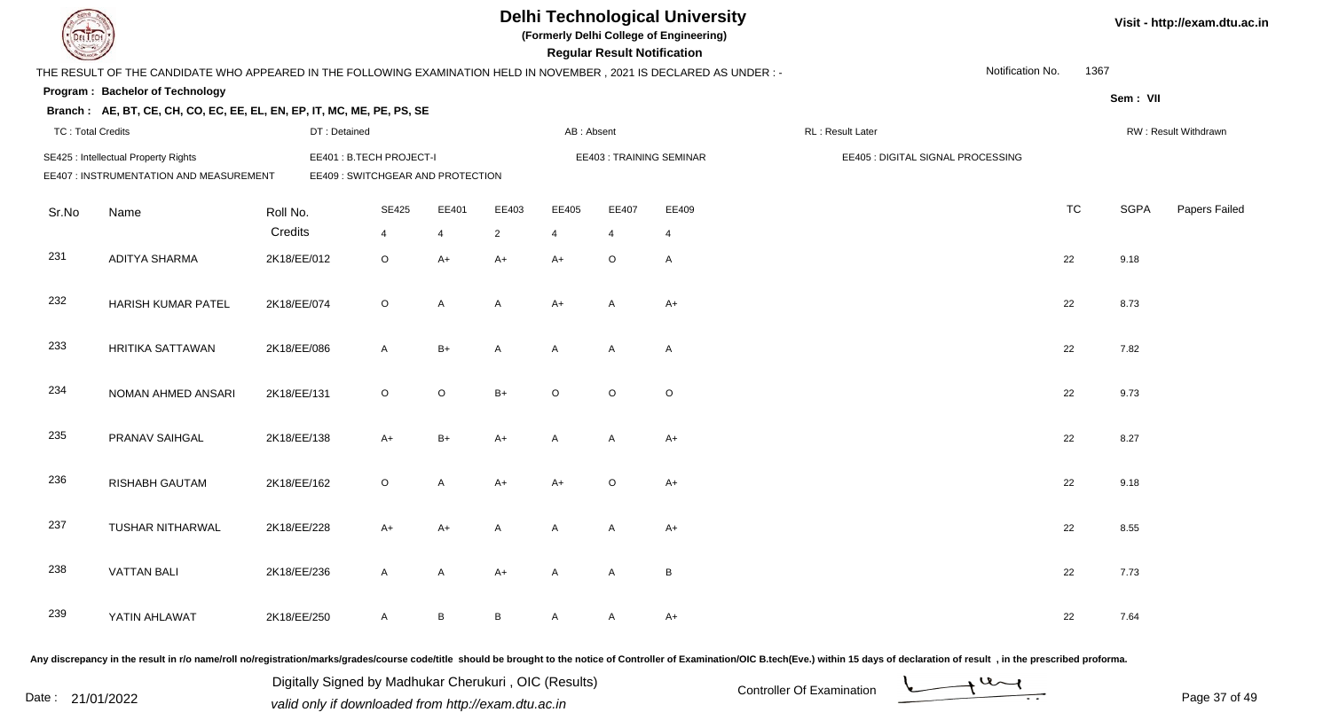# Delhi Technological University

**(Formerly Delhi College of Engineering)**

**Regular Result Notification**

Visit - http://exam.dtu.ac.in

THE RESULT OF THE CANDIDATE WHO APPEARED IN THE FOLLOWING EXAMINATION HELD IN NOVEMBER , 2021 IS DECLARED AS UNDER : -

Notification No. 1367

**Program : Bachelor of Technology**

**Sem : VII**

**Branch : AE, BT, CE, CH, CO, EC, EE, EL, EN, EP, IT, MC, ME, PE, PS, SE**

TC : Total Credits | DT : Detained | AB : Absent | RL : Result Later | RW : Result Withdrawn

SE425 : Intellectual Property Rights | EE401 : B.TECH PROJECT-I | EE403 : TRAINING SEMINAR | EE405 : DIGITAL SIGNAL PROCESSING

EE407 : INSTRUMENTATION AND MEASUREMENT | EE409 : SWITCHGEAR AND PROTECTION

| Sr.No | Name | Roll No. | SE425 | EE401 | EE403 | EE405 | EE407 | EE409 | TC | SGPA | Papers Failed |
|---|---|---|---|---|---|---|---|---|---|---|---|
| | | Credits | 4 | 4 | 2 | 4 | 4 | 4 | | | |
| 231 | ADITYA SHARMA | 2K18/EE/012 | O | A+ | A+ | A+ | O | A | 22 | 9.18 | |
| 232 | HARISH KUMAR PATEL | 2K18/EE/074 | O | A | A | A+ | A | A+ | 22 | 8.73 | |
| 233 | HRITIKA SATTAWAN | 2K18/EE/086 | A | B+ | A | A | A | A | 22 | 7.82 | |
| 234 | NOMAN AHMED ANSARI | 2K18/EE/131 | O | O | B+ | O | O | O | 22 | 9.73 | |
| 235 | PRANAV SAIHGAL | 2K18/EE/138 | A+ | B+ | A+ | A | A | A+ | 22 | 8.27 | |
| 236 | RISHABH GAUTAM | 2K18/EE/162 | O | A | A+ | A+ | O | A+ | 22 | 9.18 | |
| 237 | TUSHAR NITHARWAL | 2K18/EE/228 | A+ | A+ | A | A | A | A+ | 22 | 8.55 | |
| 238 | VATTAN BALI | 2K18/EE/236 | A | A | A+ | A | A | B | 22 | 7.73 | |
| 239 | YATIN AHLAWAT | 2K18/EE/250 | A | B | B | A | A | A+ | 22 | 7.64 | |

Any discrepancy in the result in r/o name/roll no/registration/marks/grades/course code/title should be brought to the notice of Controller of Examination/OIC B.tech(Eve.) within 15 days of declaration of result , in the prescribed proforma.

Date : 21/01/2022

Digitally Signed by Madhukar Cherukuri , OIC (Results)
valid only if downloaded from http://exam.dtu.ac.in

Controller Of Examination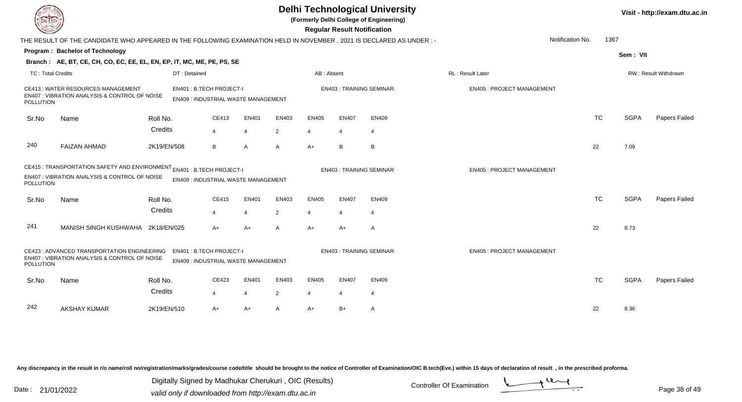# Delhi Technological University

**(Formerly Delhi College of Engineering)**

**Regular Result Notification**

Visit - http://exam.dtu.ac.in

THE RESULT OF THE CANDIDATE WHO APPEARED IN THE FOLLOWING EXAMINATION HELD IN NOVEMBER , 2021 IS DECLARED AS UNDER : -

Notification No. 1367

**Program : Bachelor of Technology**

Sem : VII

**Branch : AE, BT, CE, CH, CO, EC, EE, EL, EN, EP, IT, MC, ME, PE, PS, SE**

TC : Total Credits | DT : Detained | AB : Absent | RL : Result Later | RW : Result Withdrawn

CE413 : WATER RESOURCES MANAGEMENT
EN401 : B.TECH PROJECT-I
EN403 : TRAINING SEMINAR
EN405 : PROJECT MANAGEMENT
EN407 : VIBRATION ANALYSIS & CONTROL OF NOISE POLLUTION
EN409 : INDUSTRIAL WASTE MANAGEMENT

| Sr.No | Name | Roll No. | CE413 | EN401 | EN403 | EN405 | EN407 | EN409 | TC | SGPA | Papers Failed |
|---|---|---|---|---|---|---|---|---|---|---|---|
| | | Credits | 4 | 4 | 2 | 4 | 4 | 4 | | | |
| 240 | FAIZAN AHMAD | 2K19/EN/508 | B | A | A | A+ | B | B | 22 | 7.09 | |

CE415 : TRANSPORTATION SAFETY AND ENVIRONMENT
EN401 : B.TECH PROJECT-I
EN403 : TRAINING SEMINAR
EN405 : PROJECT MANAGEMENT
EN407 : VIBRATION ANALYSIS & CONTROL OF NOISE POLLUTION
EN409 : INDUSTRIAL WASTE MANAGEMENT

| Sr.No | Name | Roll No. | CE415 | EN401 | EN403 | EN405 | EN407 | EN409 | TC | SGPA | Papers Failed |
|---|---|---|---|---|---|---|---|---|---|---|---|
| | | Credits | 4 | 4 | 2 | 4 | 4 | 4 | | | |
| 241 | MANISH SINGH KUSHWAHA | 2K18/EN/025 | A+ | A+ | A | A+ | A+ | A | 22 | 8.73 | |

CE423 : ADVANCED TRANSPORTATION ENGINEERING
EN401 : B.TECH PROJECT-I
EN403 : TRAINING SEMINAR
EN405 : PROJECT MANAGEMENT
EN407 : VIBRATION ANALYSIS & CONTROL OF NOISE POLLUTION
EN409 : INDUSTRIAL WASTE MANAGEMENT

| Sr.No | Name | Roll No. | CE423 | EN401 | EN403 | EN405 | EN407 | EN409 | TC | SGPA | Papers Failed |
|---|---|---|---|---|---|---|---|---|---|---|---|
| | | Credits | 4 | 4 | 2 | 4 | 4 | 4 | | | |
| 242 | AKSHAY KUMAR | 2K19/EN/510 | A+ | A+ | A | A+ | B+ | A | 22 | 8.36 | |

Any discrepancy in the result in r/o name/roll no/registration/marks/grades/course code/title should be brought to the notice of Controller of Examination/OIC B.tech(Eve.) within 15 days of declaration of result , in the prescribed proforma.

Date : 21/01/2022

Digitally Signed by Madhukar Cherukuri , OIC (Results)
valid only if downloaded from http://exam.dtu.ac.in

Controller Of Examination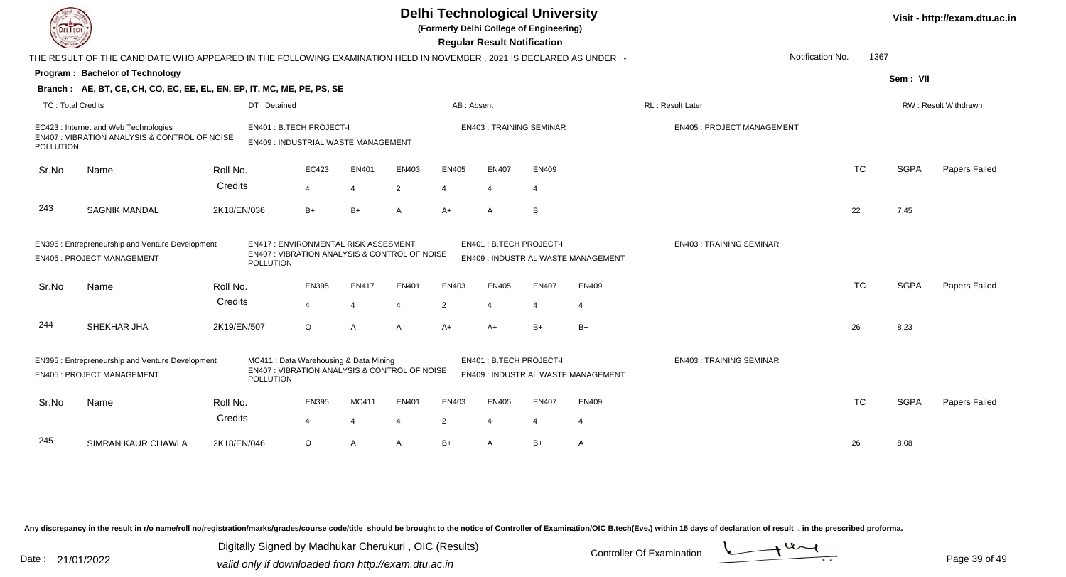# Delhi Technological University

(Formerly Delhi College of Engineering)

**Regular Result Notification**

Visit - http://exam.dtu.ac.in

THE RESULT OF THE CANDIDATE WHO APPEARED IN THE FOLLOWING EXAMINATION HELD IN NOVEMBER , 2021 IS DECLARED AS UNDER : -

Notification No. 1367

**Program : Bachelor of Technology**

Sem : VII

**Branch : AE, BT, CE, CH, CO, EC, EE, EL, EN, EP, IT, MC, ME, PE, PS, SE**

TC : Total Credits | DT : Detained | AB : Absent | RL : Result Later | RW : Result Withdrawn

EC423 : Internet and Web Technologies
EN407 : VIBRATION ANALYSIS & CONTROL OF NOISE POLLUTION
EN401 : B.TECH PROJECT-I
EN409 : INDUSTRIAL WASTE MANAGEMENT
EN403 : TRAINING SEMINAR
EN405 : PROJECT MANAGEMENT

| Sr.No | Name | Roll No. | EC423 | EN401 | EN403 | EN405 | EN407 | EN409 | TC | SGPA | Papers Failed |
|---|---|---|---|---|---|---|---|---|---|---|---|
| | | Credits | 4 | 4 | 2 | 4 | 4 | 4 | | | |
| 243 | SAGNIK MANDAL | 2K18/EN/036 | B+ | B+ | A | A+ | A | B | 22 | 7.45 | |

EN395 : Entrepreneurship and Venture Development
EN405 : PROJECT MANAGEMENT
EN417 : ENVIRONMENTAL RISK ASSESMENT
EN407 : VIBRATION ANALYSIS & CONTROL OF NOISE POLLUTION
EN401 : B.TECH PROJECT-I
EN409 : INDUSTRIAL WASTE MANAGEMENT
EN403 : TRAINING SEMINAR

| Sr.No | Name | Roll No. | EN395 | EN417 | EN401 | EN403 | EN405 | EN407 | EN409 | TC | SGPA | Papers Failed |
|---|---|---|---|---|---|---|---|---|---|---|---|---|
| | | Credits | 4 | 4 | 4 | 2 | 4 | 4 | 4 | | | |
| 244 | SHEKHAR JHA | 2K19/EN/507 | O | A | A | A+ | A+ | B+ | B+ | 26 | 8.23 | |

EN395 : Entrepreneurship and Venture Development
EN405 : PROJECT MANAGEMENT
MC411 : Data Warehousing & Data Mining
EN407 : VIBRATION ANALYSIS & CONTROL OF NOISE POLLUTION
EN401 : B.TECH PROJECT-I
EN409 : INDUSTRIAL WASTE MANAGEMENT
EN403 : TRAINING SEMINAR

| Sr.No | Name | Roll No. | EN395 | MC411 | EN401 | EN403 | EN405 | EN407 | EN409 | TC | SGPA | Papers Failed |
|---|---|---|---|---|---|---|---|---|---|---|---|---|
| | | Credits | 4 | 4 | 4 | 2 | 4 | 4 | 4 | | | |
| 245 | SIMRAN KAUR CHAWLA | 2K18/EN/046 | O | A | A | B+ | A | B+ | A | 26 | 8.08 | |

Any discrepancy in the result in r/o name/roll no/registration/marks/grades/course code/title should be brought to the notice of Controller of Examination/OIC B.tech(Eve.) within 15 days of declaration of result , in the prescribed proforma.

Date : 21/01/2022

Digitally Signed by Madhukar Cherukuri , OIC (Results)
valid only if downloaded from http://exam.dtu.ac.in

Controller Of Examination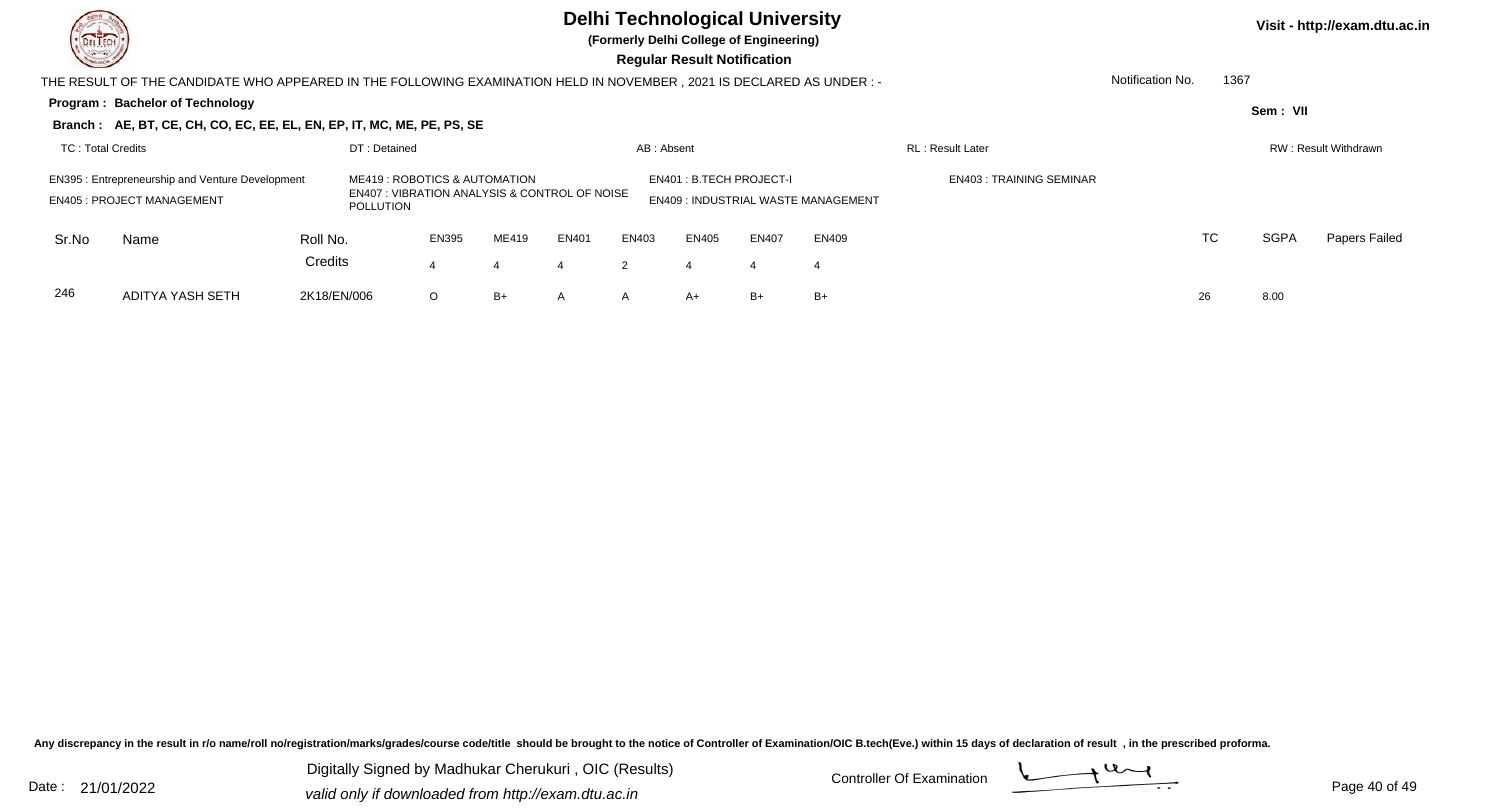# Delhi Technological University

**(Formerly Delhi College of Engineering)**

**Regular Result Notification**

Visit - http://exam.dtu.ac.in

THE RESULT OF THE CANDIDATE WHO APPEARED IN THE FOLLOWING EXAMINATION HELD IN NOVEMBER , 2021 IS DECLARED AS UNDER : -

Notification No. 1367

**Program : Bachelor of Technology**

**Sem : VII**

**Branch : AE, BT, CE, CH, CO, EC, EE, EL, EN, EP, IT, MC, ME, PE, PS, SE**

TC : Total Credits | DT : Detained | AB : Absent | RL : Result Later | RW : Result Withdrawn

EN395 : Entrepreneurship and Venture Development
EN405 : PROJECT MANAGEMENT
ME419 : ROBOTICS & AUTOMATION
EN407 : VIBRATION ANALYSIS & CONTROL OF NOISE POLLUTION
EN401 : B.TECH PROJECT-I
EN409 : INDUSTRIAL WASTE MANAGEMENT
EN403 : TRAINING SEMINAR

| Sr.No | Name | Roll No. | EN395 | ME419 | EN401 | EN403 | EN405 | EN407 | EN409 | TC | SGPA | Papers Failed |
|---|---|---|---|---|---|---|---|---|---|---|---|---|
| | | Credits | 4 | 4 | 4 | 2 | 4 | 4 | 4 | | | |
| 246 | ADITYA YASH SETH | 2K18/EN/006 | O | B+ | A | A | A+ | B+ | B+ | 26 | 8.00 | |

Any discrepancy in the result in r/o name/roll no/registration/marks/grades/course code/title should be brought to the notice of Controller of Examination/OIC B.tech(Eve.) within 15 days of declaration of result , in the prescribed proforma.

Date : 21/01/2022

Digitally Signed by Madhukar Cherukuri , OIC (Results)
valid only if downloaded from http://exam.dtu.ac.in

Controller Of Examination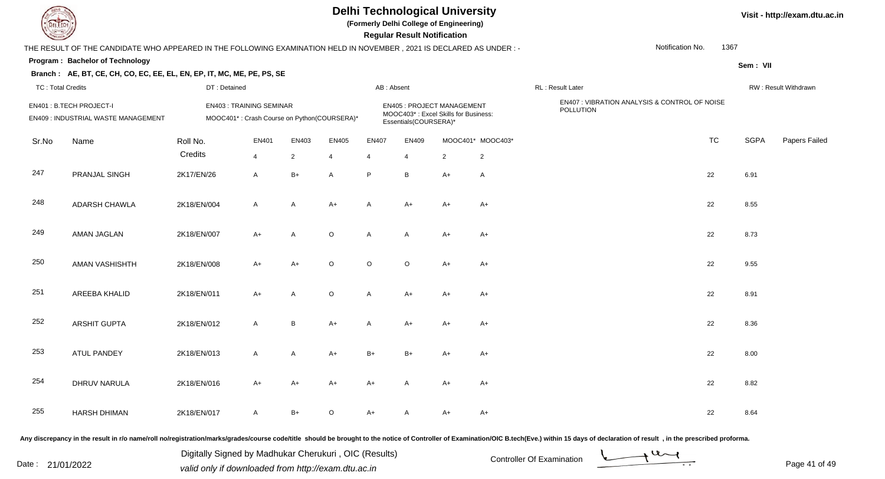# Delhi Technological University

**(Formerly Delhi College of Engineering)**

**Regular Result Notification**

Visit - http://exam.dtu.ac.in

THE RESULT OF THE CANDIDATE WHO APPEARED IN THE FOLLOWING EXAMINATION HELD IN NOVEMBER , 2021 IS DECLARED AS UNDER : -

Notification No. 1367

**Program : Bachelor of Technology**

Sem : VII

**Branch : AE, BT, CE, CH, CO, EC, EE, EL, EN, EP, IT, MC, ME, PE, PS, SE**

TC : Total Credits | DT : Detained | AB : Absent | RL : Result Later | RW : Result Withdrawn

EN401 : B.TECH PROJECT-I
EN403 : TRAINING SEMINAR
EN405 : PROJECT MANAGEMENT
EN407 : VIBRATION ANALYSIS & CONTROL OF NOISE POLLUTION
EN409 : INDUSTRIAL WASTE MANAGEMENT
MOOC401* : Crash Course on Python(COURSERA)*
MOOC403* : Excel Skills for Business: Essentials(COURSERA)*

| Sr.No | Name | Roll No. | EN401 | EN403 | EN405 | EN407 | EN409 | MOOC401* | MOOC403* | TC | SGPA | Papers Failed |
|---|---|---|---|---|---|---|---|---|---|---|---|---|
| | | Credits | 4 | 2 | 4 | 4 | 4 | 2 | 2 | | | |
| 247 | PRANJAL SINGH | 2K17/EN/26 | A | B+ | A | P | B | A+ | A | 22 | 6.91 | |
| 248 | ADARSH CHAWLA | 2K18/EN/004 | A | A | A+ | A | A+ | A+ | A+ | 22 | 8.55 | |
| 249 | AMAN JAGLAN | 2K18/EN/007 | A+ | A | O | A | A | A+ | A+ | 22 | 8.73 | |
| 250 | AMAN VASHISHTH | 2K18/EN/008 | A+ | A+ | O | O | O | A+ | A+ | 22 | 9.55 | |
| 251 | AREEBA KHALID | 2K18/EN/011 | A+ | A | O | A | A+ | A+ | A+ | 22 | 8.91 | |
| 252 | ARSHIT GUPTA | 2K18/EN/012 | A | B | A+ | A | A+ | A+ | A+ | 22 | 8.36 | |
| 253 | ATUL PANDEY | 2K18/EN/013 | A | A | A+ | B+ | B+ | A+ | A+ | 22 | 8.00 | |
| 254 | DHRUV NARULA | 2K18/EN/016 | A+ | A+ | A+ | A+ | A | A+ | A+ | 22 | 8.82 | |
| 255 | HARSH DHIMAN | 2K18/EN/017 | A | B+ | O | A+ | A | A+ | A+ | 22 | 8.64 | |

Any discrepancy in the result in r/o name/roll no/registration/marks/grades/course code/title should be brought to the notice of Controller of Examination/OIC B.tech(Eve.) within 15 days of declaration of result , in the prescribed proforma.

Date : 21/01/2022

Digitally Signed by Madhukar Cherukuri , OIC (Results)
valid only if downloaded from http://exam.dtu.ac.in

Controller Of Examination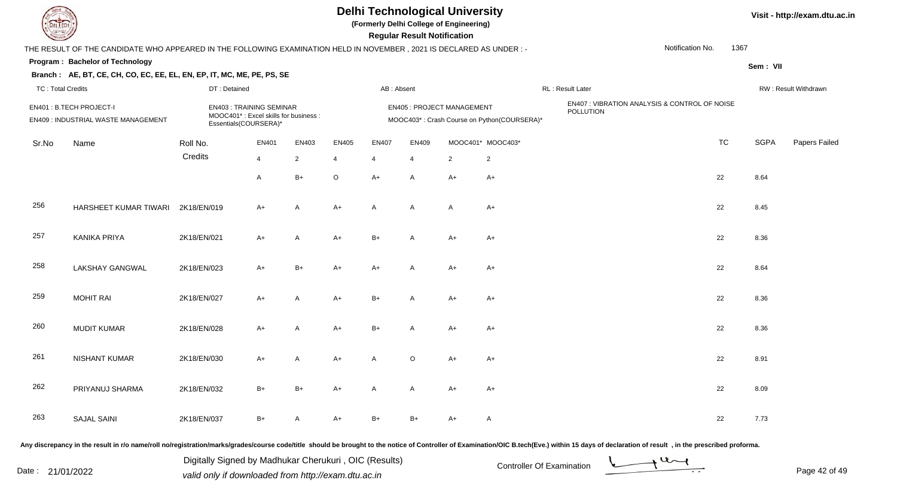# Delhi Technological University

**(Formerly Delhi College of Engineering)**

**Regular Result Notification**

Visit - http://exam.dtu.ac.in

THE RESULT OF THE CANDIDATE WHO APPEARED IN THE FOLLOWING EXAMINATION HELD IN NOVEMBER , 2021 IS DECLARED AS UNDER : -

Notification No. 1367

**Program : Bachelor of Technology**

**Sem : VII**

**Branch : AE, BT, CE, CH, CO, EC, EE, EL, EN, EP, IT, MC, ME, PE, PS, SE**

TC : Total Credits | DT : Detained | AB : Absent | RL : Result Later | RW : Result Withdrawn

EN401 : B.TECH PROJECT-I
EN403 : TRAINING SEMINAR
EN405 : PROJECT MANAGEMENT
EN407 : VIBRATION ANALYSIS & CONTROL OF NOISE POLLUTION
EN409 : INDUSTRIAL WASTE MANAGEMENT
MOOC401* : Excel skills for business : Essentials(COURSERA)*
MOOC403* : Crash Course on Python(COURSERA)*

| Sr.No | Name | Roll No. | EN401 | EN403 | EN405 | EN407 | EN409 | MOOC401* | MOOC403* | TC | SGPA | Papers Failed |
|---|---|---|---|---|---|---|---|---|---|---|---|---|
| | | Credits | 4 | 2 | 4 | 4 | 4 | 2 | 2 | | | |
| | | | A | B+ | O | A+ | A | A+ | A+ | 22 | 8.64 | |
| 256 | HARSHEET KUMAR TIWARI | 2K18/EN/019 | A+ | A | A+ | A | A | A | A+ | 22 | 8.45 | |
| 257 | KANIKA PRIYA | 2K18/EN/021 | A+ | A | A+ | B+ | A | A+ | A+ | 22 | 8.36 | |
| 258 | LAKSHAY GANGWAL | 2K18/EN/023 | A+ | B+ | A+ | A+ | A | A+ | A+ | 22 | 8.64 | |
| 259 | MOHIT RAI | 2K18/EN/027 | A+ | A | A+ | B+ | A | A+ | A+ | 22 | 8.36 | |
| 260 | MUDIT KUMAR | 2K18/EN/028 | A+ | A | A+ | B+ | A | A+ | A+ | 22 | 8.36 | |
| 261 | NISHANT KUMAR | 2K18/EN/030 | A+ | A | A+ | A | O | A+ | A+ | 22 | 8.91 | |
| 262 | PRIYANUJ SHARMA | 2K18/EN/032 | B+ | B+ | A+ | A | A | A+ | A+ | 22 | 8.09 | |
| 263 | SAJAL SAINI | 2K18/EN/037 | B+ | A | A+ | B+ | B+ | A+ | A | 22 | 7.73 | |

Any discrepancy in the result in r/o name/roll no/registration/marks/grades/course code/title should be brought to the notice of Controller of Examination/OIC B.tech(Eve.) within 15 days of declaration of result , in the prescribed proforma.

Date : 21/01/2022

Digitally Signed by Madhukar Cherukuri , OIC (Results)
valid only if downloaded from http://exam.dtu.ac.in

Controller Of Examination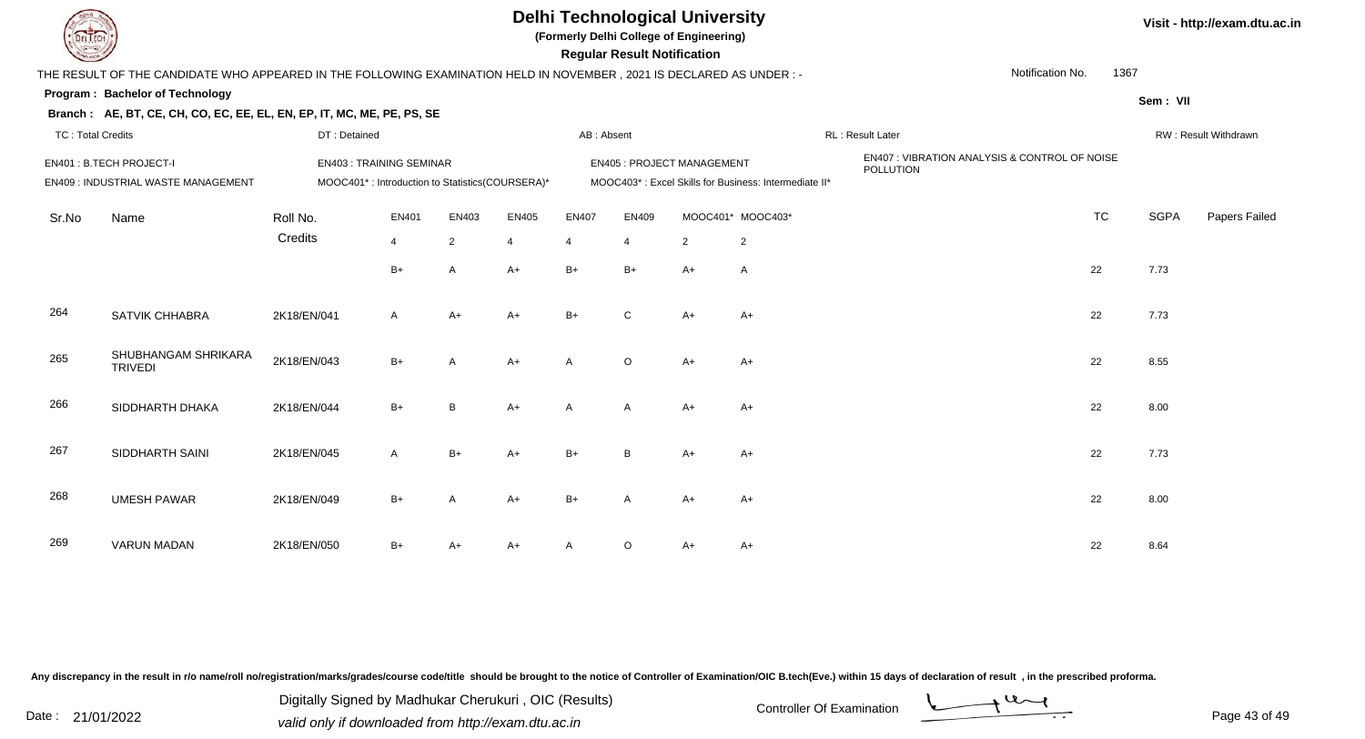# Delhi Technological University

**(Formerly Delhi College of Engineering)**

**Regular Result Notification**

Visit - http://exam.dtu.ac.in

THE RESULT OF THE CANDIDATE WHO APPEARED IN THE FOLLOWING EXAMINATION HELD IN NOVEMBER , 2021 IS DECLARED AS UNDER : -

Notification No. 1367

**Program : Bachelor of Technology**

**Sem : VII**

**Branch : AE, BT, CE, CH, CO, EC, EE, EL, EN, EP, IT, MC, ME, PE, PS, SE**

TC : Total Credits | DT : Detained | AB : Absent | RL : Result Later | RW : Result Withdrawn

EN401 : B.TECH PROJECT-I | EN403 : TRAINING SEMINAR | EN405 : PROJECT MANAGEMENT | EN407 : VIBRATION ANALYSIS & CONTROL OF NOISE POLLUTION

EN409 : INDUSTRIAL WASTE MANAGEMENT | MOOC401* : Introduction to Statistics(COURSERA)* | MOOC403* : Excel Skills for Business: Intermediate II*

| Sr.No | Name | Roll No. | EN401 | EN403 | EN405 | EN407 | EN409 | MOOC401* | MOOC403* | TC | SGPA | Papers Failed |
|---|---|---|---|---|---|---|---|---|---|---|---|---|
| | | Credits | 4 | 2 | 4 | 4 | 4 | 2 | 2 | | | |
| | | | B+ | A | A+ | B+ | B+ | A+ | A | 22 | 7.73 | |
| 264 | SATVIK CHHABRA | 2K18/EN/041 | A | A+ | A+ | B+ | C | A+ | A+ | 22 | 7.73 | |
| 265 | SHUBHANGAM SHRIKARA TRIVEDI | 2K18/EN/043 | B+ | A | A+ | A | O | A+ | A+ | 22 | 8.55 | |
| 266 | SIDDHARTH DHAKA | 2K18/EN/044 | B+ | B | A+ | A | A | A+ | A+ | 22 | 8.00 | |
| 267 | SIDDHARTH SAINI | 2K18/EN/045 | A | B+ | A+ | B+ | B | A+ | A+ | 22 | 7.73 | |
| 268 | UMESH PAWAR | 2K18/EN/049 | B+ | A | A+ | B+ | A | A+ | A+ | 22 | 8.00 | |
| 269 | VARUN MADAN | 2K18/EN/050 | B+ | A+ | A+ | A | O | A+ | A+ | 22 | 8.64 | |

Any discrepancy in the result in r/o name/roll no/registration/marks/grades/course code/title should be brought to the notice of Controller of Examination/OIC B.tech(Eve.) within 15 days of declaration of result , in the prescribed proforma.

Date : 21/01/2022

Digitally Signed by Madhukar Cherukuri , OIC (Results)
valid only if downloaded from http://exam.dtu.ac.in

Controller Of Examination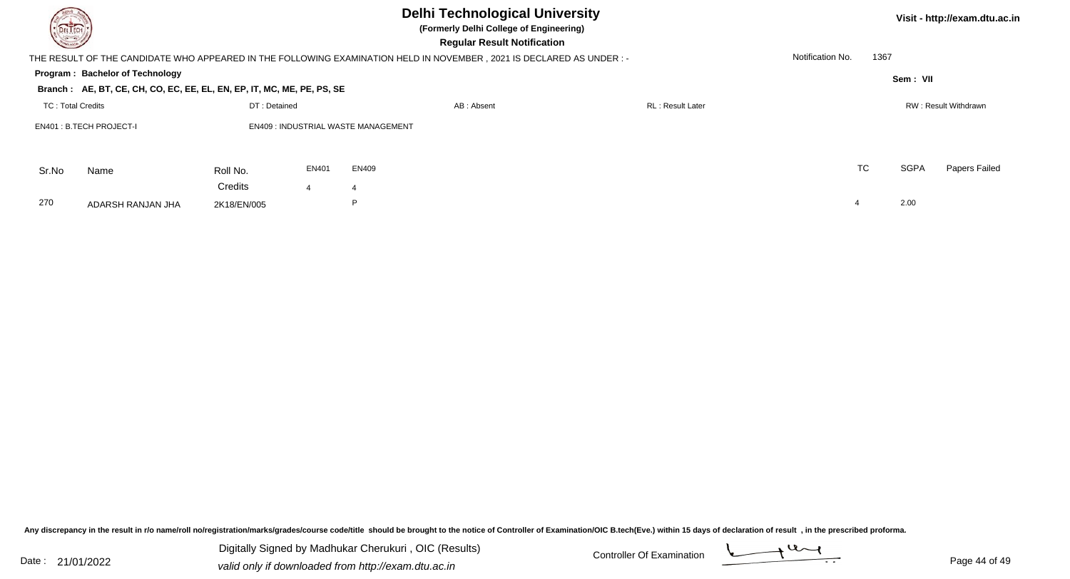# Delhi Technological University

**(Formerly Delhi College of Engineering)**

**Regular Result Notification**

Visit - http://exam.dtu.ac.in

THE RESULT OF THE CANDIDATE WHO APPEARED IN THE FOLLOWING EXAMINATION HELD IN NOVEMBER , 2021 IS DECLARED AS UNDER : -

Notification No. 1367

**Program : Bachelor of Technology**

Sem : VII

**Branch : AE, BT, CE, CH, CO, EC, EE, EL, EN, EP, IT, MC, ME, PE, PS, SE**

TC : Total Credits | DT : Detained | AB : Absent | RL : Result Later | RW : Result Withdrawn

EN401 : B.TECH PROJECT-I | EN409 : INDUSTRIAL WASTE MANAGEMENT

| Sr.No | Name | Roll No. | EN401 | EN409 | TC | SGPA | Papers Failed |
|---|---|---|---|---|---|---|---|
| | | Credits | 4 | 4 | | | |
| 270 | ADARSH RANJAN JHA | 2K18/EN/005 | | P | 4 | 2.00 | |

Any discrepancy in the result in r/o name/roll no/registration/marks/grades/course code/title should be brought to the notice of Controller of Examination/OIC B.tech(Eve.) within 15 days of declaration of result , in the prescribed proforma.

Date : 21/01/2022

Digitally Signed by Madhukar Cherukuri , OIC (Results)
valid only if downloaded from http://exam.dtu.ac.in

Controller Of Examination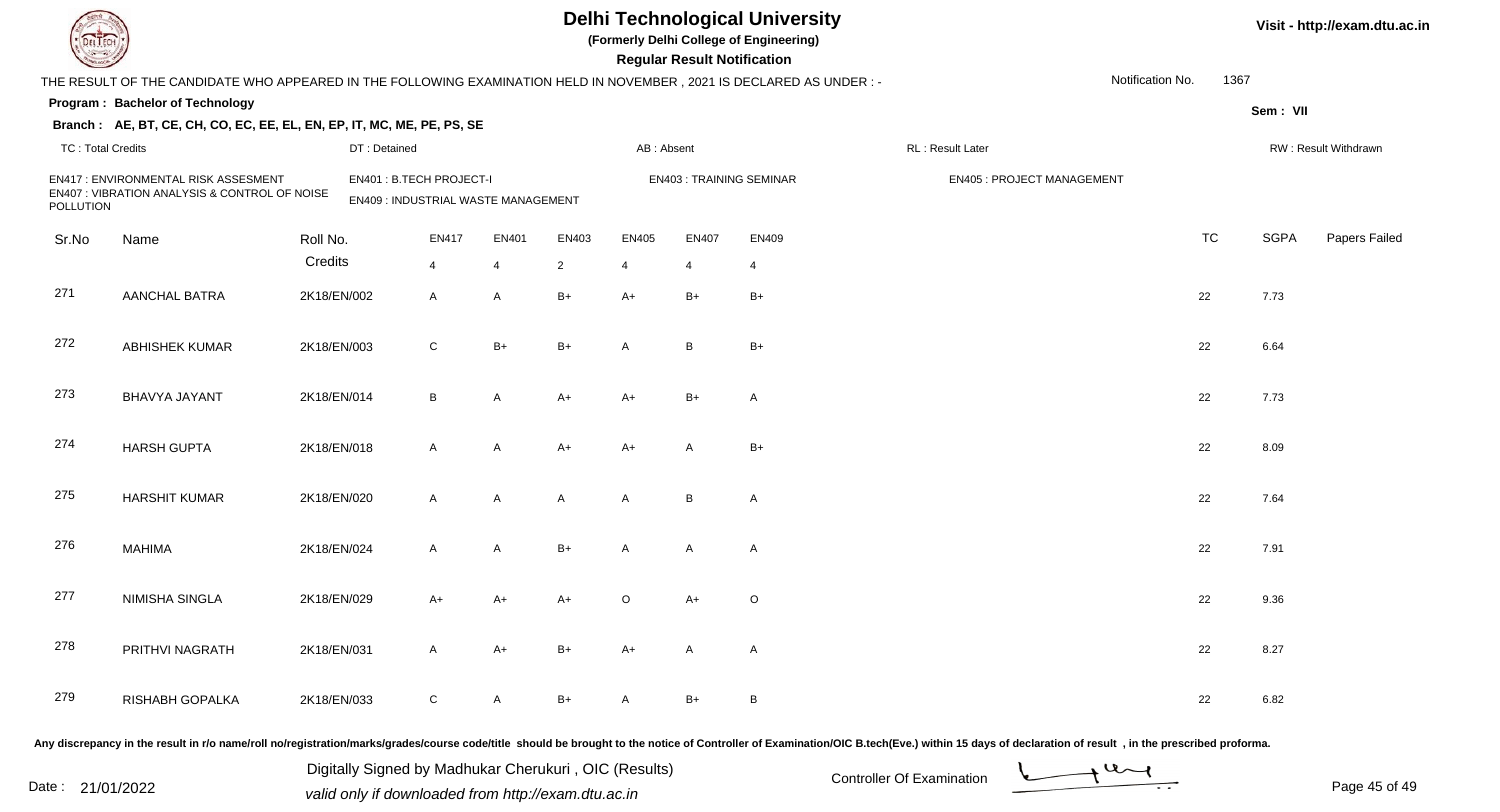# Delhi Technological University

(Formerly Delhi College of Engineering)

**Regular Result Notification**

Visit - http://exam.dtu.ac.in

THE RESULT OF THE CANDIDATE WHO APPEARED IN THE FOLLOWING EXAMINATION HELD IN NOVEMBER , 2021 IS DECLARED AS UNDER : -

Notification No. 1367

**Program : Bachelor of Technology**

Sem : VII

**Branch : AE, BT, CE, CH, CO, EC, EE, EL, EN, EP, IT, MC, ME, PE, PS, SE**

TC : Total Credits | DT : Detained | AB : Absent | RL : Result Later | RW : Result Withdrawn

EN417 : ENVIRONMENTAL RISK ASSESMENT
EN401 : B.TECH PROJECT-I
EN403 : TRAINING SEMINAR
EN405 : PROJECT MANAGEMENT
EN407 : VIBRATION ANALYSIS & CONTROL OF NOISE POLLUTION
EN409 : INDUSTRIAL WASTE MANAGEMENT

| Sr.No | Name | Roll No. | EN417 | EN401 | EN403 | EN405 | EN407 | EN409 | TC | SGPA | Papers Failed |
|---|---|---|---|---|---|---|---|---|---|---|---|
| | | Credits | 4 | 4 | 2 | 4 | 4 | 4 | | | |
| 271 | AANCHAL BATRA | 2K18/EN/002 | A | A | B+ | A+ | B+ | B+ | 22 | 7.73 | |
| 272 | ABHISHEK KUMAR | 2K18/EN/003 | C | B+ | B+ | A | B | B+ | 22 | 6.64 | |
| 273 | BHAVYA JAYANT | 2K18/EN/014 | B | A | A+ | A+ | B+ | A | 22 | 7.73 | |
| 274 | HARSH GUPTA | 2K18/EN/018 | A | A | A+ | A+ | A | B+ | 22 | 8.09 | |
| 275 | HARSHIT KUMAR | 2K18/EN/020 | A | A | A | A | B | A | 22 | 7.64 | |
| 276 | MAHIMA | 2K18/EN/024 | A | A | B+ | A | A | A | 22 | 7.91 | |
| 277 | NIMISHA SINGLA | 2K18/EN/029 | A+ | A+ | A+ | O | A+ | O | 22 | 9.36 | |
| 278 | PRITHVI NAGRATH | 2K18/EN/031 | A | A+ | B+ | A+ | A | A | 22 | 8.27 | |
| 279 | RISHABH GOPALKA | 2K18/EN/033 | C | A | B+ | A | B+ | B | 22 | 6.82 | |

Any discrepancy in the result in r/o name/roll no/registration/marks/grades/course code/title should be brought to the notice of Controller of Examination/OIC B.tech(Eve.) within 15 days of declaration of result , in the prescribed proforma.

Date : 21/01/2022

Digitally Signed by Madhukar Cherukuri , OIC (Results)
valid only if downloaded from http://exam.dtu.ac.in

Controller Of Examination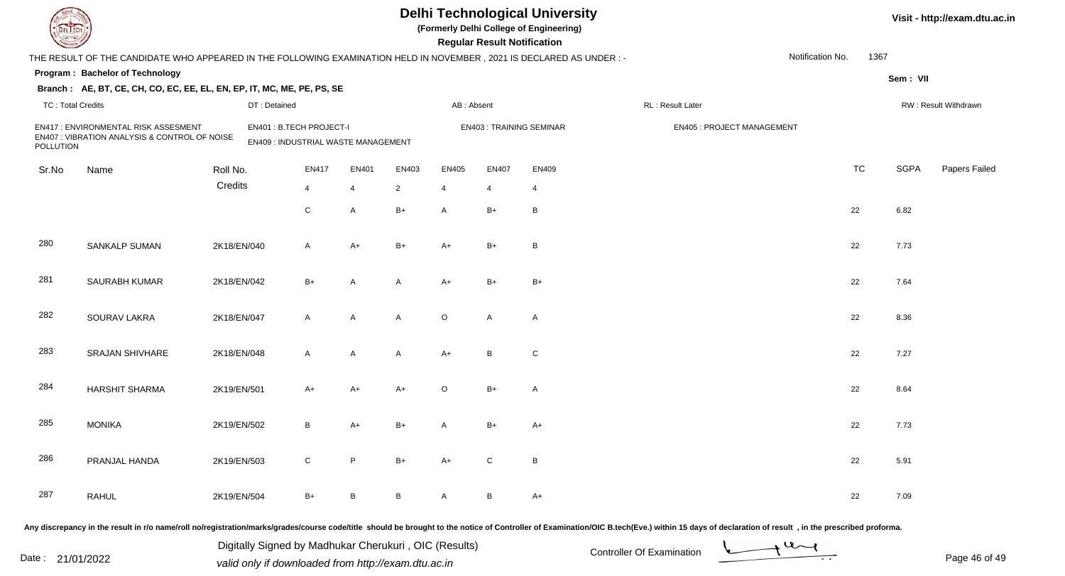# Delhi Technological University

**(Formerly Delhi College of Engineering)**

**Regular Result Notification**

THE RESULT OF THE CANDIDATE WHO APPEARED IN THE FOLLOWING EXAMINATION HELD IN NOVEMBER , 2021 IS DECLARED AS UNDER : -

Notification No. 1367

**Program : Bachelor of Technology**

**Sem : VII**

**Branch : AE, BT, CE, CH, CO, EC, EE, EL, EN, EP, IT, MC, ME, PE, PS, SE**

TC : Total Credits | DT : Detained | AB : Absent | RL : Result Later | RW : Result Withdrawn

EN417 : ENVIRONMENTAL RISK ASSESMENT
EN407 : VIBRATION ANALYSIS & CONTROL OF NOISE POLLUTION
EN401 : B.TECH PROJECT-I
EN409 : INDUSTRIAL WASTE MANAGEMENT
EN403 : TRAINING SEMINAR
EN405 : PROJECT MANAGEMENT

| Sr.No | Name | Roll No. | EN417 | EN401 | EN403 | EN405 | EN407 | EN409 | TC | SGPA | Papers Failed |
|---|---|---|---|---|---|---|---|---|---|---|---|
| | | Credits | 4 | 4 | 2 | 4 | 4 | 4 | | | |
| | | | C | A | B+ | A | B+ | B | 22 | 6.82 | |
| 280 | SANKALP SUMAN | 2K18/EN/040 | A | A+ | B+ | A+ | B+ | B | 22 | 7.73 | |
| 281 | SAURABH KUMAR | 2K18/EN/042 | B+ | A | A | A+ | B+ | B+ | 22 | 7.64 | |
| 282 | SOURAV LAKRA | 2K18/EN/047 | A | A | A | O | A | A | 22 | 8.36 | |
| 283 | SRAJAN SHIVHARE | 2K18/EN/048 | A | A | A | A+ | B | C | 22 | 7.27 | |
| 284 | HARSHIT SHARMA | 2K19/EN/501 | A+ | A+ | A+ | O | B+ | A | 22 | 8.64 | |
| 285 | MONIKA | 2K19/EN/502 | B | A+ | B+ | A | B+ | A+ | 22 | 7.73 | |
| 286 | PRANJAL HANDA | 2K19/EN/503 | C | P | B+ | A+ | C | B | 22 | 5.91 | |
| 287 | RAHUL | 2K19/EN/504 | B+ | B | B | A | B | A+ | 22 | 7.09 | |

Any discrepancy in the result in r/o name/roll no/registration/marks/grades/course code/title should be brought to the notice of Controller of Examination/OIC B.tech(Eve.) within 15 days of declaration of result , in the prescribed proforma.

Date : 21/01/2022

Digitally Signed by Madhukar Cherukuri , OIC (Results)
valid only if downloaded from http://exam.dtu.ac.in

Controller Of Examination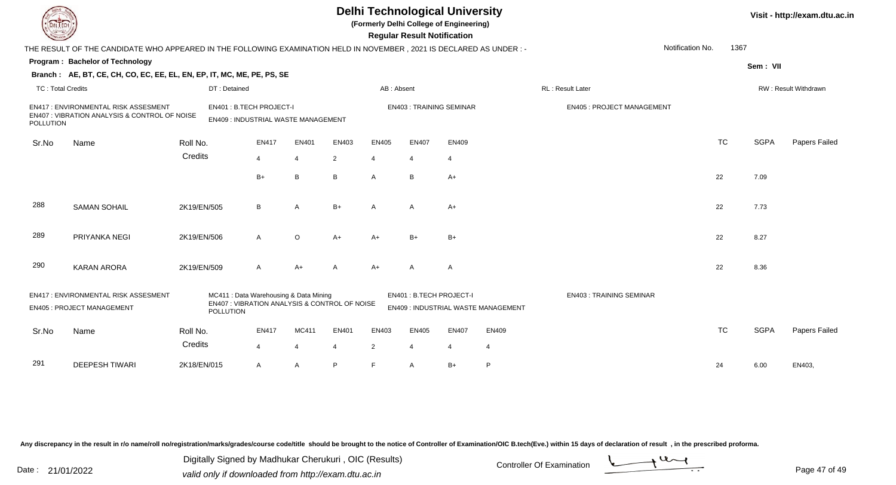# Delhi Technological University

(Formerly Delhi College of Engineering)

**Regular Result Notification**

Visit - http://exam.dtu.ac.in

THE RESULT OF THE CANDIDATE WHO APPEARED IN THE FOLLOWING EXAMINATION HELD IN NOVEMBER , 2021 IS DECLARED AS UNDER : - Notification No. 1367

**Program : Bachelor of Technology**

**Sem : VII**

**Branch : AE, BT, CE, CH, CO, EC, EE, EL, EN, EP, IT, MC, ME, PE, PS, SE**

TC : Total Credits | DT : Detained | AB : Absent | RL : Result Later | RW : Result Withdrawn

EN417 : ENVIRONMENTAL RISK ASSESMENT
EN407 : VIBRATION ANALYSIS & CONTROL OF NOISE POLLUTION
EN401 : B.TECH PROJECT-I
EN409 : INDUSTRIAL WASTE MANAGEMENT
EN403 : TRAINING SEMINAR
EN405 : PROJECT MANAGEMENT

| Sr.No | Name | Roll No. | EN417 | EN401 | EN403 | EN405 | EN407 | EN409 | TC | SGPA | Papers Failed |
|---|---|---|---|---|---|---|---|---|---|---|---|
| | | Credits | 4 | 4 | 2 | 4 | 4 | 4 | | | |
| | | | B+ | B | B | A | B | A+ | 22 | 7.09 | |
| 288 | SAMAN SOHAIL | 2K19/EN/505 | B | A | B+ | A | A | A+ | 22 | 7.73 | |
| 289 | PRIYANKA NEGI | 2K19/EN/506 | A | O | A+ | A+ | B+ | B+ | 22 | 8.27 | |
| 290 | KARAN ARORA | 2K19/EN/509 | A | A+ | A | A+ | A | A | 22 | 8.36 | |

EN417 : ENVIRONMENTAL RISK ASSESMENT
EN405 : PROJECT MANAGEMENT
MC411 : Data Warehousing & Data Mining
EN407 : VIBRATION ANALYSIS & CONTROL OF NOISE POLLUTION
EN401 : B.TECH PROJECT-I
EN409 : INDUSTRIAL WASTE MANAGEMENT
EN403 : TRAINING SEMINAR

| Sr.No | Name | Roll No. | EN417 | MC411 | EN401 | EN403 | EN405 | EN407 | EN409 | TC | SGPA | Papers Failed |
|---|---|---|---|---|---|---|---|---|---|---|---|---|
| | | Credits | 4 | 4 | 4 | 2 | 4 | 4 | 4 | | | |
| 291 | DEEPESH TIWARI | 2K18/EN/015 | A | A | P | F | A | B+ | P | 24 | 6.00 | EN403, |

Any discrepancy in the result in r/o name/roll no/registration/marks/grades/course code/title should be brought to the notice of Controller of Examination/OIC B.tech(Eve.) within 15 days of declaration of result , in the prescribed proforma.

Date : 21/01/2022

Digitally Signed by Madhukar Cherukuri , OIC (Results)
valid only if downloaded from http://exam.dtu.ac.in

Controller Of Examination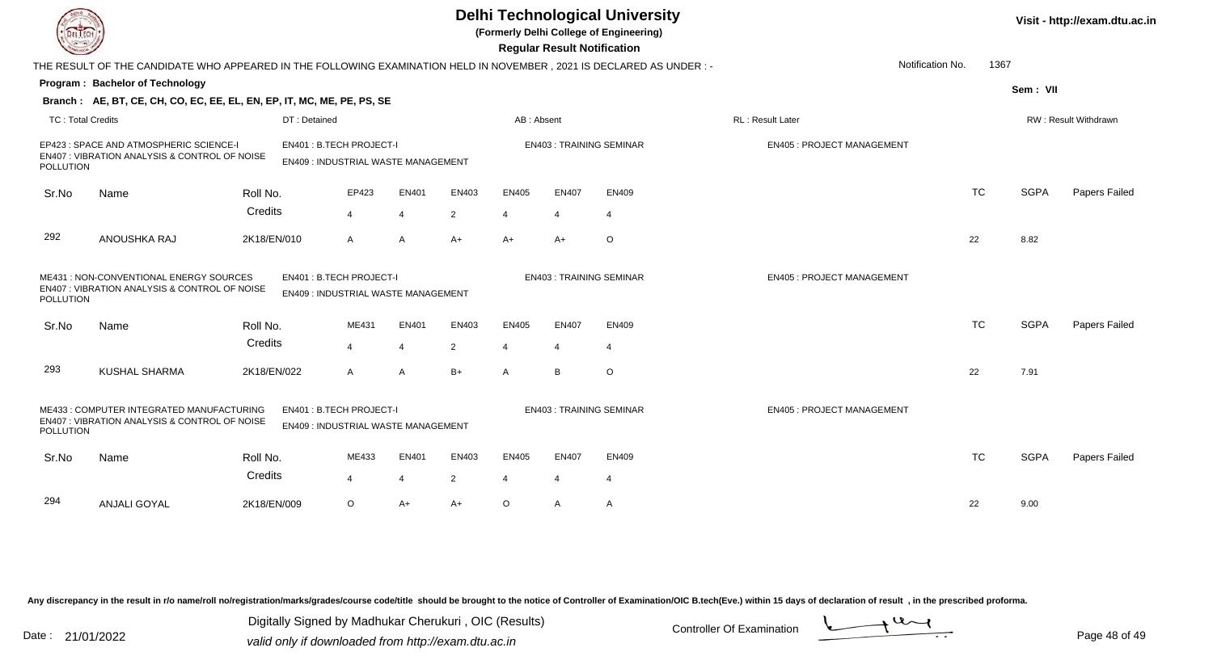# Delhi Technological University

**(Formerly Delhi College of Engineering)**

**Regular Result Notification**

Visit - http://exam.dtu.ac.in

THE RESULT OF THE CANDIDATE WHO APPEARED IN THE FOLLOWING EXAMINATION HELD IN NOVEMBER , 2021 IS DECLARED AS UNDER : -

Notification No. 1367

**Program : Bachelor of Technology**

Sem : VII

**Branch : AE, BT, CE, CH, CO, EC, EE, EL, EN, EP, IT, MC, ME, PE, PS, SE**

TC : Total Credits | DT : Detained | AB : Absent | RL : Result Later | RW : Result Withdrawn

EP423 : SPACE AND ATMOSPHERIC SCIENCE-I
EN401 : B.TECH PROJECT-I
EN403 : TRAINING SEMINAR
EN405 : PROJECT MANAGEMENT
EN407 : VIBRATION ANALYSIS & CONTROL OF NOISE POLLUTION
EN409 : INDUSTRIAL WASTE MANAGEMENT

| Sr.No | Name | Roll No. | EP423 | EN401 | EN403 | EN405 | EN407 | EN409 | TC | SGPA | Papers Failed |
|---|---|---|---|---|---|---|---|---|---|---|---|
| | | Credits | 4 | 4 | 2 | 4 | 4 | 4 | | | |
| 292 | ANOUSHKA RAJ | 2K18/EN/010 | A | A | A+ | A+ | A+ | O | 22 | 8.82 | |

ME431 : NON-CONVENTIONAL ENERGY SOURCES
EN401 : B.TECH PROJECT-I
EN403 : TRAINING SEMINAR
EN405 : PROJECT MANAGEMENT
EN407 : VIBRATION ANALYSIS & CONTROL OF NOISE POLLUTION
EN409 : INDUSTRIAL WASTE MANAGEMENT

| Sr.No | Name | Roll No. | ME431 | EN401 | EN403 | EN405 | EN407 | EN409 | TC | SGPA | Papers Failed |
|---|---|---|---|---|---|---|---|---|---|---|---|
| | | Credits | 4 | 4 | 2 | 4 | 4 | 4 | | | |
| 293 | KUSHAL SHARMA | 2K18/EN/022 | A | A | B+ | A | B | O | 22 | 7.91 | |

ME433 : COMPUTER INTEGRATED MANUFACTURING
EN401 : B.TECH PROJECT-I
EN403 : TRAINING SEMINAR
EN405 : PROJECT MANAGEMENT
EN407 : VIBRATION ANALYSIS & CONTROL OF NOISE POLLUTION
EN409 : INDUSTRIAL WASTE MANAGEMENT

| Sr.No | Name | Roll No. | ME433 | EN401 | EN403 | EN405 | EN407 | EN409 | TC | SGPA | Papers Failed |
|---|---|---|---|---|---|---|---|---|---|---|---|
| | | Credits | 4 | 4 | 2 | 4 | 4 | 4 | | | |
| 294 | ANJALI GOYAL | 2K18/EN/009 | O | A+ | A+ | O | A | A | 22 | 9.00 | |

Any discrepancy in the result in r/o name/roll no/registration/marks/grades/course code/title should be brought to the notice of Controller of Examination/OIC B.tech(Eve.) within 15 days of declaration of result , in the prescribed proforma.

Date : 21/01/2022

Digitally Signed by Madhukar Cherukuri , OIC (Results)
valid only if downloaded from http://exam.dtu.ac.in

Controller Of Examination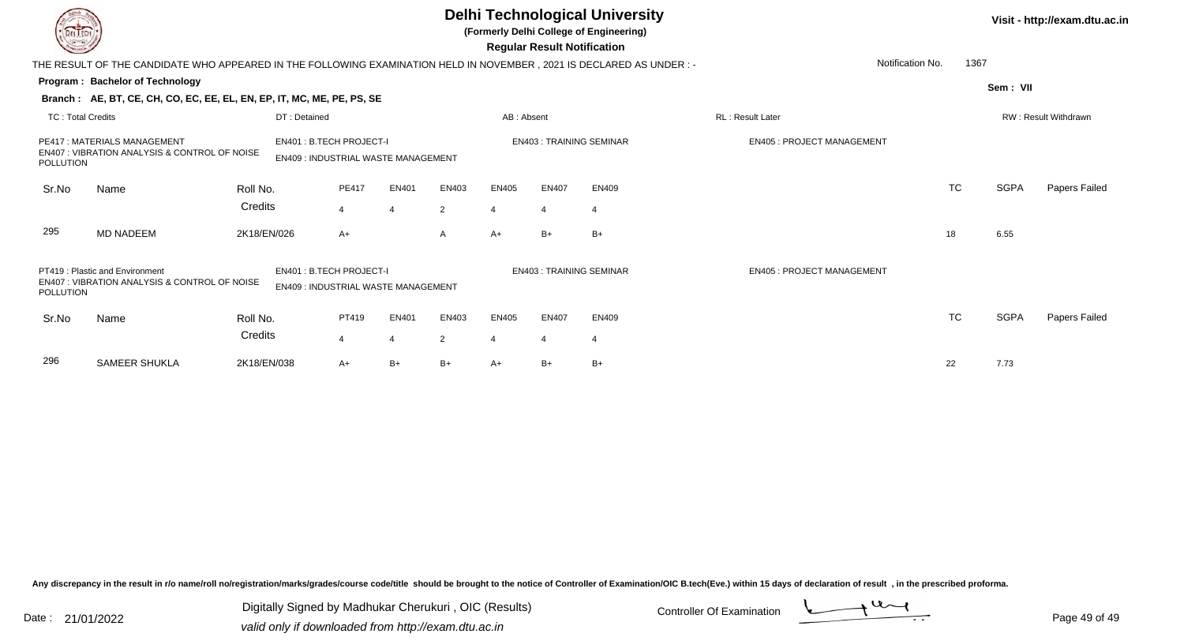# Delhi Technological University

**(Formerly Delhi College of Engineering)**

**Regular Result Notification**

Visit - http://exam.dtu.ac.in

THE RESULT OF THE CANDIDATE WHO APPEARED IN THE FOLLOWING EXAMINATION HELD IN NOVEMBER , 2021 IS DECLARED AS UNDER : -

Notification No. 1367

**Program : Bachelor of Technology**

**Sem : VII**

**Branch : AE, BT, CE, CH, CO, EC, EE, EL, EN, EP, IT, MC, ME, PE, PS, SE**

TC : Total Credits | DT : Detained | AB : Absent | RL : Result Later | RW : Result Withdrawn

PE417 : MATERIALS MANAGEMENT
EN401 : B.TECH PROJECT-I
EN403 : TRAINING SEMINAR
EN405 : PROJECT MANAGEMENT
EN407 : VIBRATION ANALYSIS & CONTROL OF NOISE POLLUTION
EN409 : INDUSTRIAL WASTE MANAGEMENT

| Sr.No | Name | Roll No. | PE417 | EN401 | EN403 | EN405 | EN407 | EN409 | TC | SGPA | Papers Failed |
|---|---|---|---|---|---|---|---|---|---|---|---|
| | | Credits | 4 | 4 | 2 | 4 | 4 | 4 | | | |
| 295 | MD NADEEM | 2K18/EN/026 | A+ | | A | A+ | B+ | B+ | 18 | 6.55 | |

PT419 : Plastic and Environment
EN401 : B.TECH PROJECT-I
EN403 : TRAINING SEMINAR
EN405 : PROJECT MANAGEMENT
EN407 : VIBRATION ANALYSIS & CONTROL OF NOISE POLLUTION
EN409 : INDUSTRIAL WASTE MANAGEMENT

| Sr.No | Name | Roll No. | PT419 | EN401 | EN403 | EN405 | EN407 | EN409 | TC | SGPA | Papers Failed |
|---|---|---|---|---|---|---|---|---|---|---|---|
| | | Credits | 4 | 4 | 2 | 4 | 4 | 4 | | | |
| 296 | SAMEER SHUKLA | 2K18/EN/038 | A+ | B+ | B+ | A+ | B+ | B+ | 22 | 7.73 | |

Any discrepancy in the result in r/o name/roll no/registration/marks/grades/course code/title should be brought to the notice of Controller of Examination/OIC B.tech(Eve.) within 15 days of declaration of result , in the prescribed proforma.

Date : 21/01/2022

Digitally Signed by Madhukar Cherukuri , OIC (Results)
valid only if downloaded from http://exam.dtu.ac.in

Controller Of Examination